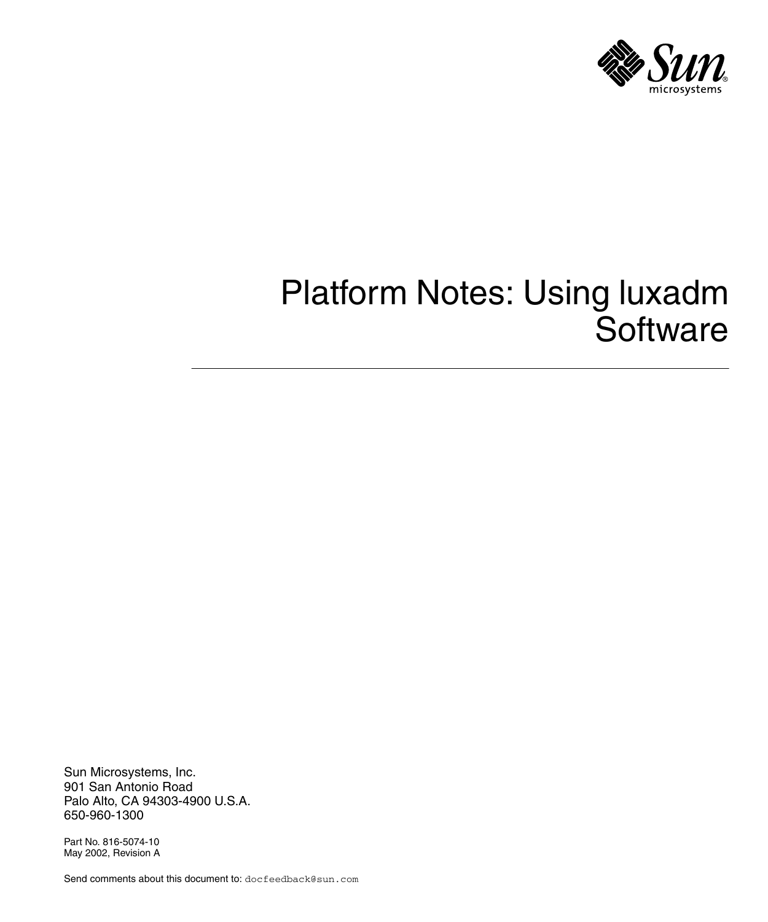# Platform Notes: Using luxadm Software

Sun Microsystems, Inc.
901 San Antonio Road
Palo Alto, CA 94303-4900 U.S.A.
650-960-1300

Part No. 816-5074-10
May 2002, Revision A

Send comments about this document to: docfeedback@sun.com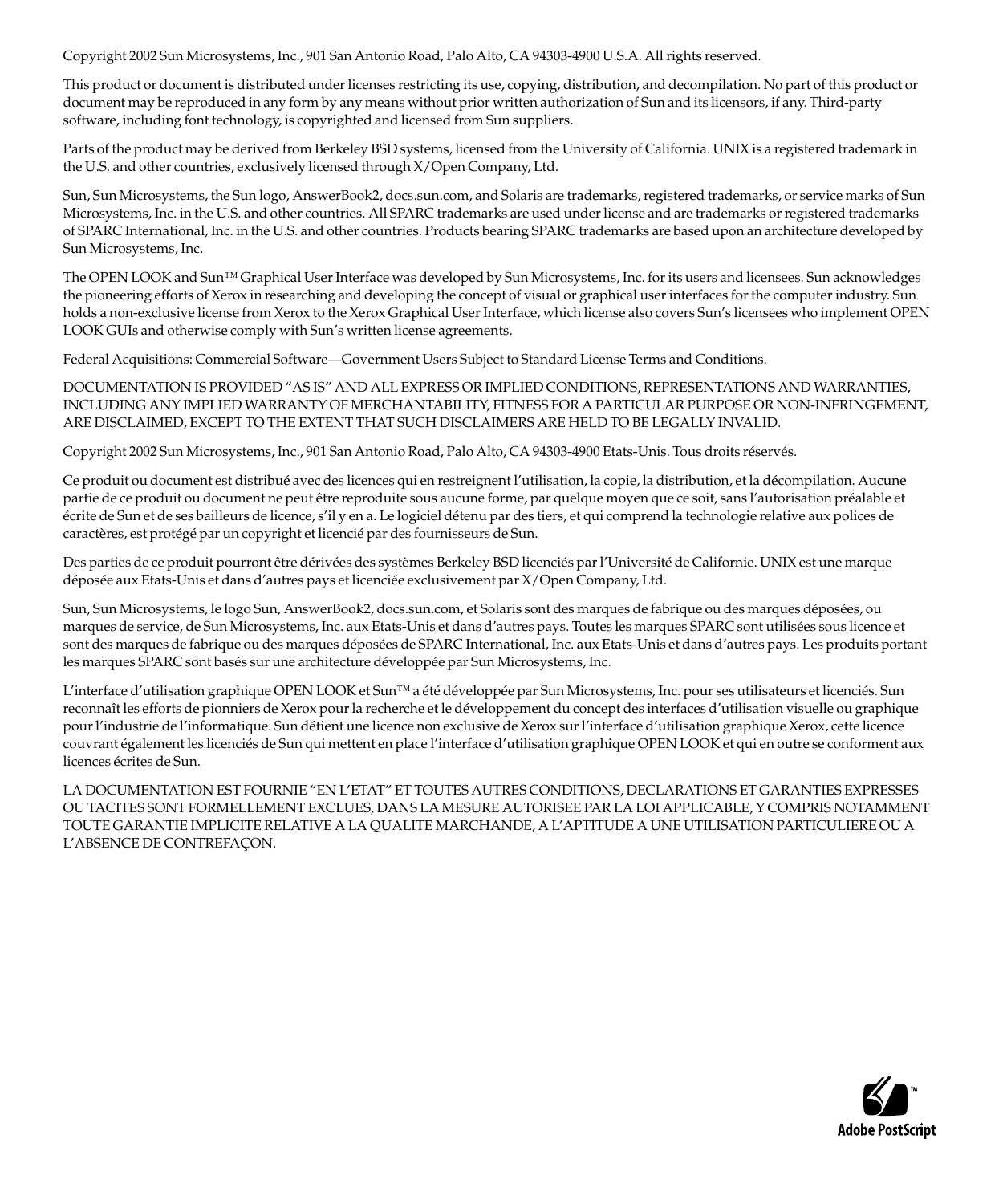Copyright 2002 Sun Microsystems, Inc., 901 San Antonio Road, Palo Alto, CA 94303-4900 U.S.A. All rights reserved.

This product or document is distributed under licenses restricting its use, copying, distribution, and decompilation. No part of this product or document may be reproduced in any form by any means without prior written authorization of Sun and its licensors, if any. Third-party software, including font technology, is copyrighted and licensed from Sun suppliers.

Parts of the product may be derived from Berkeley BSD systems, licensed from the University of California. UNIX is a registered trademark in the U.S. and other countries, exclusively licensed through X/Open Company, Ltd.

Sun, Sun Microsystems, the Sun logo, AnswerBook2, docs.sun.com, and Solaris are trademarks, registered trademarks, or service marks of Sun Microsystems, Inc. in the U.S. and other countries. All SPARC trademarks are used under license and are trademarks or registered trademarks of SPARC International, Inc. in the U.S. and other countries. Products bearing SPARC trademarks are based upon an architecture developed by Sun Microsystems, Inc.

The OPEN LOOK and Sun™ Graphical User Interface was developed by Sun Microsystems, Inc. for its users and licensees. Sun acknowledges the pioneering efforts of Xerox in researching and developing the concept of visual or graphical user interfaces for the computer industry. Sun holds a non-exclusive license from Xerox to the Xerox Graphical User Interface, which license also covers Sun's licensees who implement OPEN LOOK GUIs and otherwise comply with Sun's written license agreements.

Federal Acquisitions: Commercial Software—Government Users Subject to Standard License Terms and Conditions.

DOCUMENTATION IS PROVIDED "AS IS" AND ALL EXPRESS OR IMPLIED CONDITIONS, REPRESENTATIONS AND WARRANTIES, INCLUDING ANY IMPLIED WARRANTY OF MERCHANTABILITY, FITNESS FOR A PARTICULAR PURPOSE OR NON-INFRINGEMENT, ARE DISCLAIMED, EXCEPT TO THE EXTENT THAT SUCH DISCLAIMERS ARE HELD TO BE LEGALLY INVALID.

Copyright 2002 Sun Microsystems, Inc., 901 San Antonio Road, Palo Alto, CA 94303-4900 Etats-Unis. Tous droits réservés.

Ce produit ou document est distribué avec des licences qui en restreignent l'utilisation, la copie, la distribution, et la décompilation. Aucune partie de ce produit ou document ne peut être reproduite sous aucune forme, par quelque moyen que ce soit, sans l'autorisation préalable et écrite de Sun et de ses bailleurs de licence, s'il y en a. Le logiciel détenu par des tiers, et qui comprend la technologie relative aux polices de caractères, est protégé par un copyright et licencié par des fournisseurs de Sun.

Des parties de ce produit pourront être dérivées des systèmes Berkeley BSD licenciés par l'Université de Californie. UNIX est une marque déposée aux Etats-Unis et dans d'autres pays et licenciée exclusivement par X/Open Company, Ltd.

Sun, Sun Microsystems, le logo Sun, AnswerBook2, docs.sun.com, et Solaris sont des marques de fabrique ou des marques déposées, ou marques de service, de Sun Microsystems, Inc. aux Etats-Unis et dans d'autres pays. Toutes les marques SPARC sont utilisées sous licence et sont des marques de fabrique ou des marques déposées de SPARC International, Inc. aux Etats-Unis et dans d'autres pays. Les produits portant les marques SPARC sont basés sur une architecture développée par Sun Microsystems, Inc.

L'interface d'utilisation graphique OPEN LOOK et Sun™ a été développée par Sun Microsystems, Inc. pour ses utilisateurs et licenciés. Sun reconnaît les efforts de pionniers de Xerox pour la recherche et le développement du concept des interfaces d'utilisation visuelle ou graphique pour l'industrie de l'informatique. Sun détient une licence non exclusive de Xerox sur l'interface d'utilisation graphique Xerox, cette licence couvrant également les licenciés de Sun qui mettent en place l'interface d'utilisation graphique OPEN LOOK et qui en outre se conforment aux licences écrites de Sun.

LA DOCUMENTATION EST FOURNIE "EN L'ETAT" ET TOUTES AUTRES CONDITIONS, DECLARATIONS ET GARANTIES EXPRESSES OU TACITES SONT FORMELLEMENT EXCLUES, DANS LA MESURE AUTORISEE PAR LA LOI APPLICABLE, Y COMPRIS NOTAMMENT TOUTE GARANTIE IMPLICITE RELATIVE A LA QUALITE MARCHANDE, A L'APTITUDE A UNE UTILISATION PARTICULIERE OU A L'ABSENCE DE CONTREFAÇON.

Adobe PostScript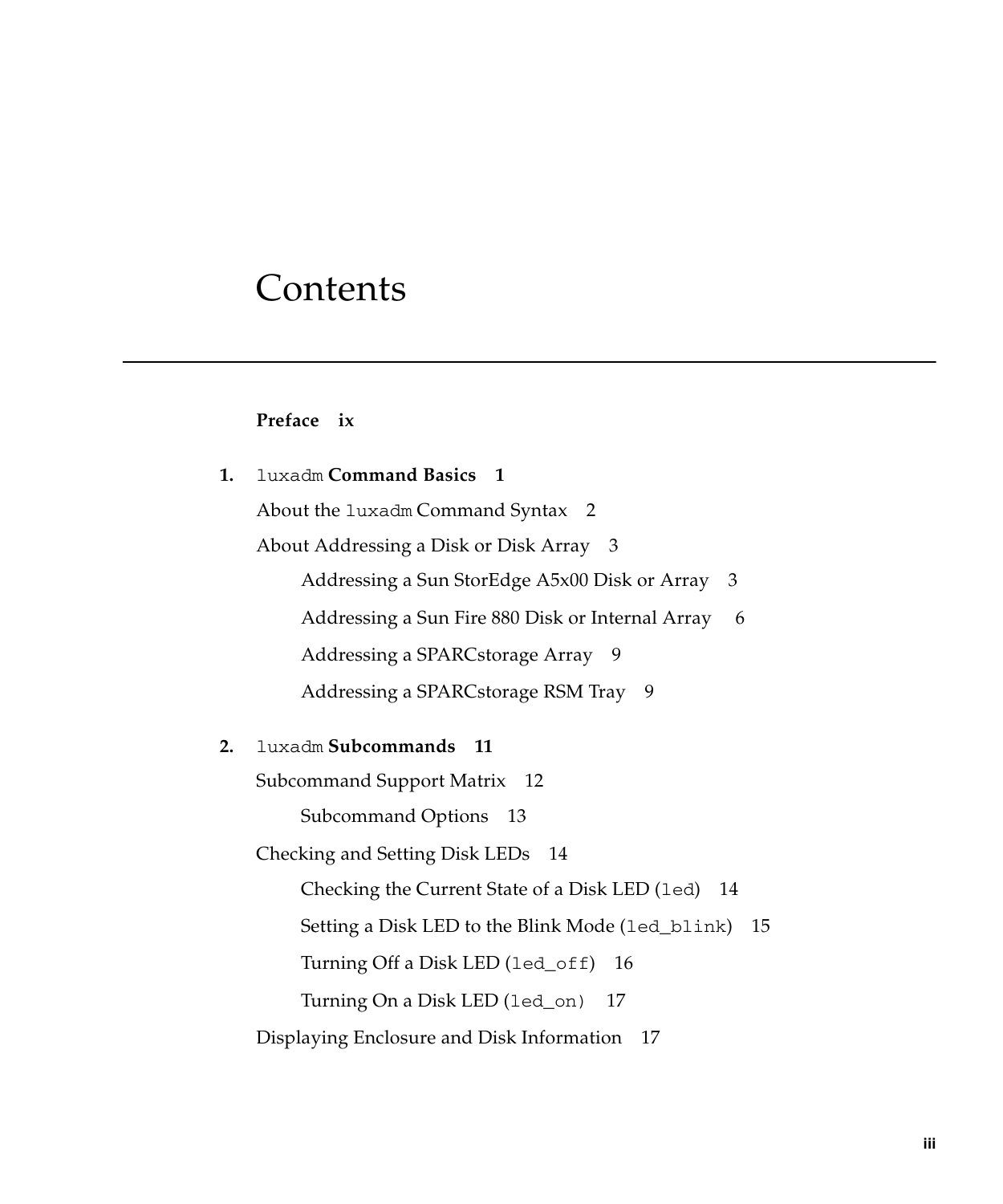# Contents

**Preface ix**

**1. `luxadm` Command Basics 1**

About the `luxadm` Command Syntax 2

About Addressing a Disk or Disk Array 3

- Addressing a Sun StorEdge A5x00 Disk or Array 3
- Addressing a Sun Fire 880 Disk or Internal Array 6
- Addressing a SPARCstorage Array 9
- Addressing a SPARCstorage RSM Tray 9

**2. `luxadm` Subcommands 11**

Subcommand Support Matrix 12

- Subcommand Options 13

Checking and Setting Disk LEDs 14

- Checking the Current State of a Disk LED (`led`) 14
- Setting a Disk LED to the Blink Mode (`led_blink`) 15
- Turning Off a Disk LED (`led_off`) 16
- Turning On a Disk LED (`led_on`) 17

Displaying Enclosure and Disk Information 17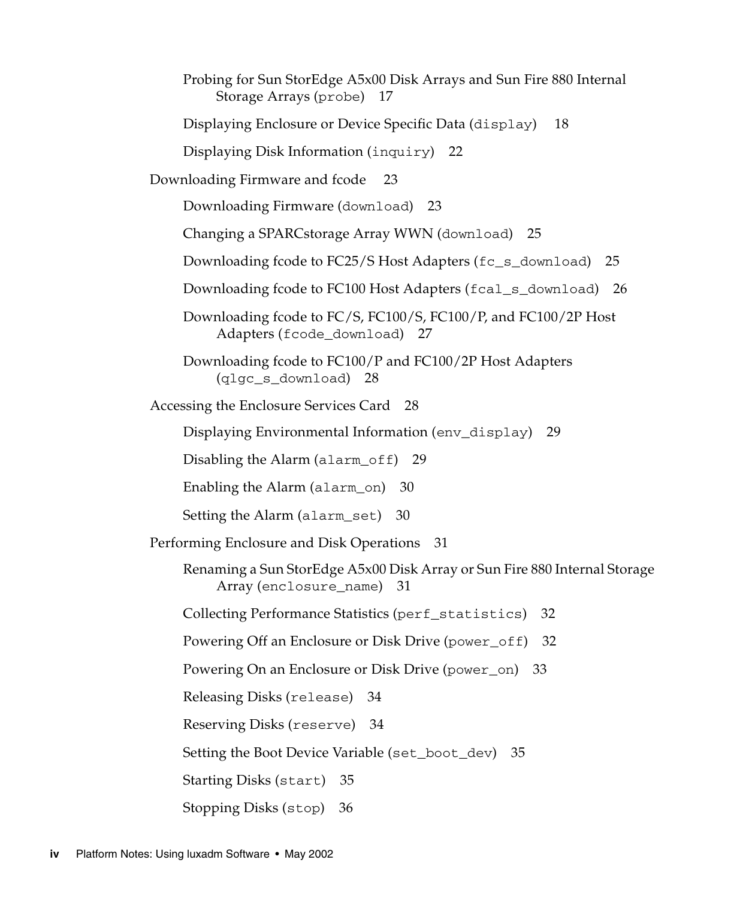- Probing for Sun StorEdge A5x00 Disk Arrays and Sun Fire 880 Internal Storage Arrays (`probe`) 17
- Displaying Enclosure or Device Specific Data (`display`) 18
- Displaying Disk Information (`inquiry`) 22

Downloading Firmware and fcode 23

- Downloading Firmware (`download`) 23
- Changing a SPARCstorage Array WWN (`download`) 25
- Downloading fcode to FC25/S Host Adapters (`fc_s_download`) 25
- Downloading fcode to FC100 Host Adapters (`fcal_s_download`) 26
- Downloading fcode to FC/S, FC100/S, FC100/P, and FC100/2P Host Adapters (`fcode_download`) 27
- Downloading fcode to FC100/P and FC100/2P Host Adapters (`qlgc_s_download`) 28

Accessing the Enclosure Services Card 28

- Displaying Environmental Information (`env_display`) 29
- Disabling the Alarm (`alarm_off`) 29
- Enabling the Alarm (`alarm_on`) 30
- Setting the Alarm (`alarm_set`) 30

Performing Enclosure and Disk Operations 31

- Renaming a Sun StorEdge A5x00 Disk Array or Sun Fire 880 Internal Storage Array (`enclosure_name`) 31
- Collecting Performance Statistics (`perf_statistics`) 32
- Powering Off an Enclosure or Disk Drive (`power_off`) 32
- Powering On an Enclosure or Disk Drive (`power_on`) 33
- Releasing Disks (`release`) 34
- Reserving Disks (`reserve`) 34
- Setting the Boot Device Variable (`set_boot_dev`) 35
- Starting Disks (`start`) 35
- Stopping Disks (`stop`) 36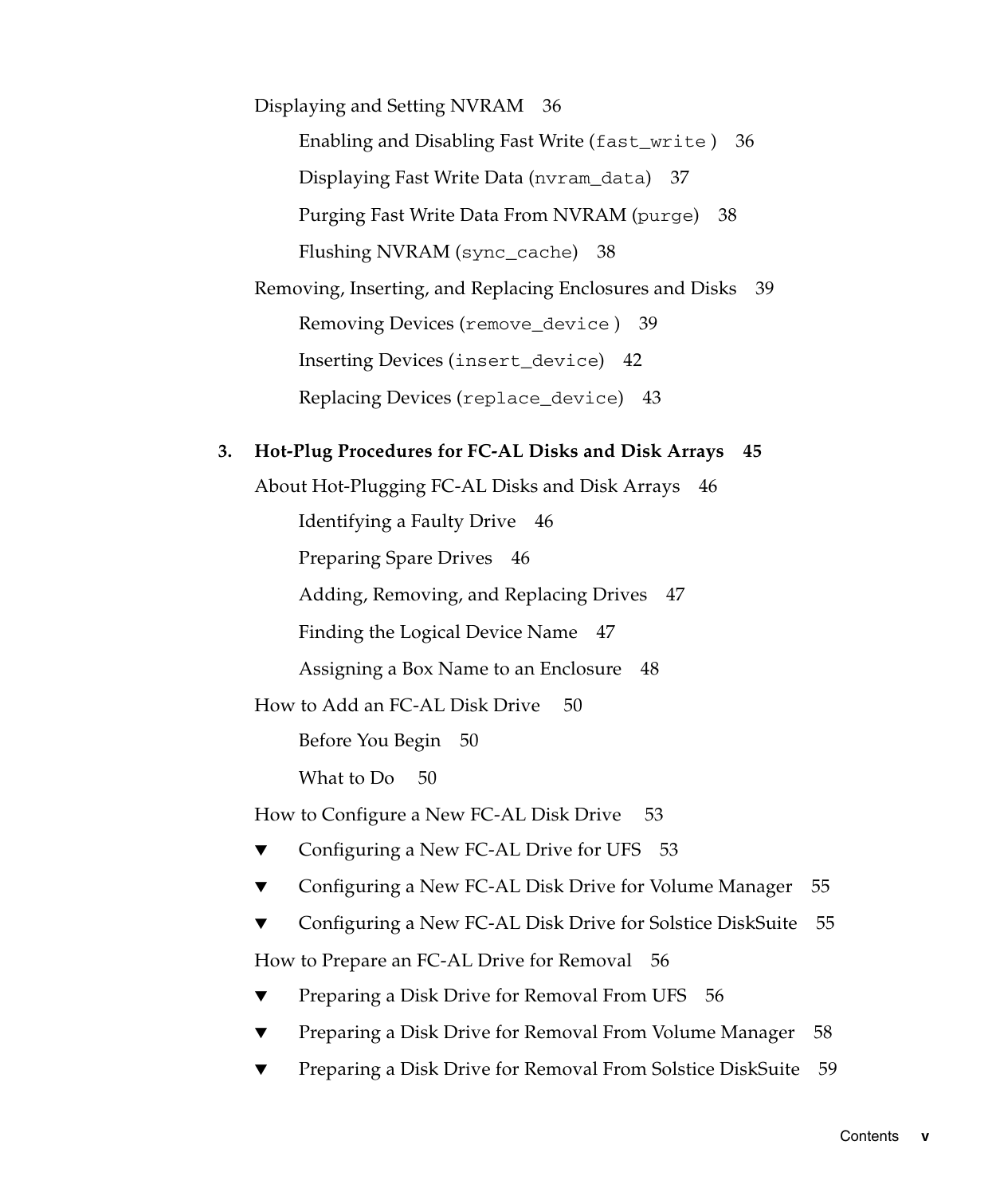Displaying and Setting NVRAM 36

- Enabling and Disabling Fast Write (`fast_write`) 36
- Displaying Fast Write Data (`nvram_data`) 37
- Purging Fast Write Data From NVRAM (`purge`) 38
- Flushing NVRAM (`sync_cache`) 38

Removing, Inserting, and Replacing Enclosures and Disks 39

- Removing Devices (`remove_device`) 39
- Inserting Devices (`insert_device`) 42
- Replacing Devices (`replace_device`) 43

**3. Hot-Plug Procedures for FC-AL Disks and Disk Arrays 45**

About Hot-Plugging FC-AL Disks and Disk Arrays 46

- Identifying a Faulty Drive 46
- Preparing Spare Drives 46
- Adding, Removing, and Replacing Drives 47
- Finding the Logical Device Name 47
- Assigning a Box Name to an Enclosure 48

How to Add an FC-AL Disk Drive 50

- Before You Begin 50
- What to Do 50

How to Configure a New FC-AL Disk Drive 53

- ▼ Configuring a New FC-AL Drive for UFS 53
- ▼ Configuring a New FC-AL Disk Drive for Volume Manager 55
- ▼ Configuring a New FC-AL Disk Drive for Solstice DiskSuite 55

How to Prepare an FC-AL Drive for Removal 56

- ▼ Preparing a Disk Drive for Removal From UFS 56
- ▼ Preparing a Disk Drive for Removal From Volume Manager 58
- ▼ Preparing a Disk Drive for Removal From Solstice DiskSuite 59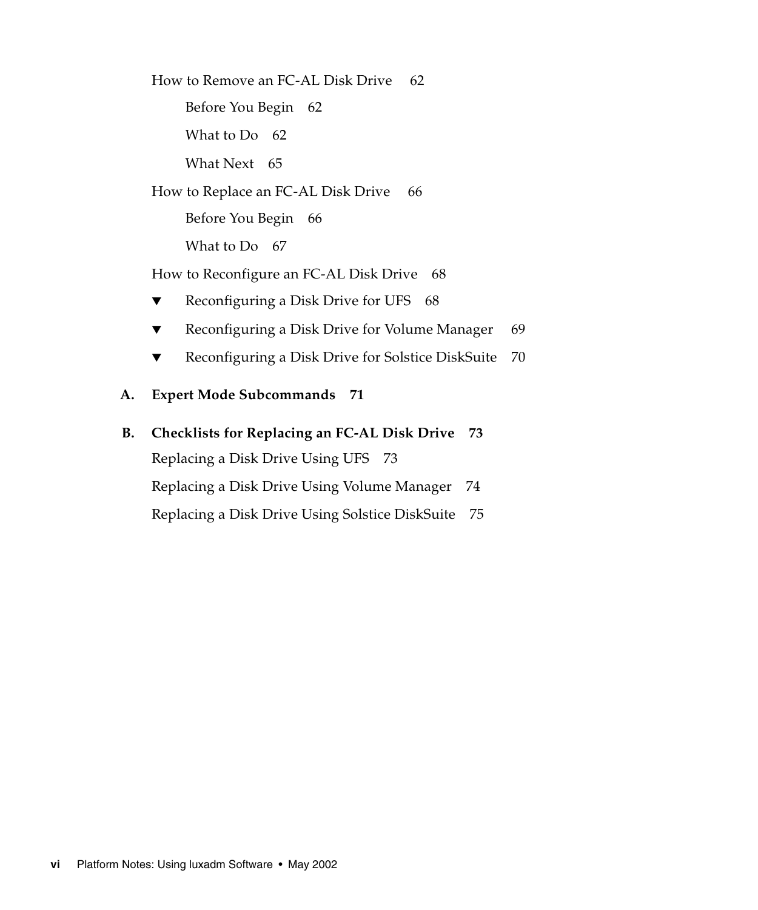How to Remove an FC-AL Disk Drive 62

Before You Begin 62

What to Do 62

What Next 65

How to Replace an FC-AL Disk Drive 66

Before You Begin 66

What to Do 67

How to Reconfigure an FC-AL Disk Drive 68

▼ Reconfiguring a Disk Drive for UFS 68

▼ Reconfiguring a Disk Drive for Volume Manager 69

▼ Reconfiguring a Disk Drive for Solstice DiskSuite 70

**A. Expert Mode Subcommands 71**

**B. Checklists for Replacing an FC-AL Disk Drive 73**

Replacing a Disk Drive Using UFS 73

Replacing a Disk Drive Using Volume Manager 74

Replacing a Disk Drive Using Solstice DiskSuite 75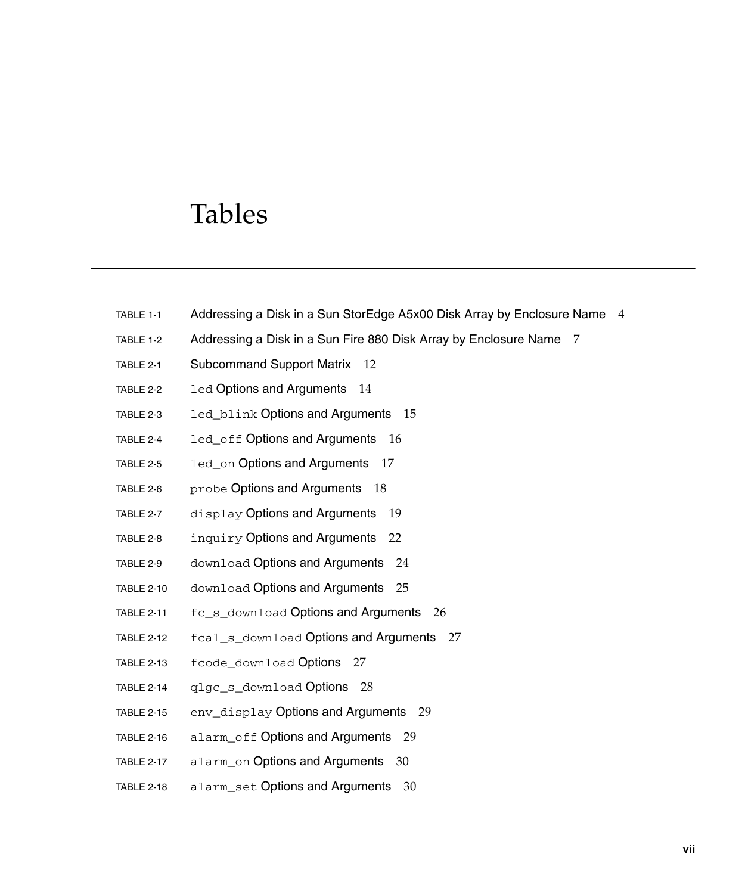# Tables

TABLE 1-1 Addressing a Disk in a Sun StorEdge A5x00 Disk Array by Enclosure Name 4

TABLE 1-2 Addressing a Disk in a Sun Fire 880 Disk Array by Enclosure Name 7

TABLE 2-1 Subcommand Support Matrix 12

TABLE 2-2 `led` Options and Arguments 14

TABLE 2-3 `led_blink` Options and Arguments 15

TABLE 2-4 `led_off` Options and Arguments 16

TABLE 2-5 `led_on` Options and Arguments 17

TABLE 2-6 `probe` Options and Arguments 18

TABLE 2-7 `display` Options and Arguments 19

TABLE 2-8 `inquiry` Options and Arguments 22

TABLE 2-9 `download` Options and Arguments 24

TABLE 2-10 `download` Options and Arguments 25

TABLE 2-11 `fc_s_download` Options and Arguments 26

TABLE 2-12 `fcal_s_download` Options and Arguments 27

TABLE 2-13 `fcode_download` Options 27

TABLE 2-14 `qlgc_s_download` Options 28

TABLE 2-15 `env_display` Options and Arguments 29

TABLE 2-16 `alarm_off` Options and Arguments 29

TABLE 2-17 `alarm_on` Options and Arguments 30

TABLE 2-18 `alarm_set` Options and Arguments 30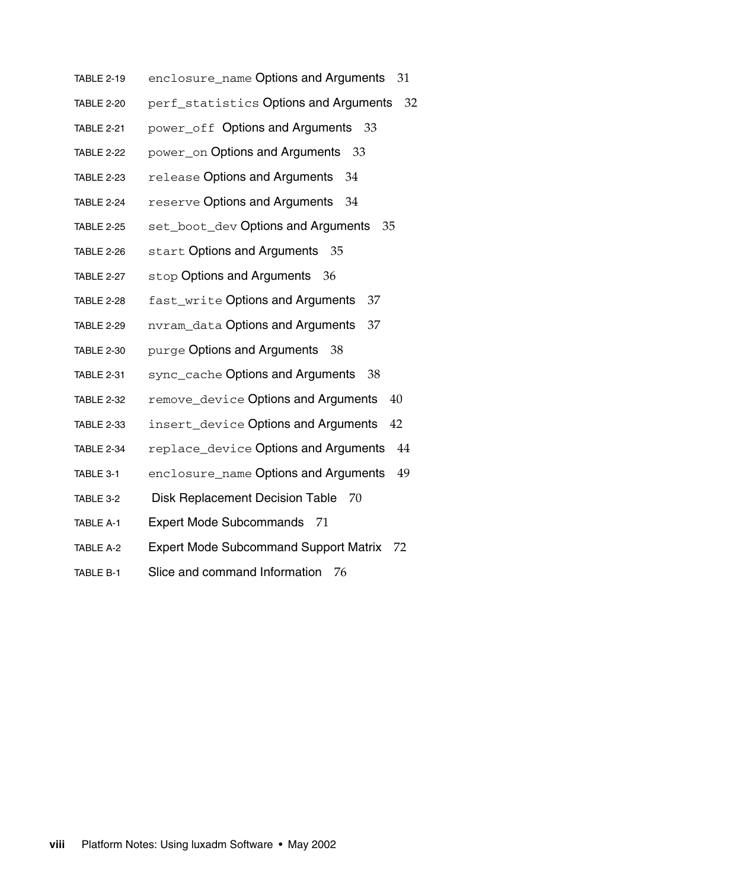TABLE 2-19 enclosure_name Options and Arguments 31

TABLE 2-20 perf_statistics Options and Arguments 32

TABLE 2-21 power_off Options and Arguments 33

TABLE 2-22 power_on Options and Arguments 33

TABLE 2-23 release Options and Arguments 34

TABLE 2-24 reserve Options and Arguments 34

TABLE 2-25 set_boot_dev Options and Arguments 35

TABLE 2-26 start Options and Arguments 35

TABLE 2-27 stop Options and Arguments 36

TABLE 2-28 fast_write Options and Arguments 37

TABLE 2-29 nvram_data Options and Arguments 37

TABLE 2-30 purge Options and Arguments 38

TABLE 2-31 sync_cache Options and Arguments 38

TABLE 2-32 remove_device Options and Arguments 40

TABLE 2-33 insert_device Options and Arguments 42

TABLE 2-34 replace_device Options and Arguments 44

TABLE 3-1 enclosure_name Options and Arguments 49

TABLE 3-2 Disk Replacement Decision Table 70

TABLE A-1 Expert Mode Subcommands 71

TABLE A-2 Expert Mode Subcommand Support Matrix 72

TABLE B-1 Slice and command Information 76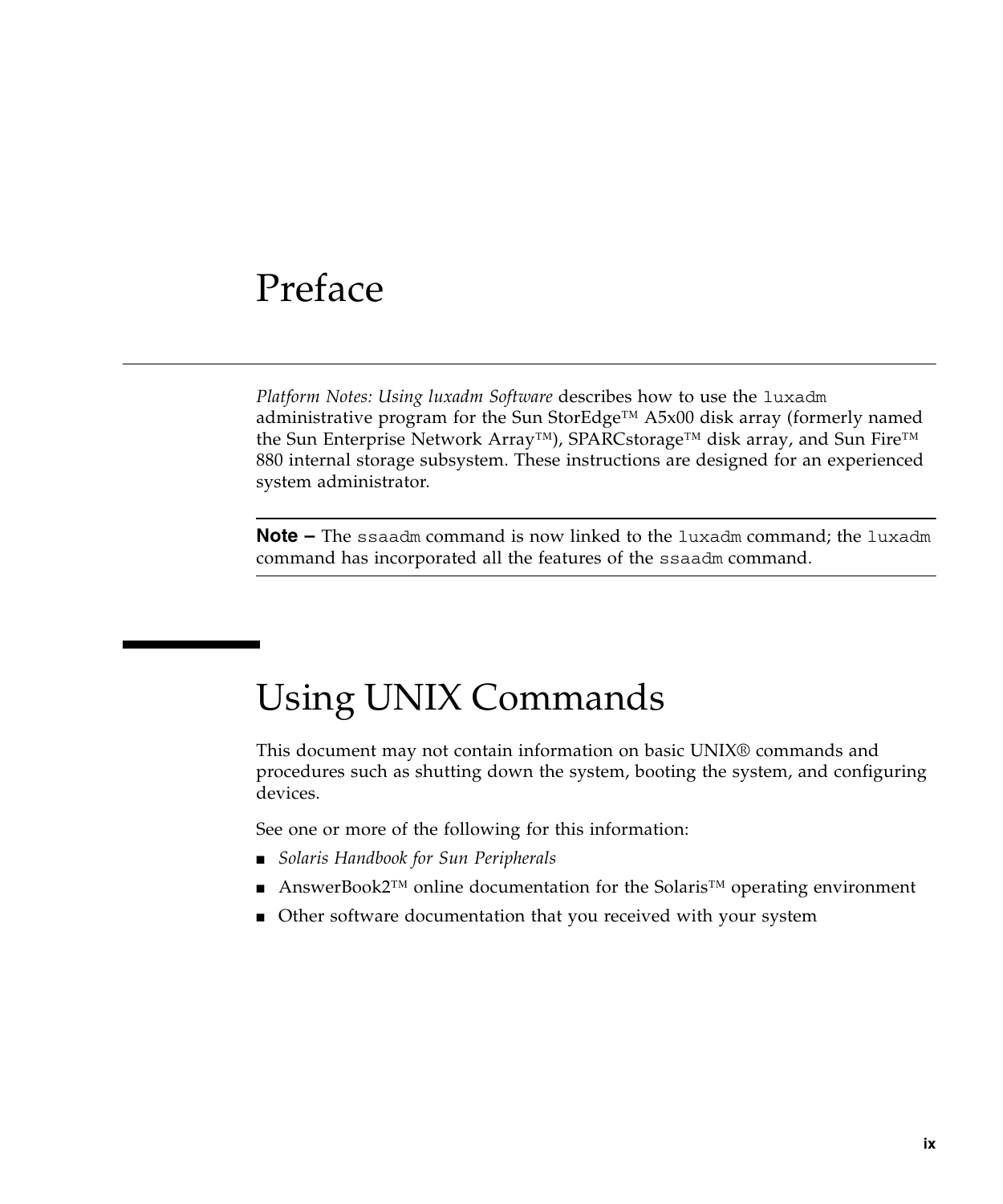# Preface

*Platform Notes: Using luxadm Software* describes how to use the `luxadm` administrative program for the Sun StorEdge™ A5x00 disk array (formerly named the Sun Enterprise Network Array™), SPARCstorage™ disk array, and Sun Fire™ 880 internal storage subsystem. These instructions are designed for an experienced system administrator.

---

**Note –** The `ssaadm` command is now linked to the `luxadm` command; the `luxadm` command has incorporated all the features of the `ssaadm` command.

---

## Using UNIX Commands

This document may not contain information on basic UNIX® commands and procedures such as shutting down the system, booting the system, and configuring devices.

See one or more of the following for this information:

- *Solaris Handbook for Sun Peripherals*
- AnswerBook2™ online documentation for the Solaris™ operating environment
- Other software documentation that you received with your system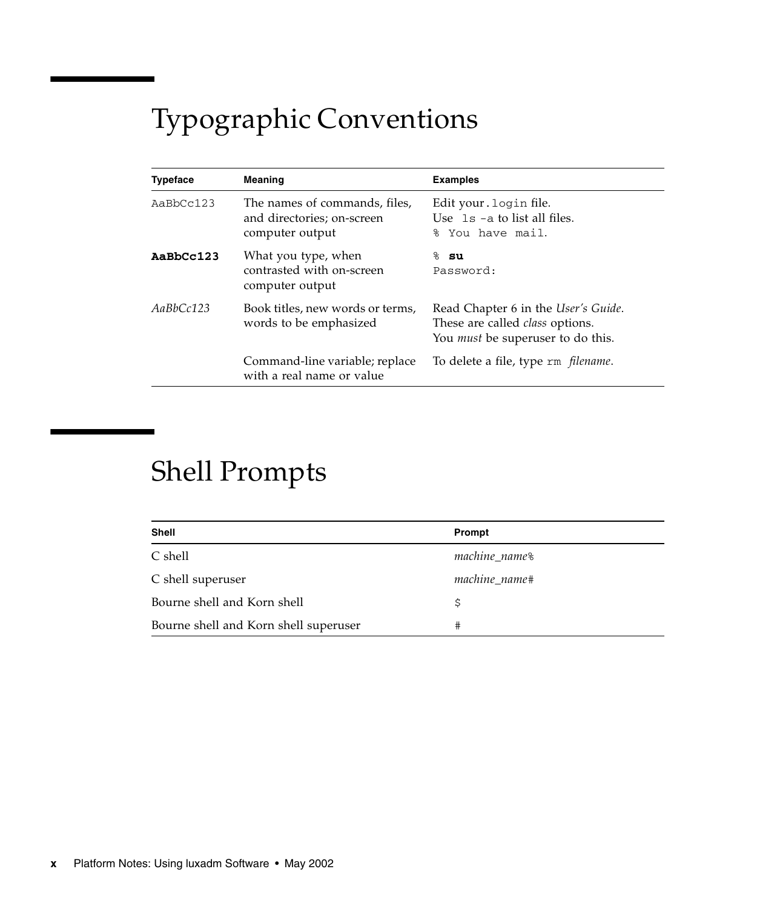# Typographic Conventions

| Typeface | Meaning | Examples |
| --- | --- | --- |
| `AaBbCc123` | The names of commands, files, and directories; on-screen computer output | Edit your `.login` file.<br>Use `ls -a` to list all files.<br>`% You have mail.` |
| **`AaBbCc123`** | What you type, when contrasted with on-screen computer output | `%` **`su`**<br>`Password:` |
| *AaBbCc123* | Book titles, new words or terms, words to be emphasized | Read Chapter 6 in the *User's Guide*.<br>These are called *class* options.<br>You *must* be superuser to do this. |
| | Command-line variable; replace with a real name or value | To delete a file, type `rm` *filename*. |

# Shell Prompts

| Shell | Prompt |
| --- | --- |
| C shell | *machine_name*`%` |
| C shell superuser | *machine_name*`#` |
| Bourne shell and Korn shell | `$` |
| Bourne shell and Korn shell superuser | `#` |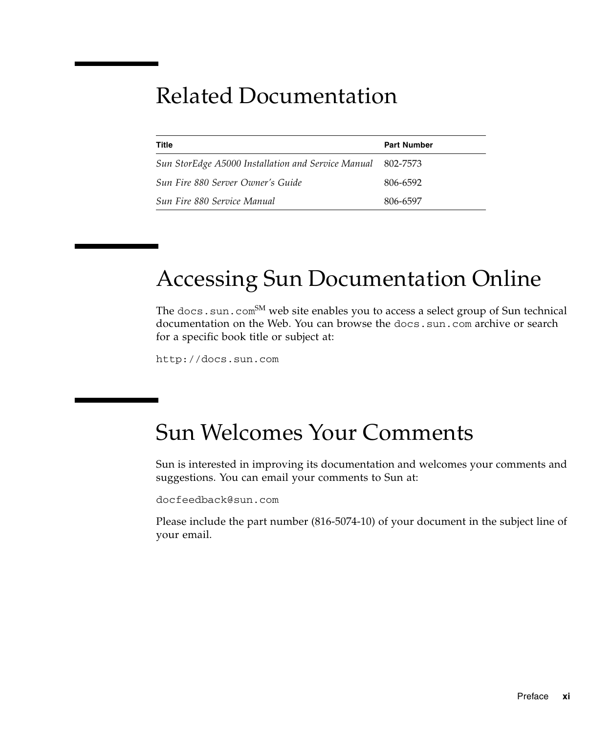# Related Documentation

| Title | Part Number |
| --- | --- |
| *Sun StorEdge A5000 Installation and Service Manual* | 802-7573 |
| *Sun Fire 880 Server Owner's Guide* | 806-6592 |
| *Sun Fire 880 Service Manual* | 806-6597 |

# Accessing Sun Documentation Online

The `docs.sun.com`SM web site enables you to access a select group of Sun technical documentation on the Web. You can browse the `docs.sun.com` archive or search for a specific book title or subject at:

`http://docs.sun.com`

# Sun Welcomes Your Comments

Sun is interested in improving its documentation and welcomes your comments and suggestions. You can email your comments to Sun at:

`docfeedback@sun.com`

Please include the part number (816-5074-10) of your document in the subject line of your email.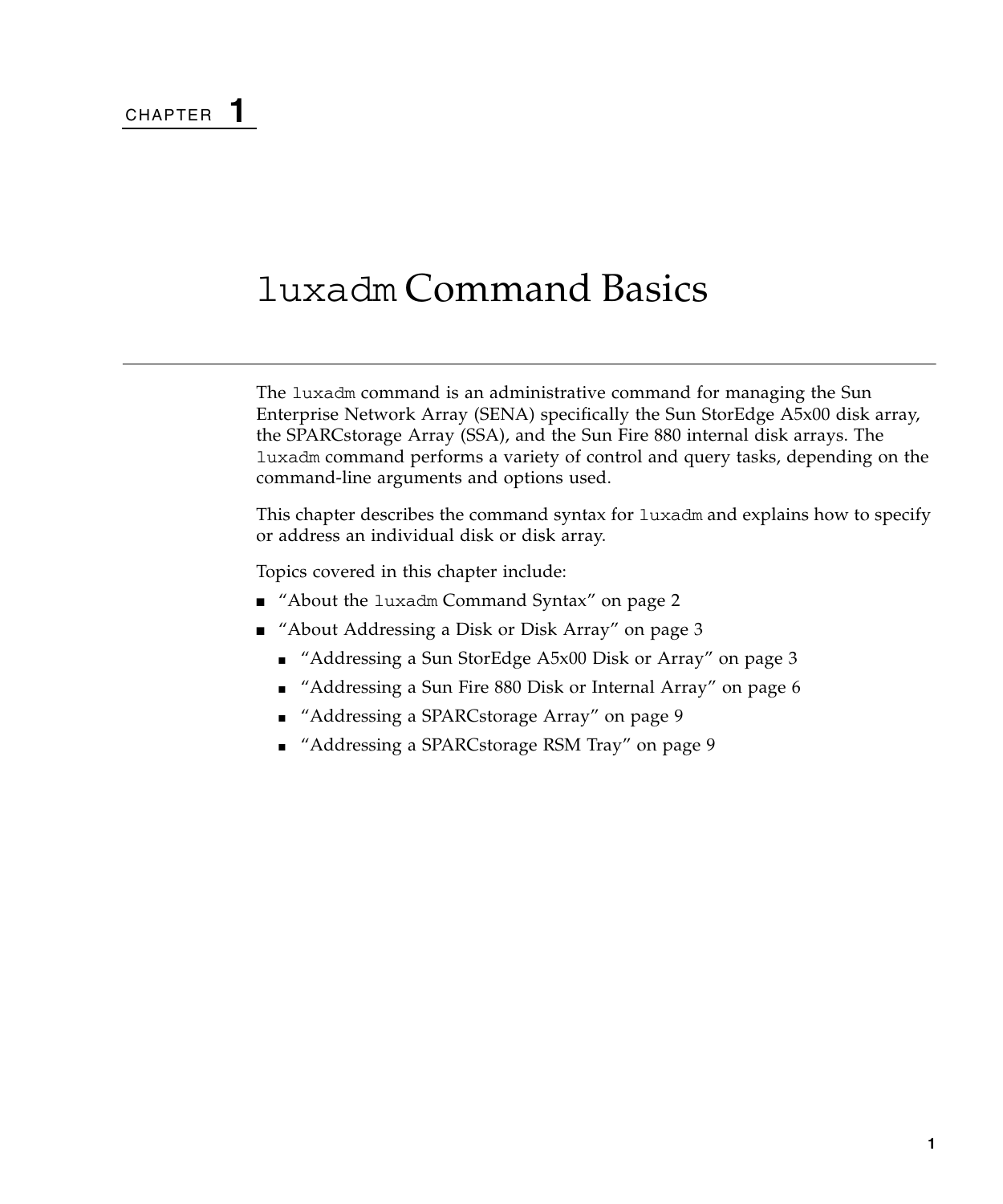CHAPTER 1

# luxadm Command Basics

The luxadm command is an administrative command for managing the Sun Enterprise Network Array (SENA) specifically the Sun StorEdge A5x00 disk array, the SPARCstorage Array (SSA), and the Sun Fire 880 internal disk arrays. The luxadm command performs a variety of control and query tasks, depending on the command-line arguments and options used.

This chapter describes the command syntax for luxadm and explains how to specify or address an individual disk or disk array.

Topics covered in this chapter include:

- "About the luxadm Command Syntax" on page 2
- "About Addressing a Disk or Disk Array" on page 3
  - "Addressing a Sun StorEdge A5x00 Disk or Array" on page 3
  - "Addressing a Sun Fire 880 Disk or Internal Array" on page 6
  - "Addressing a SPARCstorage Array" on page 9
  - "Addressing a SPARCstorage RSM Tray" on page 9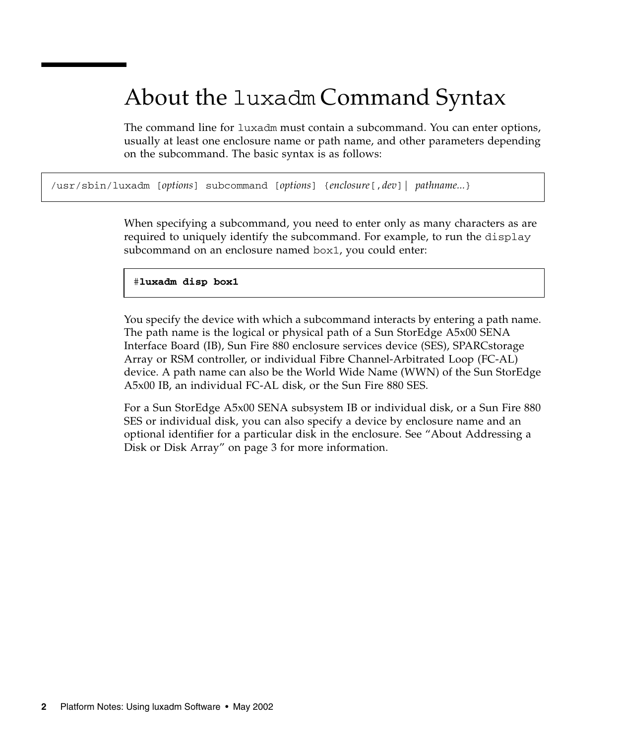# About the luxadm Command Syntax

The command line for `luxadm` must contain a subcommand. You can enter options, usually at least one enclosure name or path name, and other parameters depending on the subcommand. The basic syntax is as follows:

```
/usr/sbin/luxadm [options] subcommand [options] {enclosure[,dev]| pathname...}
```

When specifying a subcommand, you need to enter only as many characters as are required to uniquely identify the subcommand. For example, to run the `display` subcommand on an enclosure named `box1`, you could enter:

```
#luxadm disp box1
```

You specify the device with which a subcommand interacts by entering a path name. The path name is the logical or physical path of a Sun StorEdge A5x00 SENA Interface Board (IB), Sun Fire 880 enclosure services device (SES), SPARCstorage Array or RSM controller, or individual Fibre Channel-Arbitrated Loop (FC-AL) device. A path name can also be the World Wide Name (WWN) of the Sun StorEdge A5x00 IB, an individual FC-AL disk, or the Sun Fire 880 SES.

For a Sun StorEdge A5x00 SENA subsystem IB or individual disk, or a Sun Fire 880 SES or individual disk, you can also specify a device by enclosure name and an optional identifier for a particular disk in the enclosure. See "About Addressing a Disk or Disk Array" on page 3 for more information.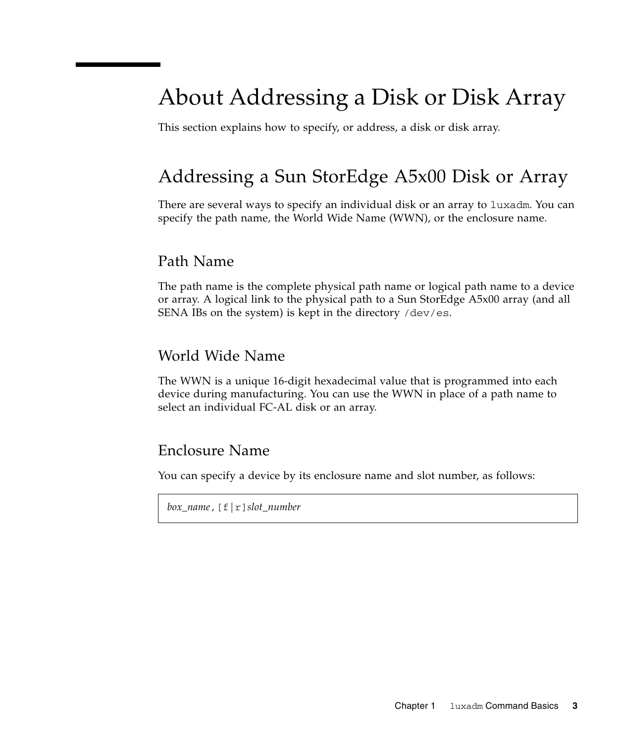# About Addressing a Disk or Disk Array

This section explains how to specify, or address, a disk or disk array.

## Addressing a Sun StorEdge A5x00 Disk or Array

There are several ways to specify an individual disk or an array to `luxadm`. You can specify the path name, the World Wide Name (WWN), or the enclosure name.

### Path Name

The path name is the complete physical path name or logical path name to a device or array. A logical link to the physical path to a Sun StorEdge A5x00 array (and all SENA IBs on the system) is kept in the directory `/dev/es`.

### World Wide Name

The WWN is a unique 16-digit hexadecimal value that is programmed into each device during manufacturing. You can use the WWN in place of a path name to select an individual FC-AL disk or an array.

### Enclosure Name

You can specify a device by its enclosure name and slot number, as follows:

```
box_name,[f|r]slot_number
```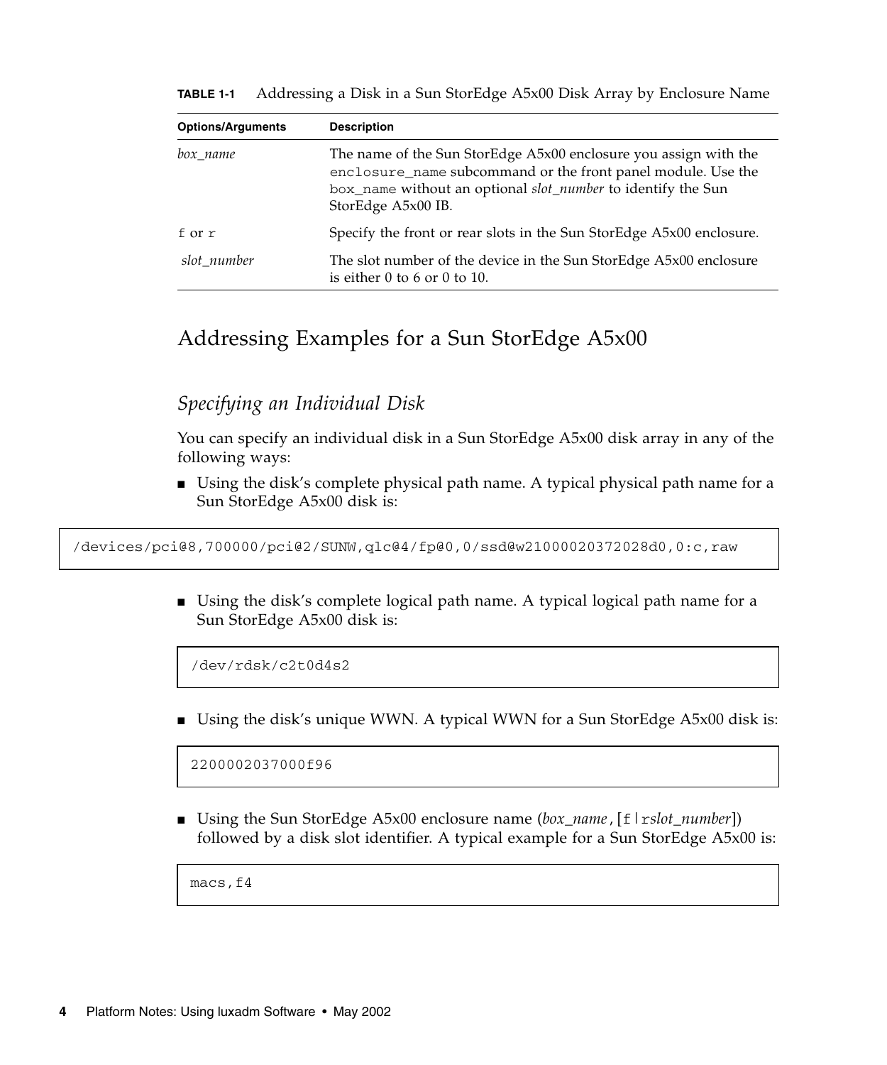**TABLE 1-1** Addressing a Disk in a Sun StorEdge A5x00 Disk Array by Enclosure Name

| Options/Arguments | Description |
|---|---|
| *box_name* | The name of the Sun StorEdge A5x00 enclosure you assign with the `enclosure_name` subcommand or the front panel module. Use the `box_name` without an optional *slot_number* to identify the Sun StorEdge A5x00 IB. |
| `f` or `r` | Specify the front or rear slots in the Sun StorEdge A5x00 enclosure. |
| *slot_number* | The slot number of the device in the Sun StorEdge A5x00 enclosure is either 0 to 6 or 0 to 10. |

## Addressing Examples for a Sun StorEdge A5x00

### *Specifying an Individual Disk*

You can specify an individual disk in a Sun StorEdge A5x00 disk array in any of the following ways:

- Using the disk's complete physical path name. A typical physical path name for a Sun StorEdge A5x00 disk is:

```
/devices/pci@8,700000/pci@2/SUNW,qlc@4/fp@0,0/ssd@w21000020372028d0,0:c,raw
```

- Using the disk's complete logical path name. A typical logical path name for a Sun StorEdge A5x00 disk is:

```
/dev/rdsk/c2t0d4s2
```

- Using the disk's unique WWN. A typical WWN for a Sun StorEdge A5x00 disk is:

```
2200002037000f96
```

- Using the Sun StorEdge A5x00 enclosure name (*box_name*`,`[`f`|`r`*slot_number*]) followed by a disk slot identifier. A typical example for a Sun StorEdge A5x00 is:

```
macs,f4
```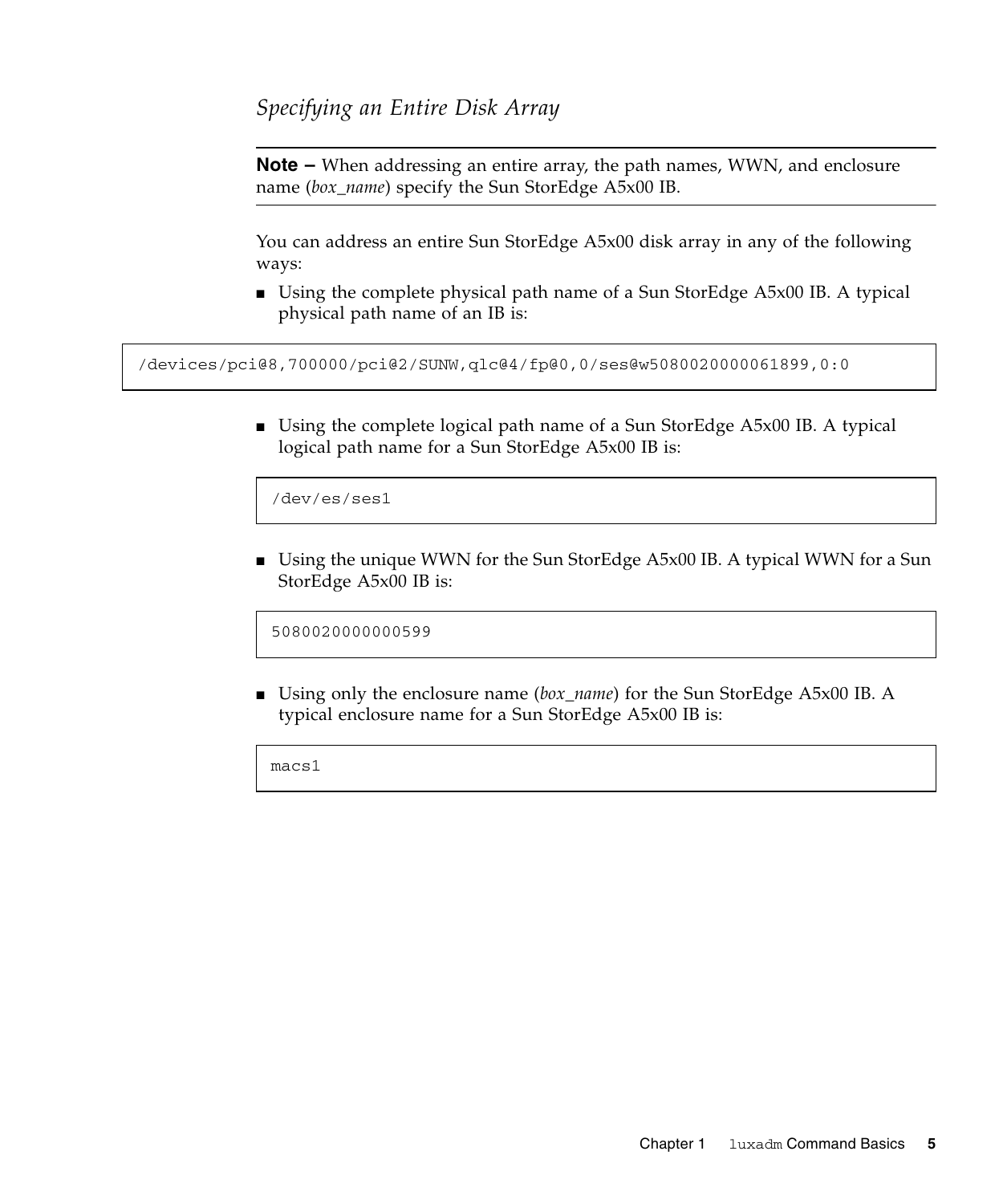### *Specifying an Entire Disk Array*

---

**Note –** When addressing an entire array, the path names, WWN, and enclosure name (*box_name*) specify the Sun StorEdge A5x00 IB.

---

You can address an entire Sun StorEdge A5x00 disk array in any of the following ways:

- Using the complete physical path name of a Sun StorEdge A5x00 IB. A typical physical path name of an IB is:

```
/devices/pci@8,700000/pci@2/SUNW,qlc@4/fp@0,0/ses@w5080020000061899,0:0
```

- Using the complete logical path name of a Sun StorEdge A5x00 IB. A typical logical path name for a Sun StorEdge A5x00 IB is:

```
/dev/es/ses1
```

- Using the unique WWN for the Sun StorEdge A5x00 IB. A typical WWN for a Sun StorEdge A5x00 IB is:

```
5080020000000599
```

- Using only the enclosure name (*box_name*) for the Sun StorEdge A5x00 IB. A typical enclosure name for a Sun StorEdge A5x00 IB is:

```
macs1
```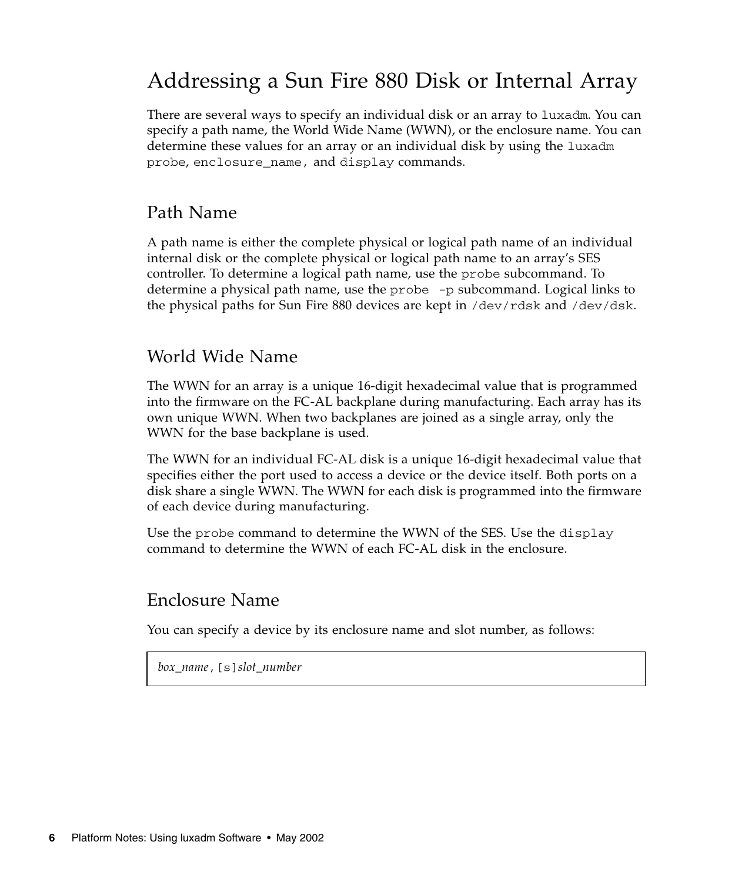## Addressing a Sun Fire 880 Disk or Internal Array

There are several ways to specify an individual disk or an array to `luxadm`. You can specify a path name, the World Wide Name (WWN), or the enclosure name. You can determine these values for an array or an individual disk by using the `luxadm probe`, `enclosure_name`, and `display` commands.

### Path Name

A path name is either the complete physical or logical path name of an individual internal disk or the complete physical or logical path name to an array's SES controller. To determine a logical path name, use the `probe` subcommand. To determine a physical path name, use the `probe -p` subcommand. Logical links to the physical paths for Sun Fire 880 devices are kept in `/dev/rdsk` and `/dev/dsk`.

### World Wide Name

The WWN for an array is a unique 16-digit hexadecimal value that is programmed into the firmware on the FC-AL backplane during manufacturing. Each array has its own unique WWN. When two backplanes are joined as a single array, only the WWN for the base backplane is used.

The WWN for an individual FC-AL disk is a unique 16-digit hexadecimal value that specifies either the port used to access a device or the device itself. Both ports on a disk share a single WWN. The WWN for each disk is programmed into the firmware of each device during manufacturing.

Use the `probe` command to determine the WWN of the SES. Use the `display` command to determine the WWN of each FC-AL disk in the enclosure.

### Enclosure Name

You can specify a device by its enclosure name and slot number, as follows:

```
box_name,[s]slot_number
```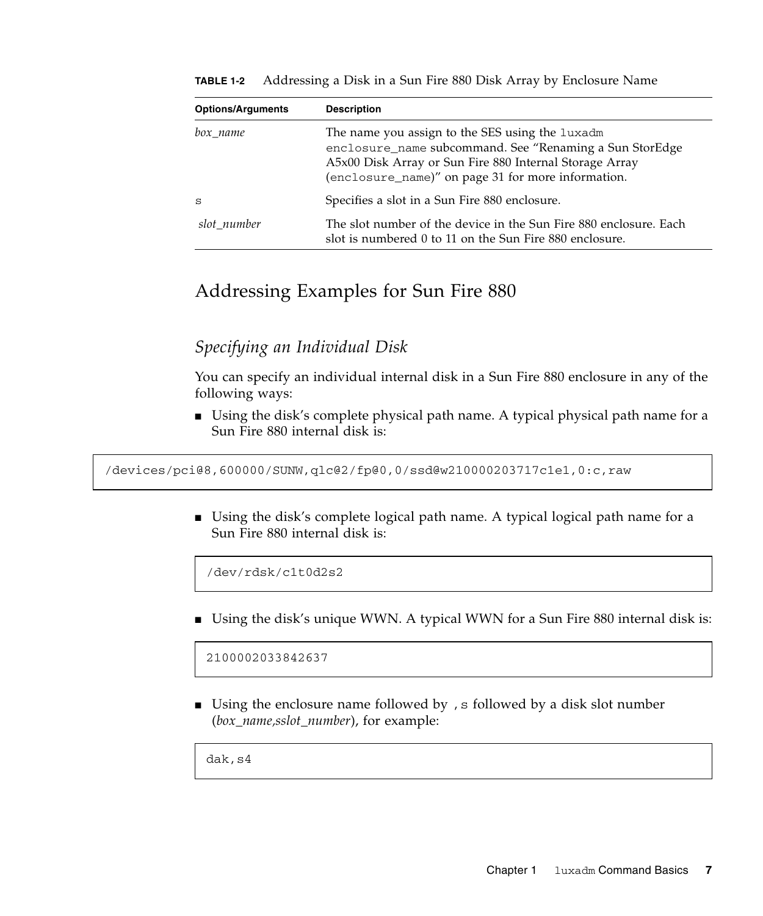**TABLE 1-2** Addressing a Disk in a Sun Fire 880 Disk Array by Enclosure Name

| Options/Arguments | Description |
| --- | --- |
| *box_name* | The name you assign to the SES using the `luxadm enclosure_name` subcommand. See "Renaming a Sun StorEdge A5x00 Disk Array or Sun Fire 880 Internal Storage Array (`enclosure_name`)" on page 31 for more information. |
| `s` | Specifies a slot in a Sun Fire 880 enclosure. |
| *slot_number* | The slot number of the device in the Sun Fire 880 enclosure. Each slot is numbered 0 to 11 on the Sun Fire 880 enclosure. |

## Addressing Examples for Sun Fire 880

### *Specifying an Individual Disk*

You can specify an individual internal disk in a Sun Fire 880 enclosure in any of the following ways:

- Using the disk's complete physical path name. A typical physical path name for a Sun Fire 880 internal disk is:

```
/devices/pci@8,600000/SUNW,qlc@2/fp@0,0/ssd@w210000203717c1e1,0:c,raw
```

- Using the disk's complete logical path name. A typical logical path name for a Sun Fire 880 internal disk is:

```
/dev/rdsk/c1t0d2s2
```

- Using the disk's unique WWN. A typical WWN for a Sun Fire 880 internal disk is:

```
2100002033842637
```

- Using the enclosure name followed by `,s` followed by a disk slot number (*box_name,sslot_number*), for example:

```
dak,s4
```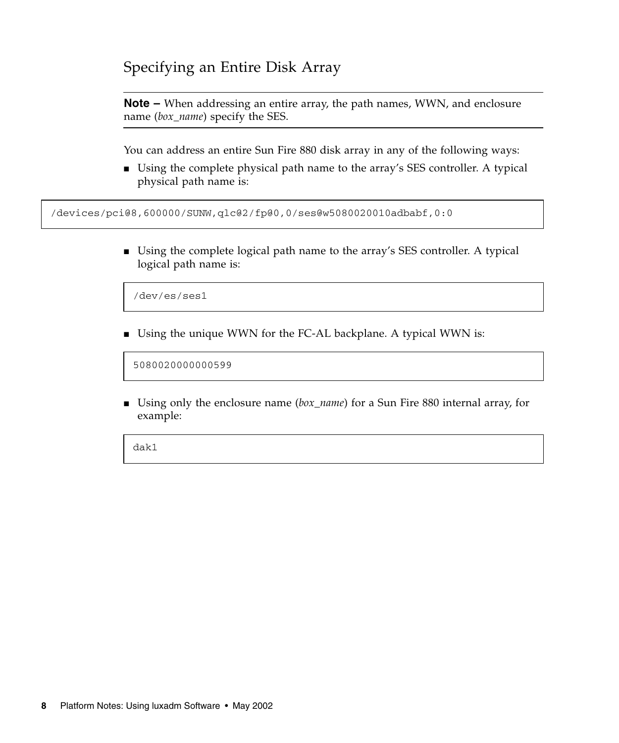## Specifying an Entire Disk Array

---

**Note –** When addressing an entire array, the path names, WWN, and enclosure name (*box_name*) specify the SES.

---

You can address an entire Sun Fire 880 disk array in any of the following ways:

- Using the complete physical path name to the array's SES controller. A typical physical path name is:

```
/devices/pci@8,600000/SUNW,qlc@2/fp@0,0/ses@w5080020010adbabf,0:0
```

- Using the complete logical path name to the array's SES controller. A typical logical path name is:

```
/dev/es/ses1
```

- Using the unique WWN for the FC-AL backplane. A typical WWN is:

```
5080020000000599
```

- Using only the enclosure name (*box_name*) for a Sun Fire 880 internal array, for example:

```
dak1
```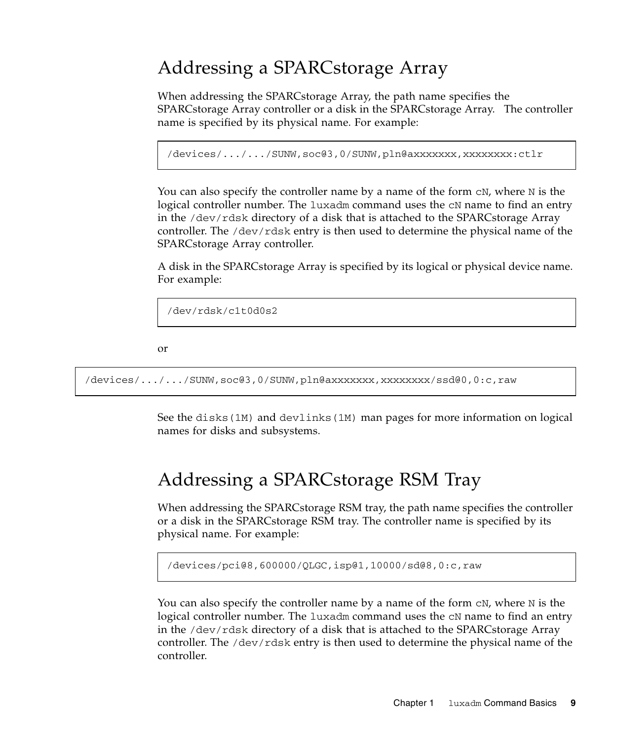## Addressing a SPARCstorage Array

When addressing the SPARCstorage Array, the path name specifies the SPARCstorage Array controller or a disk in the SPARCstorage Array. The controller name is specified by its physical name. For example:

```
/devices/.../.../SUNW,soc@3,0/SUNW,pln@axxxxxxx,xxxxxxxx:ctlr
```

You can also specify the controller name by a name of the form `cN`, where `N` is the logical controller number. The `luxadm` command uses the `cN` name to find an entry in the `/dev/rdsk` directory of a disk that is attached to the SPARCstorage Array controller. The `/dev/rdsk` entry is then used to determine the physical name of the SPARCstorage Array controller.

A disk in the SPARCstorage Array is specified by its logical or physical device name. For example:

```
/dev/rdsk/c1t0d0s2
```

or

```
/devices/.../.../SUNW,soc@3,0/SUNW,pln@axxxxxxx,xxxxxxxx/ssd@0,0:c,raw
```

See the `disks(1M)` and `devlinks(1M)` man pages for more information on logical names for disks and subsystems.

## Addressing a SPARCstorage RSM Tray

When addressing the SPARCstorage RSM tray, the path name specifies the controller or a disk in the SPARCstorage RSM tray. The controller name is specified by its physical name. For example:

```
/devices/pci@8,600000/QLGC,isp@1,10000/sd@8,0:c,raw
```

You can also specify the controller name by a name of the form `cN`, where `N` is the logical controller number. The `luxadm` command uses the `cN` name to find an entry in the `/dev/rdsk` directory of a disk that is attached to the SPARCstorage Array controller. The `/dev/rdsk` entry is then used to determine the physical name of the controller.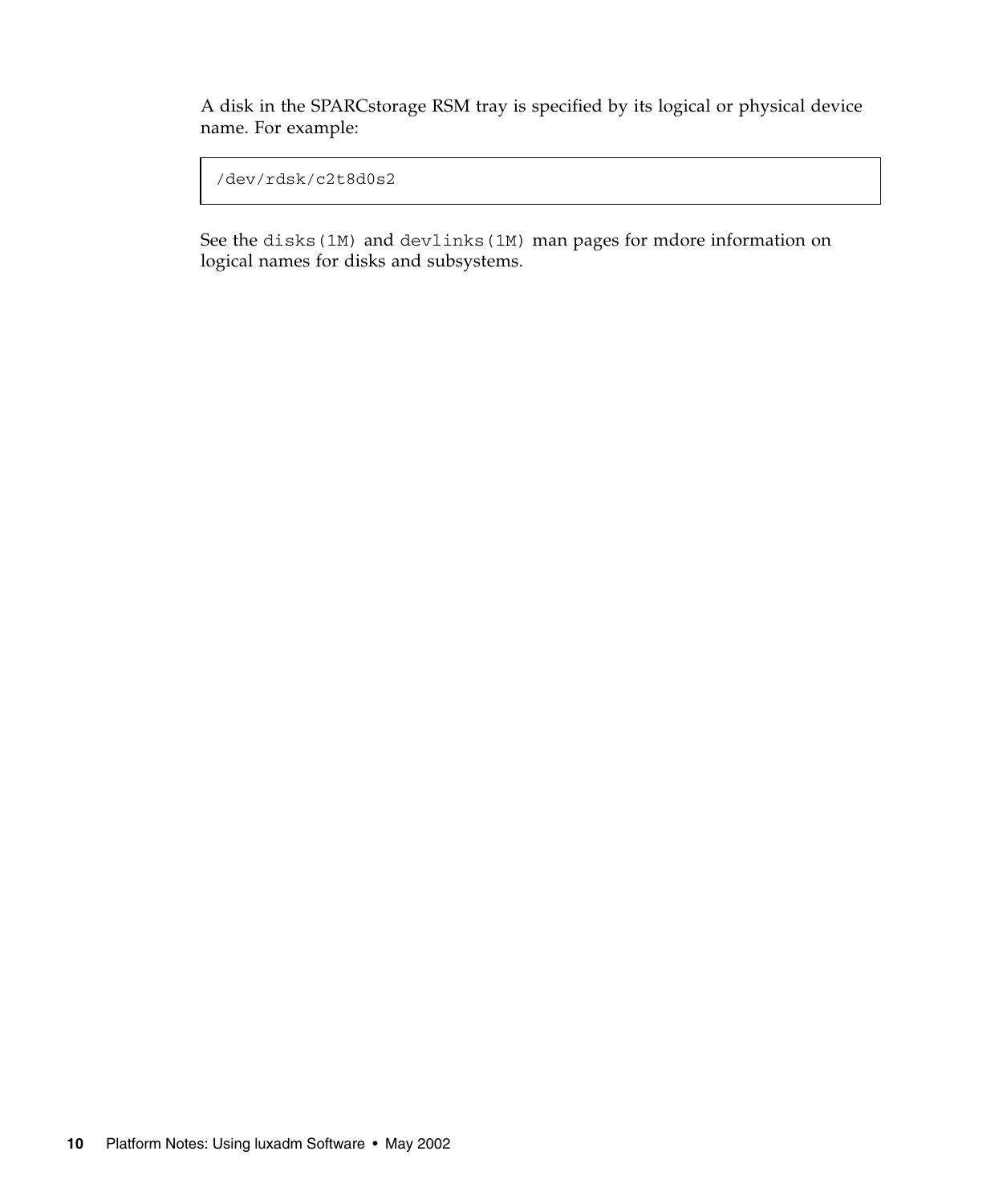A disk in the SPARCstorage RSM tray is specified by its logical or physical device name. For example:

```
/dev/rdsk/c2t8d0s2
```

See the `disks(1M)` and `devlinks(1M)` man pages for mdore information on logical names for disks and subsystems.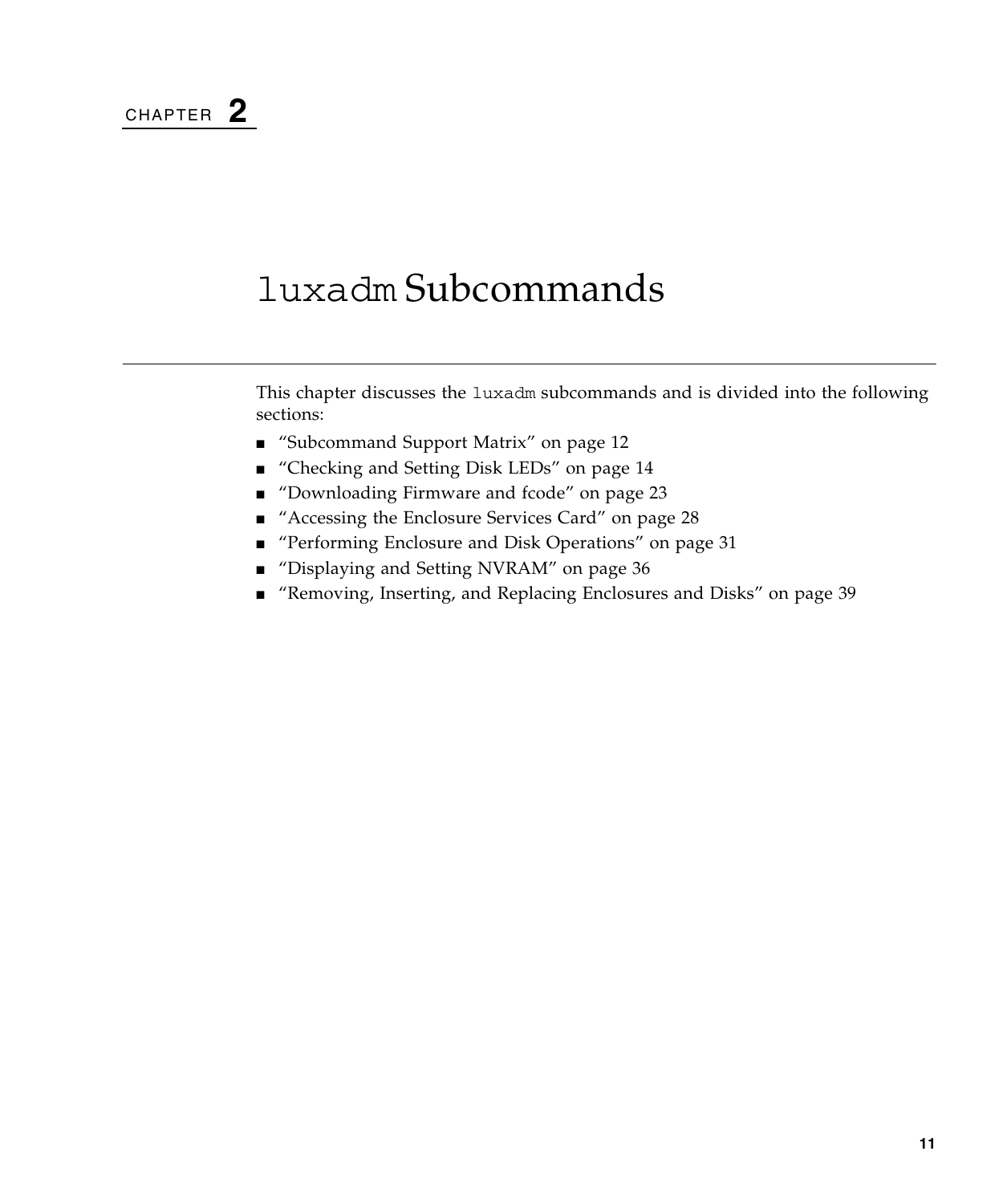CHAPTER **2**

# `luxadm` Subcommands

This chapter discusses the `luxadm` subcommands and is divided into the following sections:

- "Subcommand Support Matrix" on page 12
- "Checking and Setting Disk LEDs" on page 14
- "Downloading Firmware and fcode" on page 23
- "Accessing the Enclosure Services Card" on page 28
- "Performing Enclosure and Disk Operations" on page 31
- "Displaying and Setting NVRAM" on page 36
- "Removing, Inserting, and Replacing Enclosures and Disks" on page 39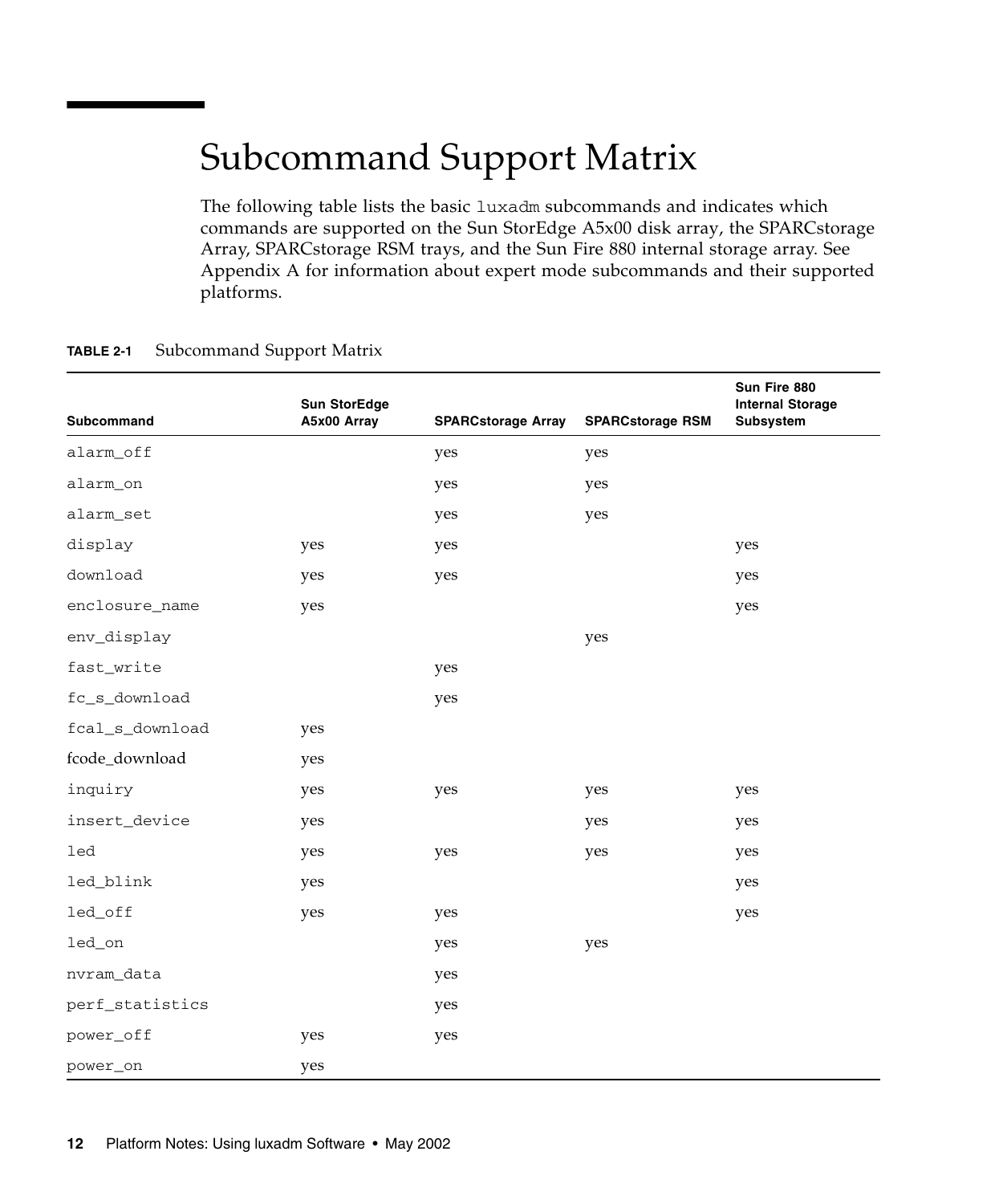# Subcommand Support Matrix

The following table lists the basic luxadm subcommands and indicates which commands are supported on the Sun StorEdge A5x00 disk array, the SPARCstorage Array, SPARCstorage RSM trays, and the Sun Fire 880 internal storage array. See Appendix A for information about expert mode subcommands and their supported platforms.

**TABLE 2-1** Subcommand Support Matrix

| Subcommand | Sun StorEdge A5x00 Array | SPARCstorage Array | SPARCstorage RSM | Sun Fire 880 Internal Storage Subsystem |
|---|---|---|---|---|
| alarm_off | | yes | yes | |
| alarm_on | | yes | yes | |
| alarm_set | | yes | yes | |
| display | yes | yes | | yes |
| download | yes | yes | | yes |
| enclosure_name | yes | | | yes |
| env_display | | | yes | |
| fast_write | | yes | | |
| fc_s_download | | yes | | |
| fcal_s_download | yes | | | |
| fcode_download | yes | | | |
| inquiry | yes | yes | yes | yes |
| insert_device | yes | | yes | yes |
| led | yes | yes | yes | yes |
| led_blink | yes | | | yes |
| led_off | yes | yes | | yes |
| led_on | | yes | yes | |
| nvram_data | | yes | | |
| perf_statistics | | yes | | |
| power_off | yes | yes | | |
| power_on | yes | | | |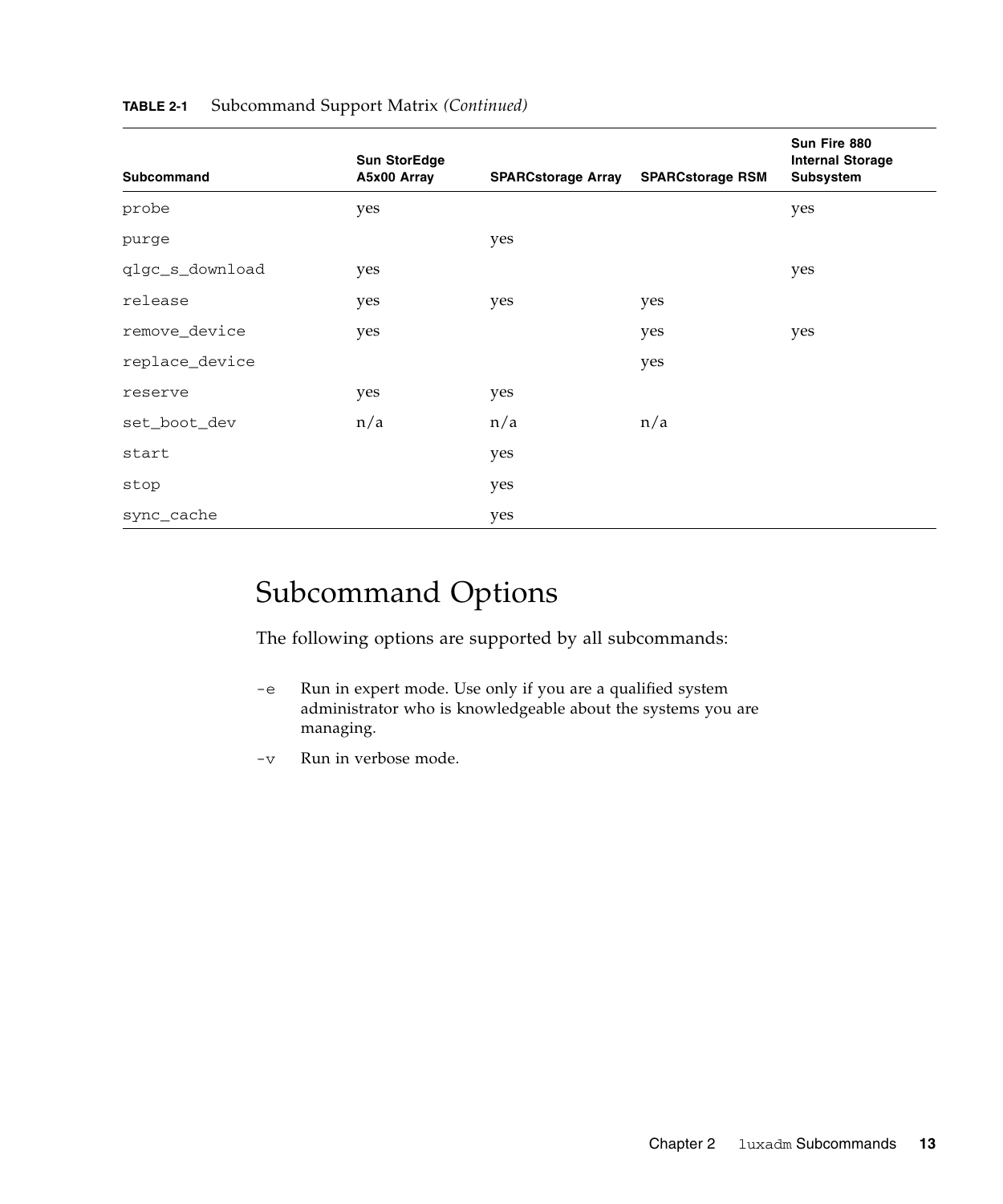**TABLE 2-1** Subcommand Support Matrix *(Continued)*

| Subcommand | Sun StorEdge A5x00 Array | SPARCstorage Array | SPARCstorage RSM | Sun Fire 880 Internal Storage Subsystem |
|---|---|---|---|---|
| probe | yes | | | yes |
| purge | | yes | | |
| qlgc_s_download | yes | | | yes |
| release | yes | yes | yes | |
| remove_device | yes | | yes | yes |
| replace_device | | | yes | |
| reserve | yes | yes | | |
| set_boot_dev | n/a | n/a | n/a | |
| start | | yes | | |
| stop | | yes | | |
| sync_cache | | yes | | |

## Subcommand Options

The following options are supported by all subcommands:

- `-e` Run in expert mode. Use only if you are a qualified system administrator who is knowledgeable about the systems you are managing.
- `-v` Run in verbose mode.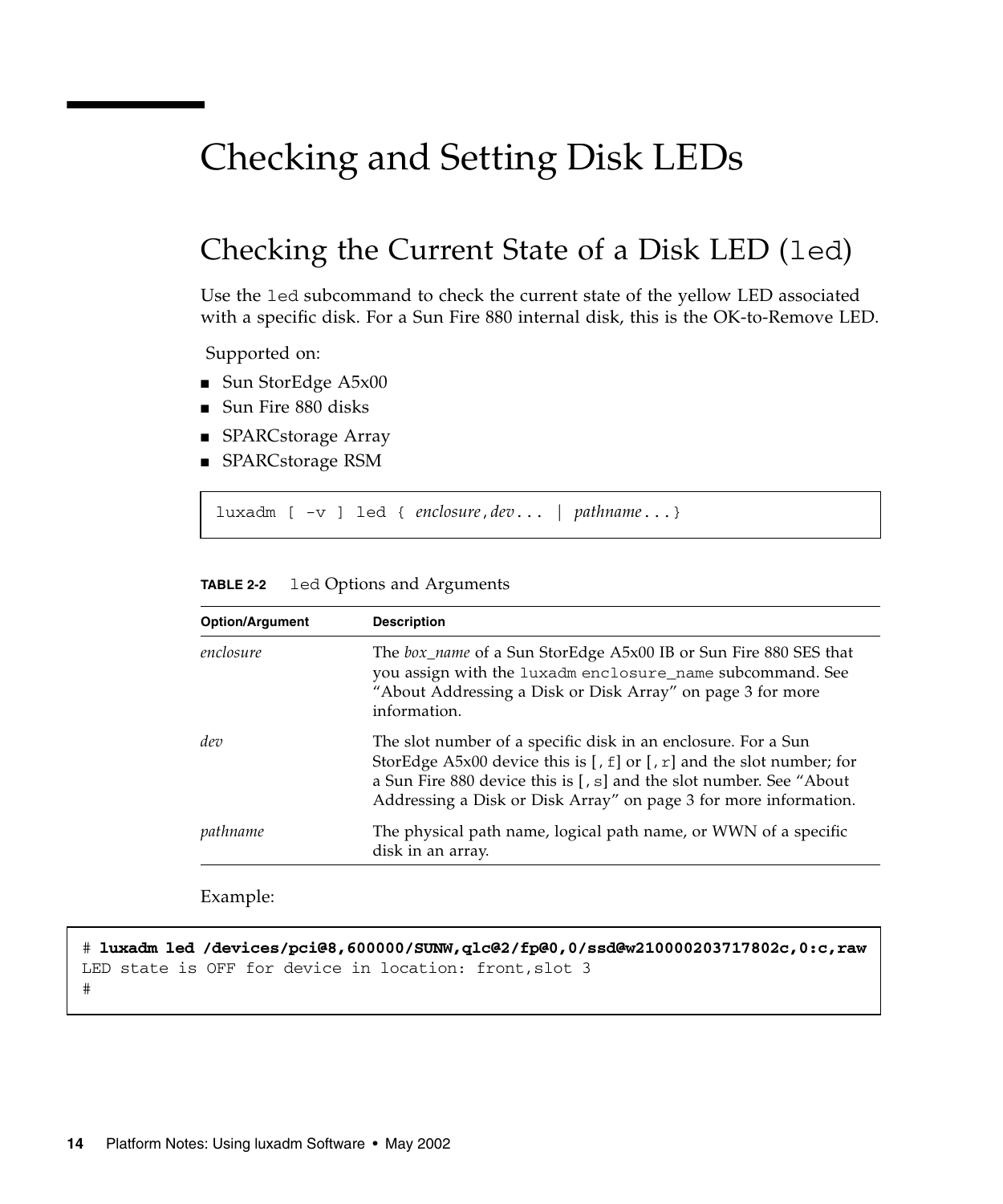# Checking and Setting Disk LEDs

## Checking the Current State of a Disk LED (`led`)

Use the `led` subcommand to check the current state of the yellow LED associated with a specific disk. For a Sun Fire 880 internal disk, this is the OK-to-Remove LED.

Supported on:

- Sun StorEdge A5x00
- Sun Fire 880 disks
- SPARCstorage Array
- SPARCstorage RSM

```
luxadm [ -v ] led { enclosure,dev... | pathname...}
```

**TABLE 2-2** `led` Options and Arguments

| Option/Argument | Description |
|---|---|
| *enclosure* | The *box_name* of a Sun StorEdge A5x00 IB or Sun Fire 880 SES that you assign with the `luxadm enclosure_name` subcommand. See "About Addressing a Disk or Disk Array" on page 3 for more information. |
| *dev* | The slot number of a specific disk in an enclosure. For a Sun StorEdge A5x00 device this is [`,f`] or [`,r`] and the slot number; for a Sun Fire 880 device this is [`,s`] and the slot number. See "About Addressing a Disk or Disk Array" on page 3 for more information. |
| *pathname* | The physical path name, logical path name, or WWN of a specific disk in an array. |

Example:

```
# luxadm led /devices/pci@8,600000/SUNW,qlc@2/fp@0,0/ssd@w210000203717802c,0:c,raw
LED state is OFF for device in location: front,slot 3
#
```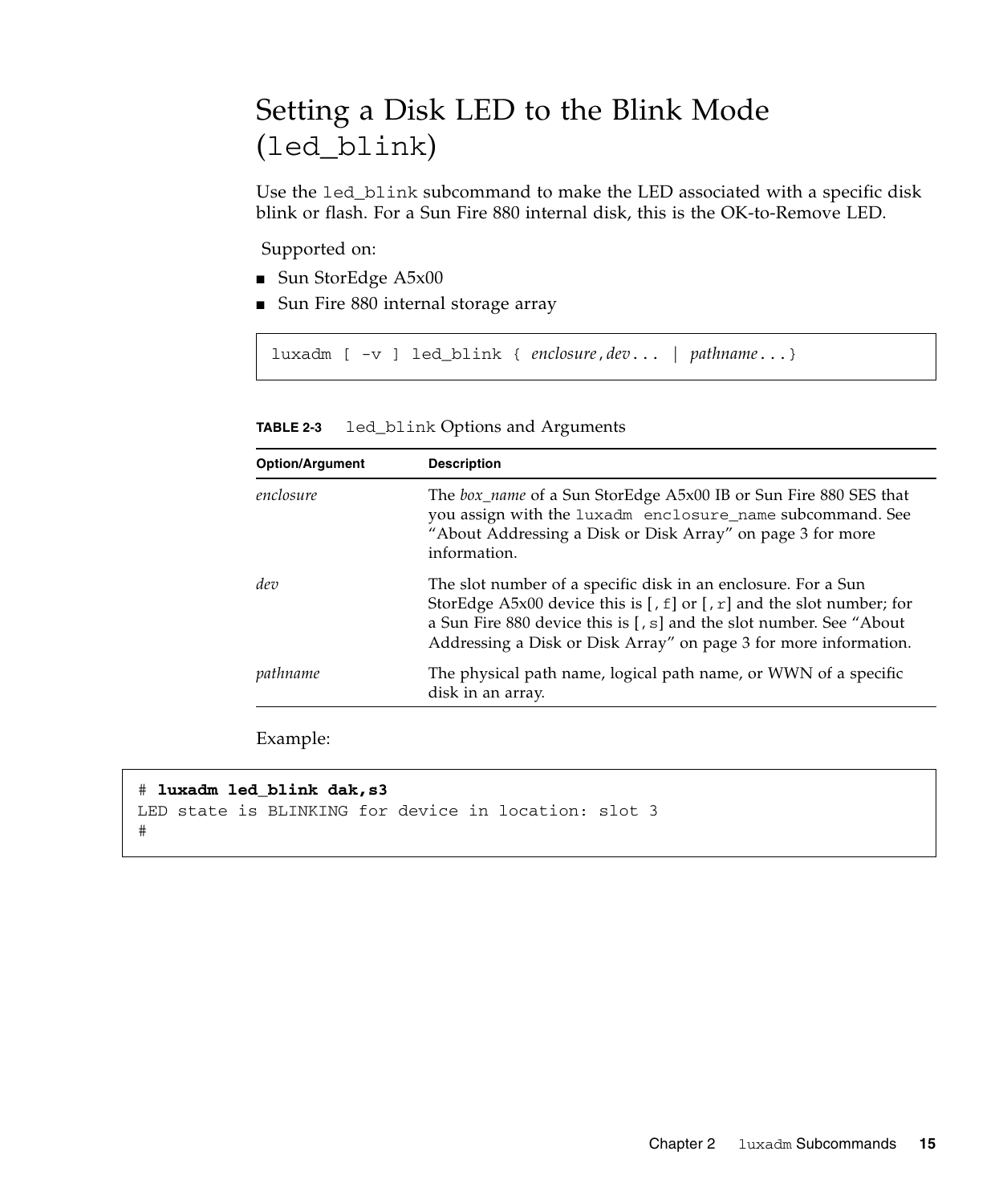# Setting a Disk LED to the Blink Mode (`led_blink`)

Use the `led_blink` subcommand to make the LED associated with a specific disk blink or flash. For a Sun Fire 880 internal disk, this is the OK-to-Remove LED.

Supported on:

- Sun StorEdge A5x00
- Sun Fire 880 internal storage array

```
luxadm [ -v ] led_blink { enclosure,dev... | pathname...}
```

**TABLE 2-3** `led_blink` Options and Arguments

| Option/Argument | Description |
|---|---|
| *enclosure* | The *box_name* of a Sun StorEdge A5x00 IB or Sun Fire 880 SES that you assign with the `luxadm enclosure_name` subcommand. See "About Addressing a Disk or Disk Array" on page 3 for more information. |
| *dev* | The slot number of a specific disk in an enclosure. For a Sun StorEdge A5x00 device this is [`,f`] or [`,r`] and the slot number; for a Sun Fire 880 device this is [`,s`] and the slot number. See "About Addressing a Disk or Disk Array" on page 3 for more information. |
| *pathname* | The physical path name, logical path name, or WWN of a specific disk in an array. |

Example:

```
# luxadm led_blink dak,s3
LED state is BLINKING for device in location: slot 3
#
```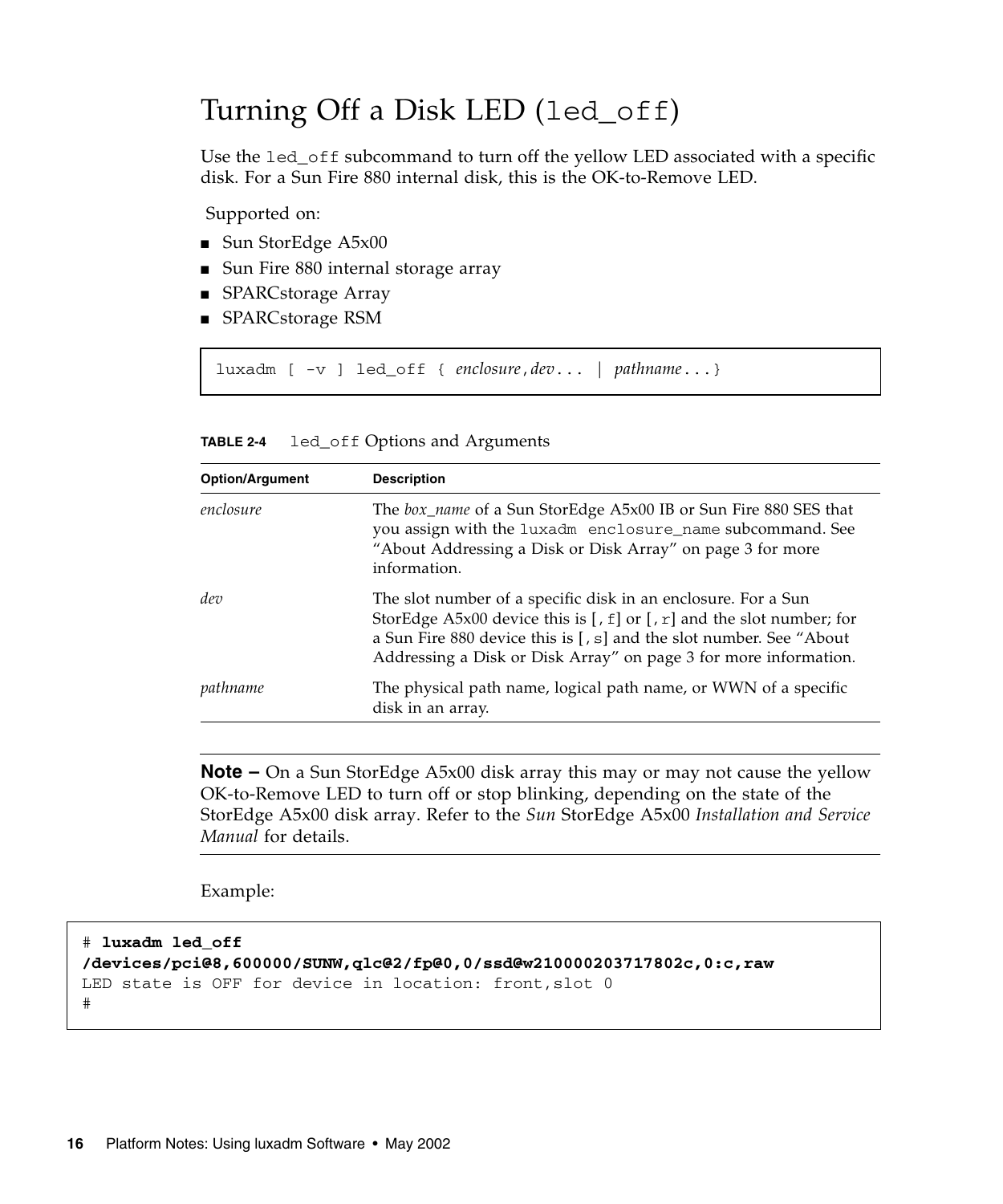## Turning Off a Disk LED (`led_off`)

Use the `led_off` subcommand to turn off the yellow LED associated with a specific disk. For a Sun Fire 880 internal disk, this is the OK-to-Remove LED.

Supported on:

- Sun StorEdge A5x00
- Sun Fire 880 internal storage array
- SPARCstorage Array
- SPARCstorage RSM

```
luxadm [ -v ] led_off { enclosure,dev... | pathname...}
```

**TABLE 2-4** `led_off` Options and Arguments

| Option/Argument | Description |
|---|---|
| *enclosure* | The *box_name* of a Sun StorEdge A5x00 IB or Sun Fire 880 SES that you assign with the `luxadm enclosure_name` subcommand. See "About Addressing a Disk or Disk Array" on page 3 for more information. |
| *dev* | The slot number of a specific disk in an enclosure. For a Sun StorEdge A5x00 device this is [`,f`] or [`,r`] and the slot number; for a Sun Fire 880 device this is [`,s`] and the slot number. See "About Addressing a Disk or Disk Array" on page 3 for more information. |
| *pathname* | The physical path name, logical path name, or WWN of a specific disk in an array. |

---

**Note –** On a Sun StorEdge A5x00 disk array this may or may not cause the yellow OK-to-Remove LED to turn off or stop blinking, depending on the state of the StorEdge A5x00 disk array. Refer to the *Sun* StorEdge A5x00 *Installation and Service Manual* for details.

---

Example:

```
# luxadm led_off
/devices/pci@8,600000/SUNW,qlc@2/fp@0,0/ssd@w210000203717802c,0:c,raw
LED state is OFF for device in location: front,slot 0
#
```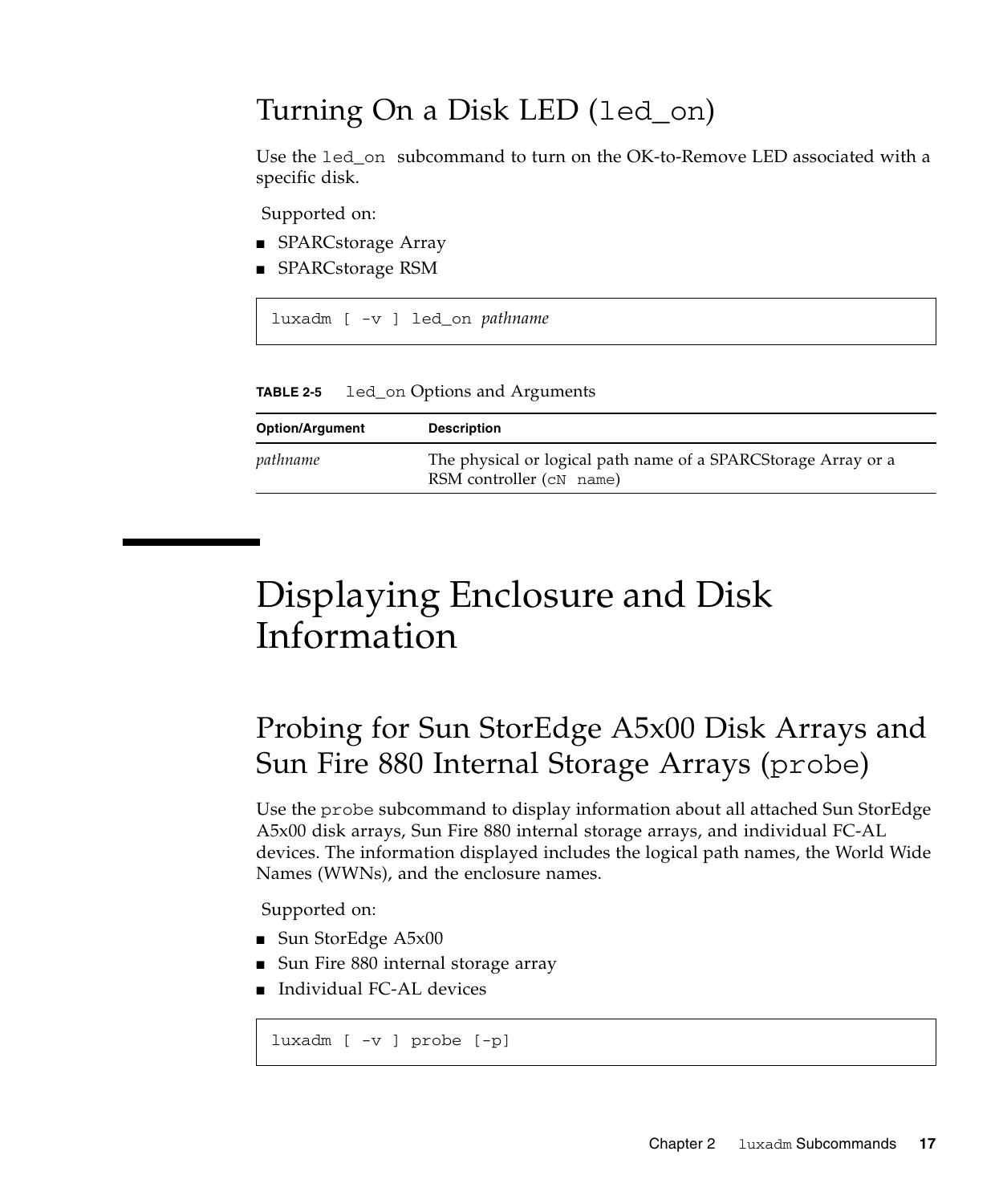## Turning On a Disk LED (`led_on`)

Use the `led_on` subcommand to turn on the OK-to-Remove LED associated with a specific disk.

Supported on:

- SPARCstorage Array
- SPARCstorage RSM

```
luxadm [ -v ] led_on pathname
```

**TABLE 2-5** `led_on` Options and Arguments

| Option/Argument | Description |
|---|---|
| *pathname* | The physical or logical path name of a SPARCStorage Array or a RSM controller (`cN name`) |

# Displaying Enclosure and Disk Information

## Probing for Sun StorEdge A5x00 Disk Arrays and Sun Fire 880 Internal Storage Arrays (`probe`)

Use the `probe` subcommand to display information about all attached Sun StorEdge A5x00 disk arrays, Sun Fire 880 internal storage arrays, and individual FC-AL devices. The information displayed includes the logical path names, the World Wide Names (WWNs), and the enclosure names.

Supported on:

- Sun StorEdge A5x00
- Sun Fire 880 internal storage array
- Individual FC-AL devices

```
luxadm [ -v ] probe [-p]
```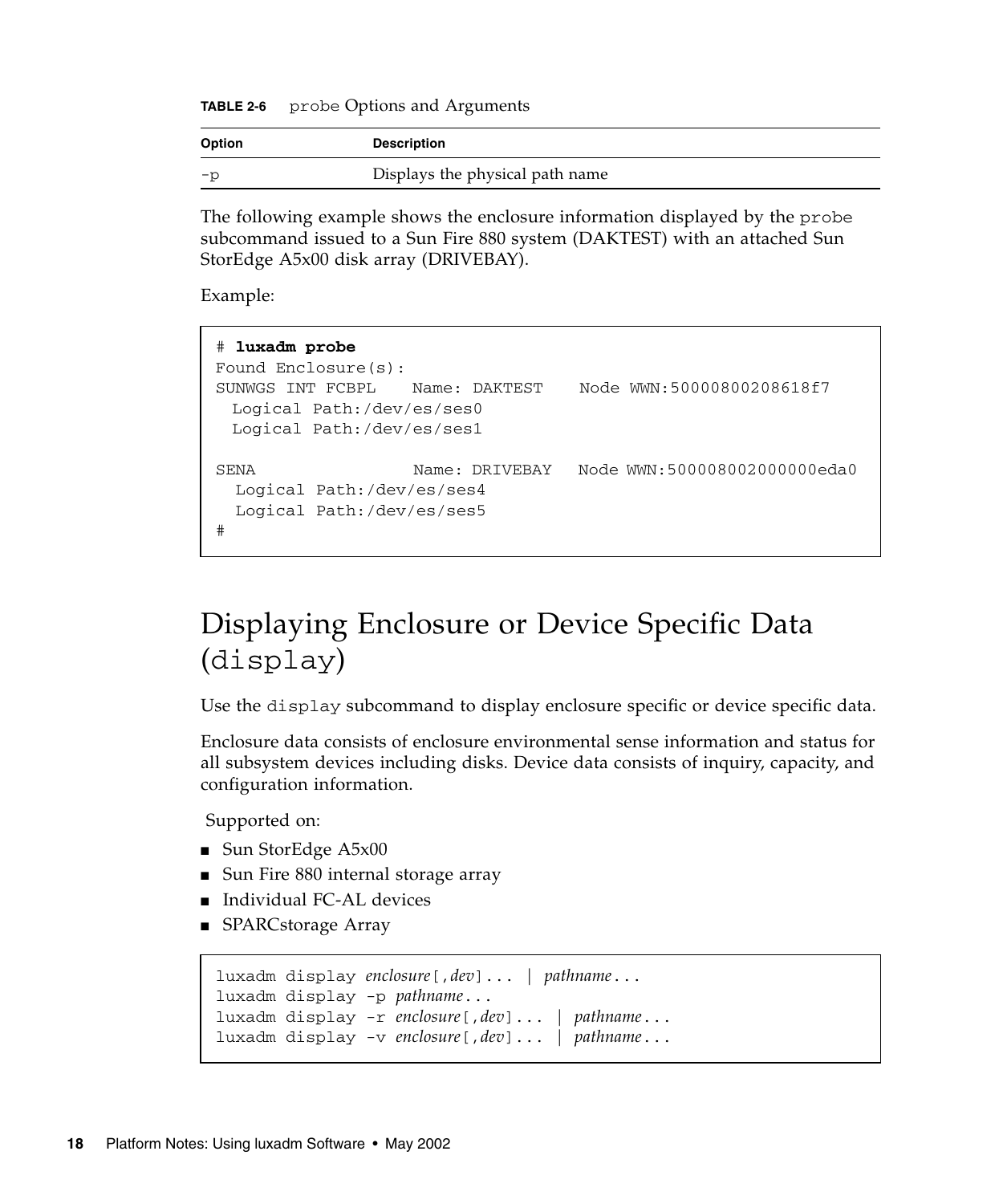**TABLE 2-6** `probe` Options and Arguments

| Option | Description |
|---|---|
| `-p` | Displays the physical path name |

The following example shows the enclosure information displayed by the `probe` subcommand issued to a Sun Fire 880 system (DAKTEST) with an attached Sun StorEdge A5x00 disk array (DRIVEBAY).

Example:

```
# luxadm probe
Found Enclosure(s):
SUNWGS INT FCBPL    Name: DAKTEST    Node WWN:50000800208618f7
  Logical Path:/dev/es/ses0
  Logical Path:/dev/es/ses1

SENA                Name: DRIVEBAY   Node WWN:500008002000000eda0
  Logical Path:/dev/es/ses4
  Logical Path:/dev/es/ses5
#
```

## Displaying Enclosure or Device Specific Data (display)

Use the `display` subcommand to display enclosure specific or device specific data.

Enclosure data consists of enclosure environmental sense information and status for all subsystem devices including disks. Device data consists of inquiry, capacity, and configuration information.

Supported on:

- Sun StorEdge A5x00
- Sun Fire 880 internal storage array
- Individual FC-AL devices
- SPARCstorage Array

```
luxadm display enclosure[,dev]... | pathname...
luxadm display -p pathname...
luxadm display -r enclosure[,dev]... | pathname...
luxadm display -v enclosure[,dev]... | pathname...
```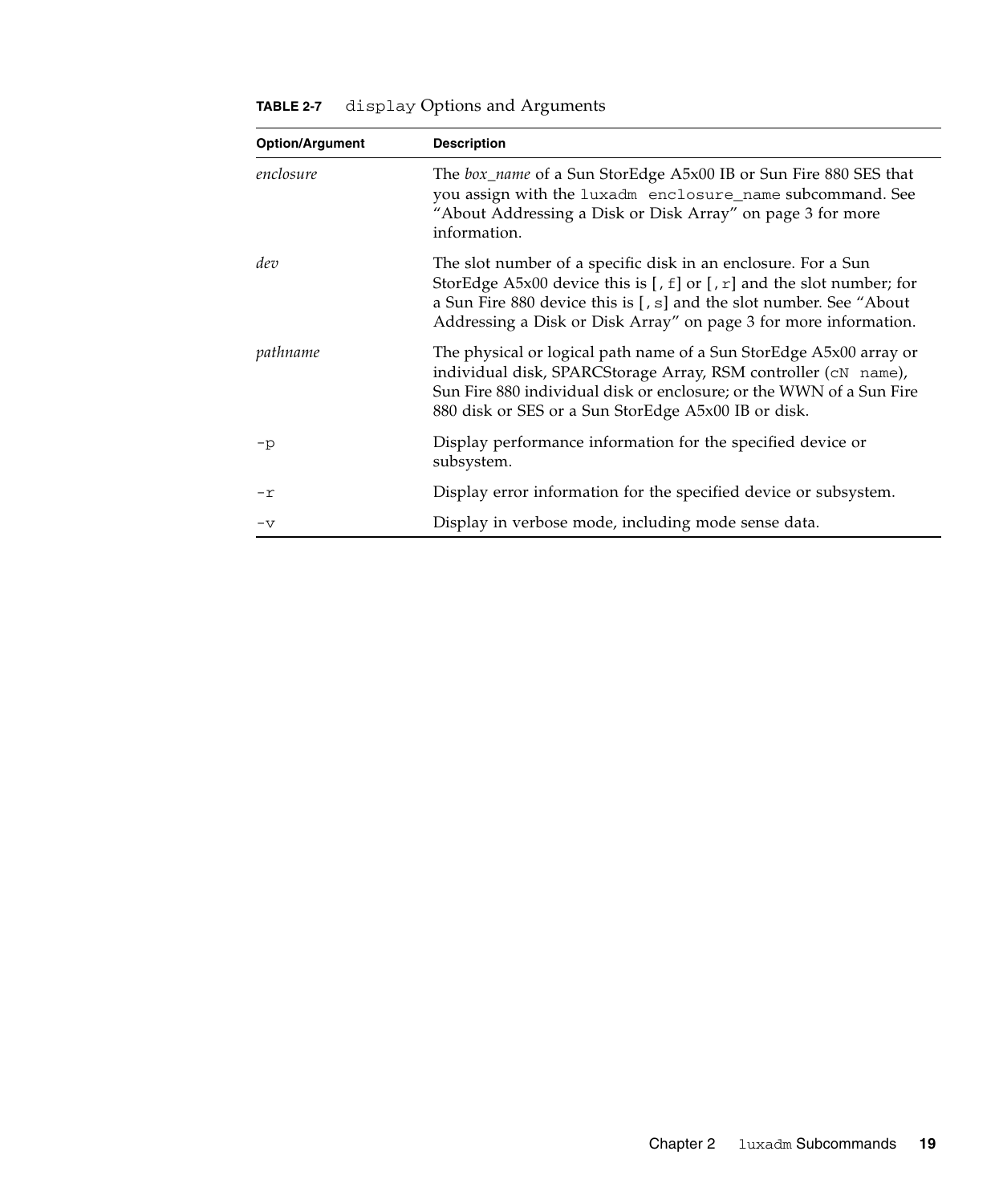**TABLE 2-7** `display` Options and Arguments

| Option/Argument | Description |
| --- | --- |
| *enclosure* | The *box_name* of a Sun StorEdge A5x00 IB or Sun Fire 880 SES that you assign with the `luxadm enclosure_name` subcommand. See "About Addressing a Disk or Disk Array" on page 3 for more information. |
| *dev* | The slot number of a specific disk in an enclosure. For a Sun StorEdge A5x00 device this is [`,f`] or [`,r`] and the slot number; for a Sun Fire 880 device this is [`,s`] and the slot number. See "About Addressing a Disk or Disk Array" on page 3 for more information. |
| *pathname* | The physical or logical path name of a Sun StorEdge A5x00 array or individual disk, SPARCStorage Array, RSM controller (`cN name`), Sun Fire 880 individual disk or enclosure; or the WWN of a Sun Fire 880 disk or SES or a Sun StorEdge A5x00 IB or disk. |
| `-p` | Display performance information for the specified device or subsystem. |
| `-r` | Display error information for the specified device or subsystem. |
| `-v` | Display in verbose mode, including mode sense data. |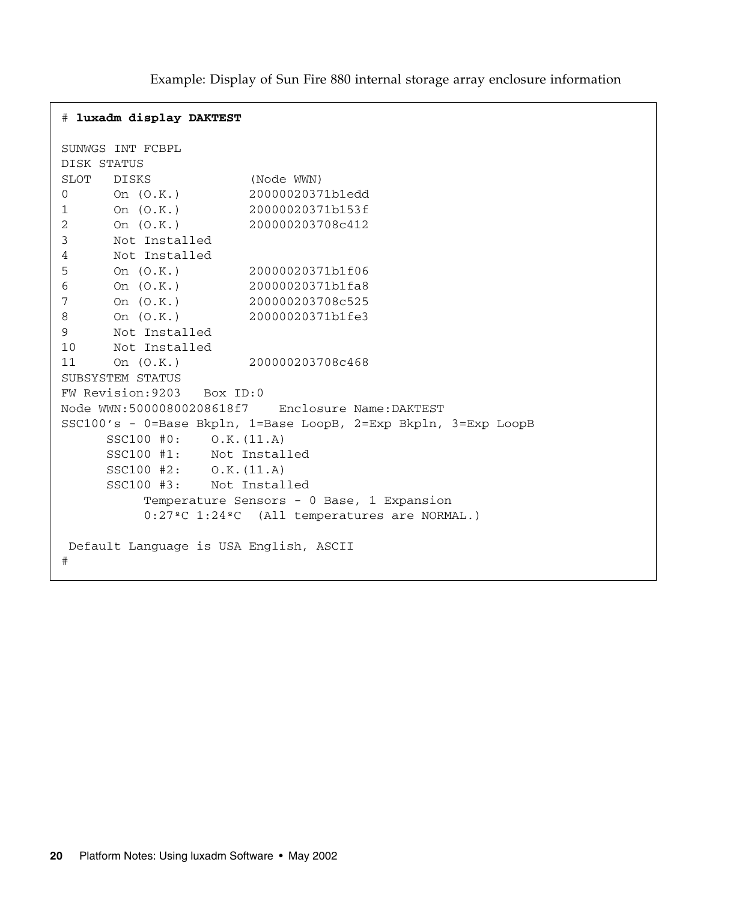Example: Display of Sun Fire 880 internal storage array enclosure information

```
# luxadm display DAKTEST

SUNWGS INT FCBPL
DISK STATUS
SLOT   DISKS             (Node WWN)
0      On (O.K.)         20000020371b1edd
1      On (O.K.)         20000020371b153f
2      On (O.K.)         200000203708c412
3      Not Installed
4      Not Installed
5      On (O.K.)         20000020371b1f06
6      On (O.K.)         20000020371b1fa8
7      On (O.K.)         200000203708c525
8      On (O.K.)         20000020371b1fe3
9      Not Installed
10     Not Installed
11     On (O.K.)         200000203708c468
SUBSYSTEM STATUS
FW Revision:9203   Box ID:0
Node WWN:50000800208618f7    Enclosure Name:DAKTEST
SSC100's - 0=Base Bkpln, 1=Base LoopB, 2=Exp Bkpln, 3=Exp LoopB
      SSC100 #0:    O.K.(11.A)
      SSC100 #1:    Not Installed
      SSC100 #2:    O.K.(11.A)
      SSC100 #3:    Not Installed
           Temperature Sensors - 0 Base, 1 Expansion
           0:27ºC 1:24ºC  (All temperatures are NORMAL.)

 Default Language is USA English, ASCII
#
```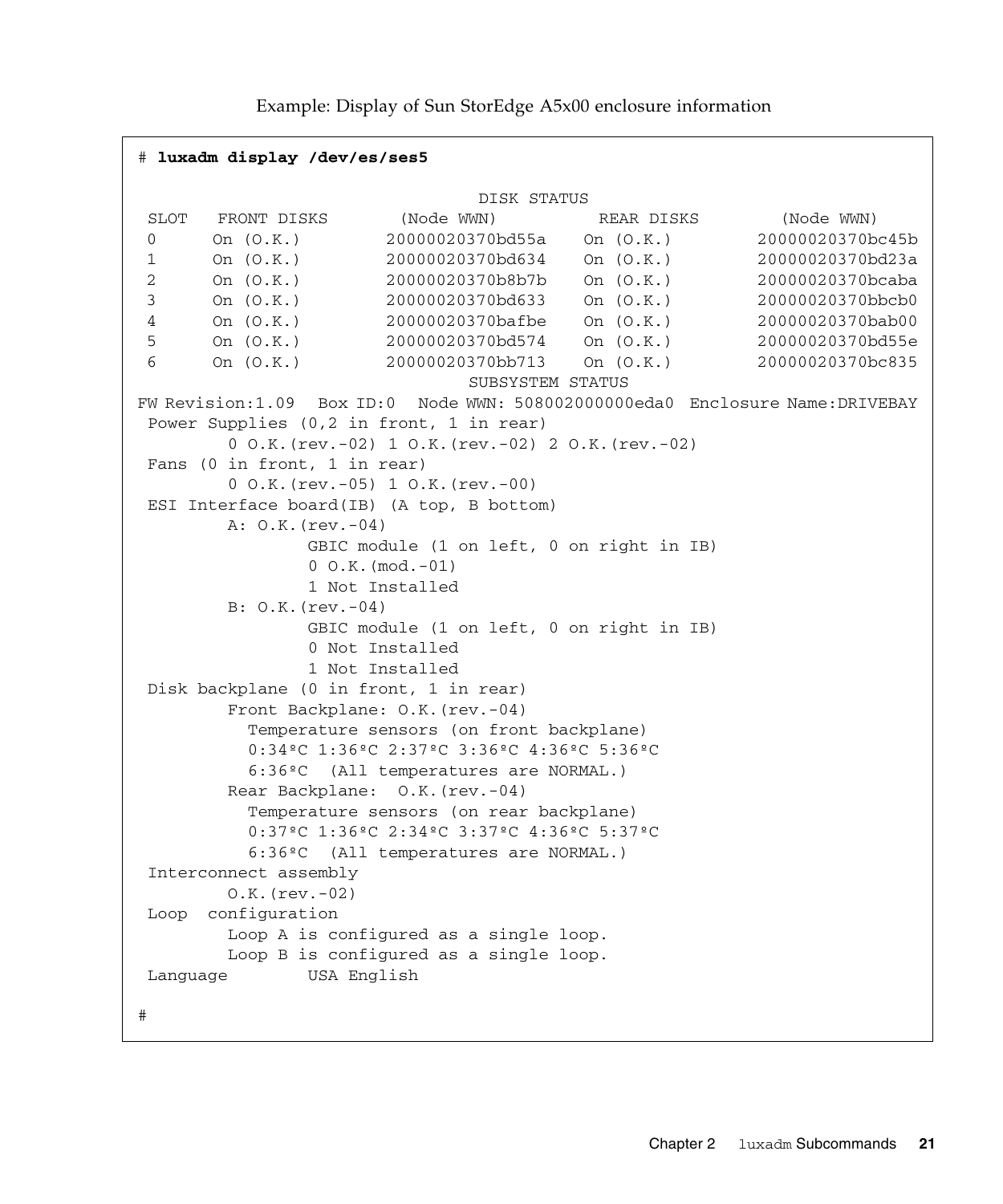Example: Display of Sun StorEdge A5x00 enclosure information

```
# luxadm display /dev/es/ses5

                                 DISK STATUS
SLOT   FRONT DISKS       (Node WWN)         REAR DISKS        (Node WWN)
0      On (O.K.)        20000020370bd55a    On (O.K.)        20000020370bc45b
1      On (O.K.)        20000020370bd634    On (O.K.)        20000020370bd23a
2      On (O.K.)        20000020370b8b7b    On (O.K.)        20000020370bcaba
3      On (O.K.)        20000020370bd633    On (O.K.)        20000020370bbcb0
4      On (O.K.)        20000020370bafbe    On (O.K.)        20000020370bab00
5      On (O.K.)        20000020370bd574    On (O.K.)        20000020370bd55e
6      On (O.K.)        20000020370bb713    On (O.K.)        20000020370bc835
                                SUBSYSTEM STATUS
FW Revision:1.09   Box ID:0   Node WWN: 508002000000eda0  Enclosure Name:DRIVEBAY
 Power Supplies (0,2 in front, 1 in rear)
        0 O.K.(rev.-02) 1 O.K.(rev.-02) 2 O.K.(rev.-02)
 Fans (0 in front, 1 in rear)
        0 O.K.(rev.-05) 1 O.K.(rev.-00)
 ESI Interface board(IB) (A top, B bottom)
        A: O.K.(rev.-04)
                GBIC module (1 on left, 0 on right in IB)
                0 O.K.(mod.-01)
                1 Not Installed
        B: O.K.(rev.-04)
                GBIC module (1 on left, 0 on right in IB)
                0 Not Installed
                1 Not Installed
 Disk backplane (0 in front, 1 in rear)
        Front Backplane: O.K.(rev.-04)
          Temperature sensors (on front backplane)
          0:34ºC 1:36ºC 2:37ºC 3:36ºC 4:36ºC 5:36ºC
          6:36ºC  (All temperatures are NORMAL.)
        Rear Backplane:  O.K.(rev.-04)
          Temperature sensors (on rear backplane)
          0:37ºC 1:36ºC 2:34ºC 3:37ºC 4:36ºC 5:37ºC
          6:36ºC  (All temperatures are NORMAL.)
 Interconnect assembly
        O.K.(rev.-02)
 Loop  configuration
        Loop A is configured as a single loop.
        Loop B is configured as a single loop.
 Language        USA English

#
```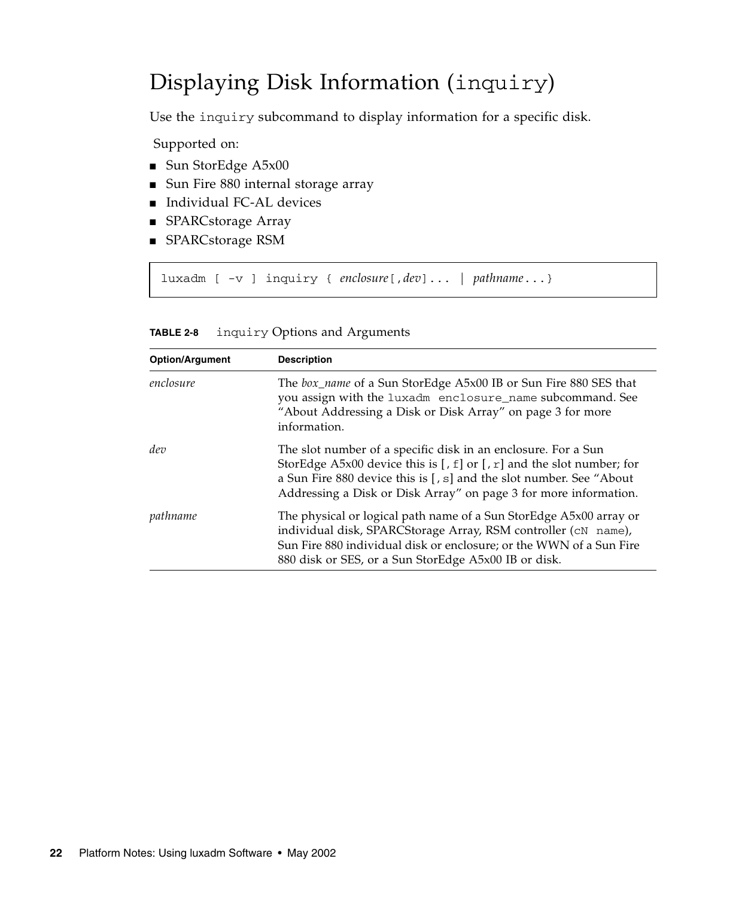# Displaying Disk Information (`inquiry`)

Use the `inquiry` subcommand to display information for a specific disk.

Supported on:

- Sun StorEdge A5x00
- Sun Fire 880 internal storage array
- Individual FC-AL devices
- SPARCstorage Array
- SPARCstorage RSM

```
luxadm [ -v ] inquiry { enclosure[,dev]... | pathname...}
```

**TABLE 2-8** `inquiry` Options and Arguments

| Option/Argument | Description |
|---|---|
| *enclosure* | The *box_name* of a Sun StorEdge A5x00 IB or Sun Fire 880 SES that you assign with the `luxadm enclosure_name` subcommand. See "About Addressing a Disk or Disk Array" on page 3 for more information. |
| *dev* | The slot number of a specific disk in an enclosure. For a Sun StorEdge A5x00 device this is [`,f`] or [`,r`] and the slot number; for a Sun Fire 880 device this is [`,s`] and the slot number. See "About Addressing a Disk or Disk Array" on page 3 for more information. |
| *pathname* | The physical or logical path name of a Sun StorEdge A5x00 array or individual disk, SPARCStorage Array, RSM controller (`cN name`), Sun Fire 880 individual disk or enclosure; or the WWN of a Sun Fire 880 disk or SES, or a Sun StorEdge A5x00 IB or disk. |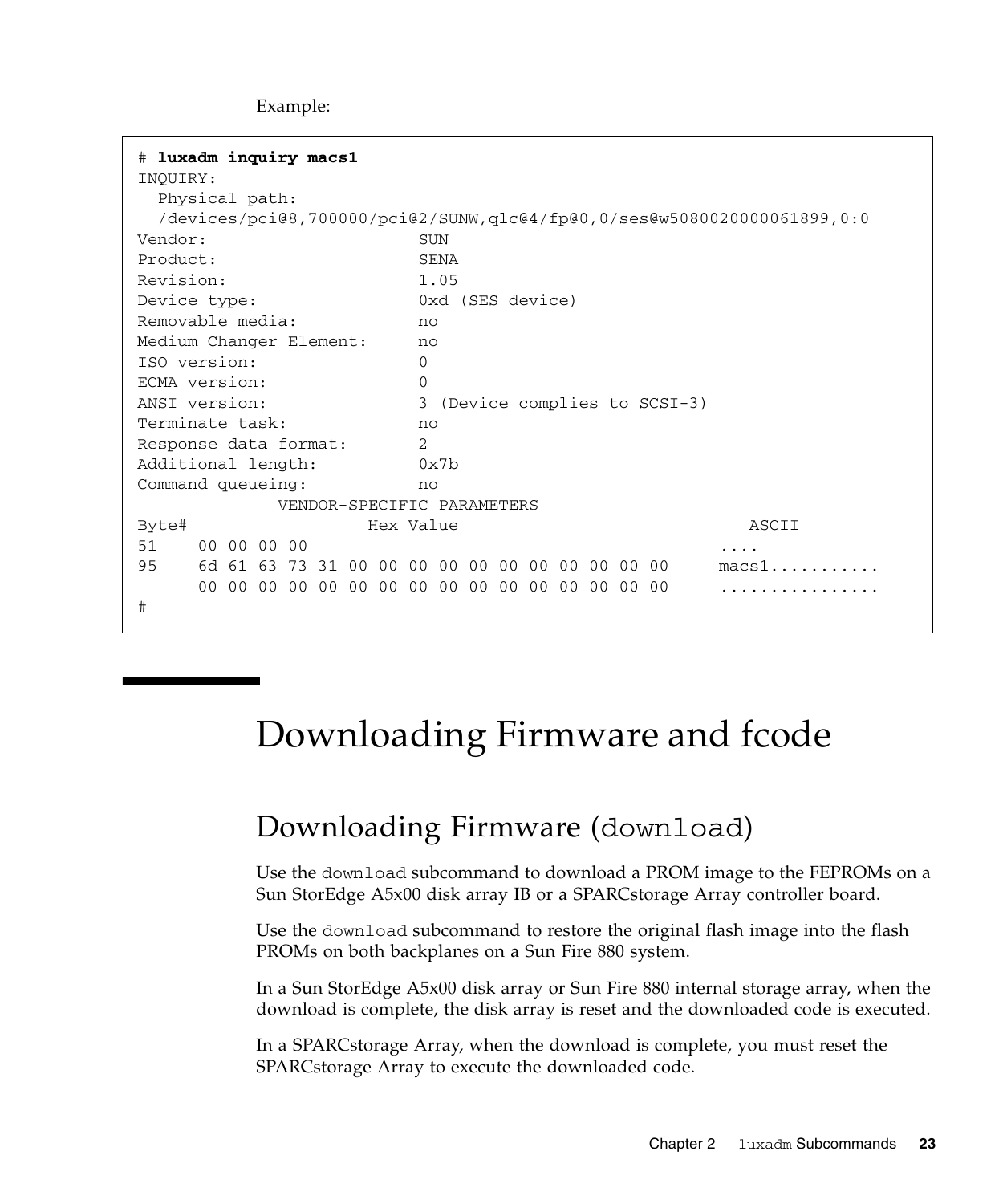Example:

```
# luxadm inquiry macs1
INQUIRY:
  Physical path:
  /devices/pci@8,700000/pci@2/SUNW,qlc@4/fp@0,0/ses@w5080020000061899,0:0
Vendor:                     SUN
Product:                    SENA
Revision:                   1.05
Device type:                0xd (SES device)
Removable media:            no
Medium Changer Element:     no
ISO version:                0
ECMA version:               0
ANSI version:               3 (Device complies to SCSI-3)
Terminate task:             no
Response data format:       2
Additional length:          0x7b
Command queueing:           no
              VENDOR-SPECIFIC PARAMETERS
Byte#                 Hex Value                              ASCII
51    00 00 00 00                                         ....
95    6d 61 63 73 31 00 00 00 00 00 00 00 00 00 00 00     macs1...........
      00 00 00 00 00 00 00 00 00 00 00 00 00 00 00 00     ................
#
```

# Downloading Firmware and fcode

## Downloading Firmware (download)

Use the download subcommand to download a PROM image to the FEPROMs on a Sun StorEdge A5x00 disk array IB or a SPARCstorage Array controller board.

Use the download subcommand to restore the original flash image into the flash PROMs on both backplanes on a Sun Fire 880 system.

In a Sun StorEdge A5x00 disk array or Sun Fire 880 internal storage array, when the download is complete, the disk array is reset and the downloaded code is executed.

In a SPARCstorage Array, when the download is complete, you must reset the SPARCstorage Array to execute the downloaded code.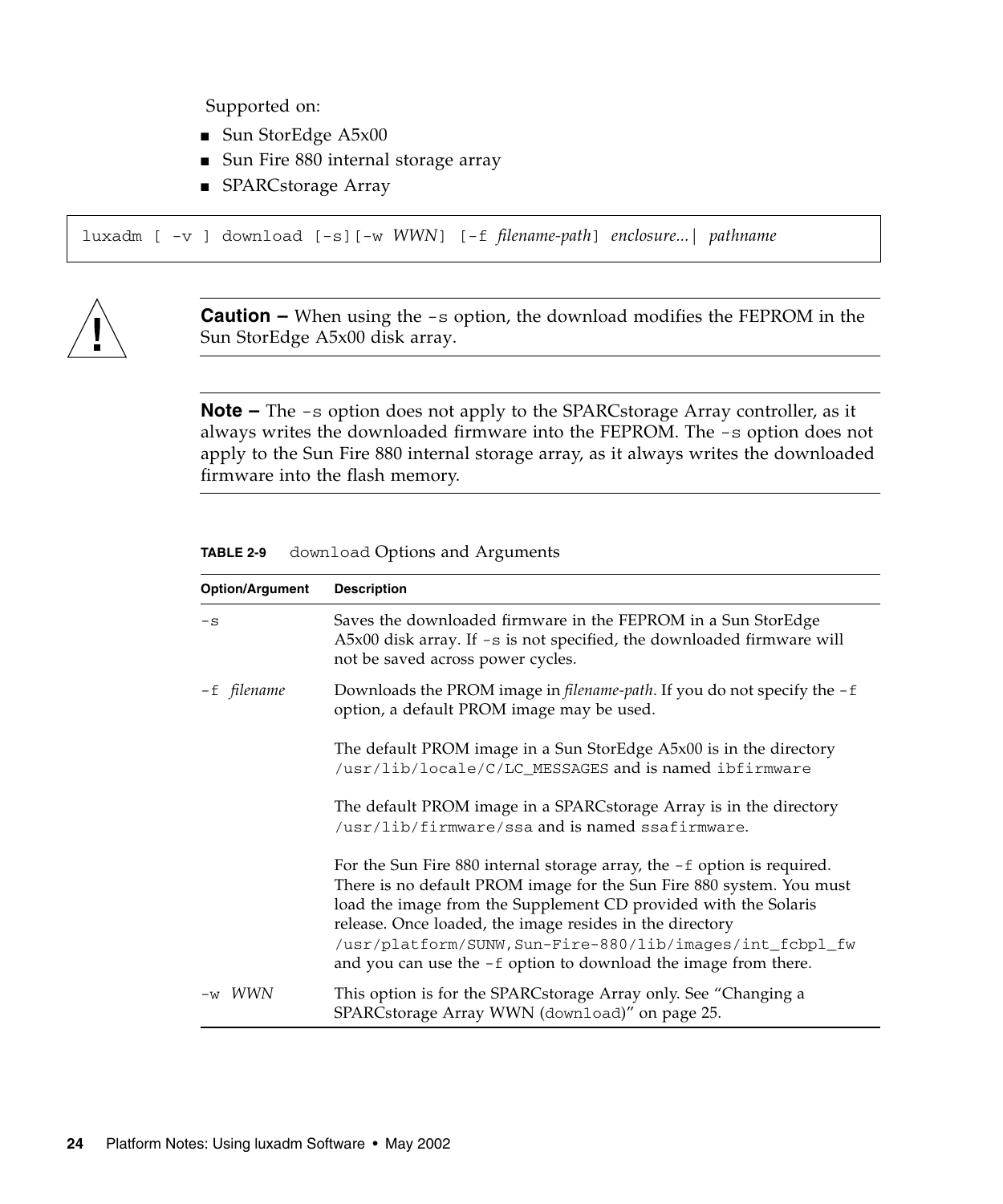Supported on:

- Sun StorEdge A5x00
- Sun Fire 880 internal storage array
- SPARCstorage Array

```
luxadm [ -v ] download [-s][-w WWN] [-f filename-path] enclosure...| pathname
```

**Caution –** When using the `-s` option, the download modifies the FEPROM in the Sun StorEdge A5x00 disk array.

**Note –** The `-s` option does not apply to the SPARCstorage Array controller, as it always writes the downloaded firmware into the FEPROM. The `-s` option does not apply to the Sun Fire 880 internal storage array, as it always writes the downloaded firmware into the flash memory.

**TABLE 2-9** `download` Options and Arguments

| Option/Argument | Description |
|---|---|
| `-s` | Saves the downloaded firmware in the FEPROM in a Sun StorEdge A5x00 disk array. If `-s` is not specified, the downloaded firmware will not be saved across power cycles. |
| `-f` *filename* | Downloads the PROM image in *filename-path*. If you do not specify the `-f` option, a default PROM image may be used.<br><br>The default PROM image in a Sun StorEdge A5x00 is in the directory `/usr/lib/locale/C/LC_MESSAGES` and is named `ibfirmware`<br><br>The default PROM image in a SPARCstorage Array is in the directory `/usr/lib/firmware/ssa` and is named `ssafirmware`.<br><br>For the Sun Fire 880 internal storage array, the `-f` option is required. There is no default PROM image for the Sun Fire 880 system. You must load the image from the Supplement CD provided with the Solaris release. Once loaded, the image resides in the directory `/usr/platform/SUNW,Sun-Fire-880/lib/images/int_fcbpl_fw` and you can use the `-f` option to download the image from there. |
| `-w` *WWN* | This option is for the SPARCstorage Array only. See "Changing a SPARCstorage Array WWN (`download`)" on page 25. |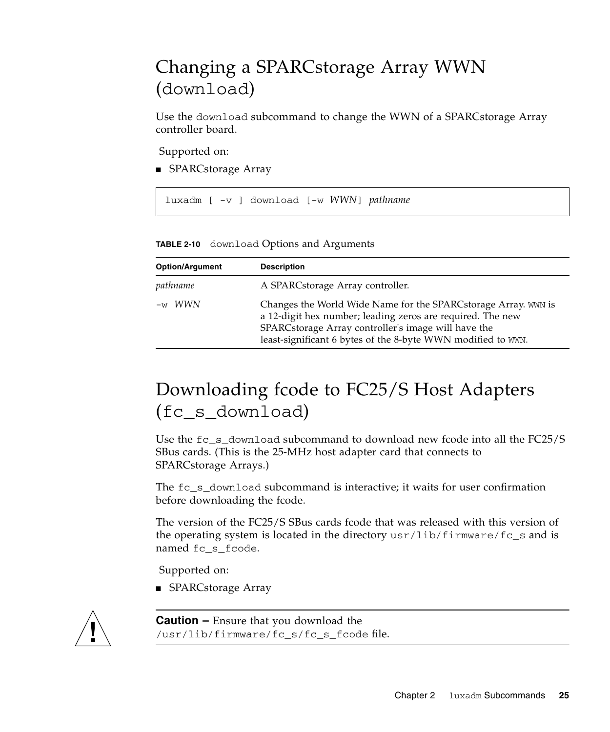## Changing a SPARCstorage Array WWN (`download`)

Use the `download` subcommand to change the WWN of a SPARCstorage Array controller board.

Supported on:

- SPARCstorage Array

```
luxadm [ -v ] download [-w WWN] pathname
```

**TABLE 2-10** `download` Options and Arguments

| Option/Argument | Description |
|---|---|
| *pathname* | A SPARCstorage Array controller. |
| `-w` *WWN* | Changes the World Wide Name for the SPARCstorage Array. `WWN` is a 12-digit hex number; leading zeros are required. The new SPARCstorage Array controller's image will have the least-significant 6 bytes of the 8-byte WWN modified to `WWN`. |

## Downloading fcode to FC25/S Host Adapters (`fc_s_download`)

Use the `fc_s_download` subcommand to download new fcode into all the FC25/S SBus cards. (This is the 25-MHz host adapter card that connects to SPARCstorage Arrays.)

The `fc_s_download` subcommand is interactive; it waits for user confirmation before downloading the fcode.

The version of the FC25/S SBus cards fcode that was released with this version of the operating system is located in the directory `usr/lib/firmware/fc_s` and is named `fc_s_fcode`.

Supported on:

- SPARCstorage Array

**Caution –** Ensure that you download the `/usr/lib/firmware/fc_s/fc_s_fcode` file.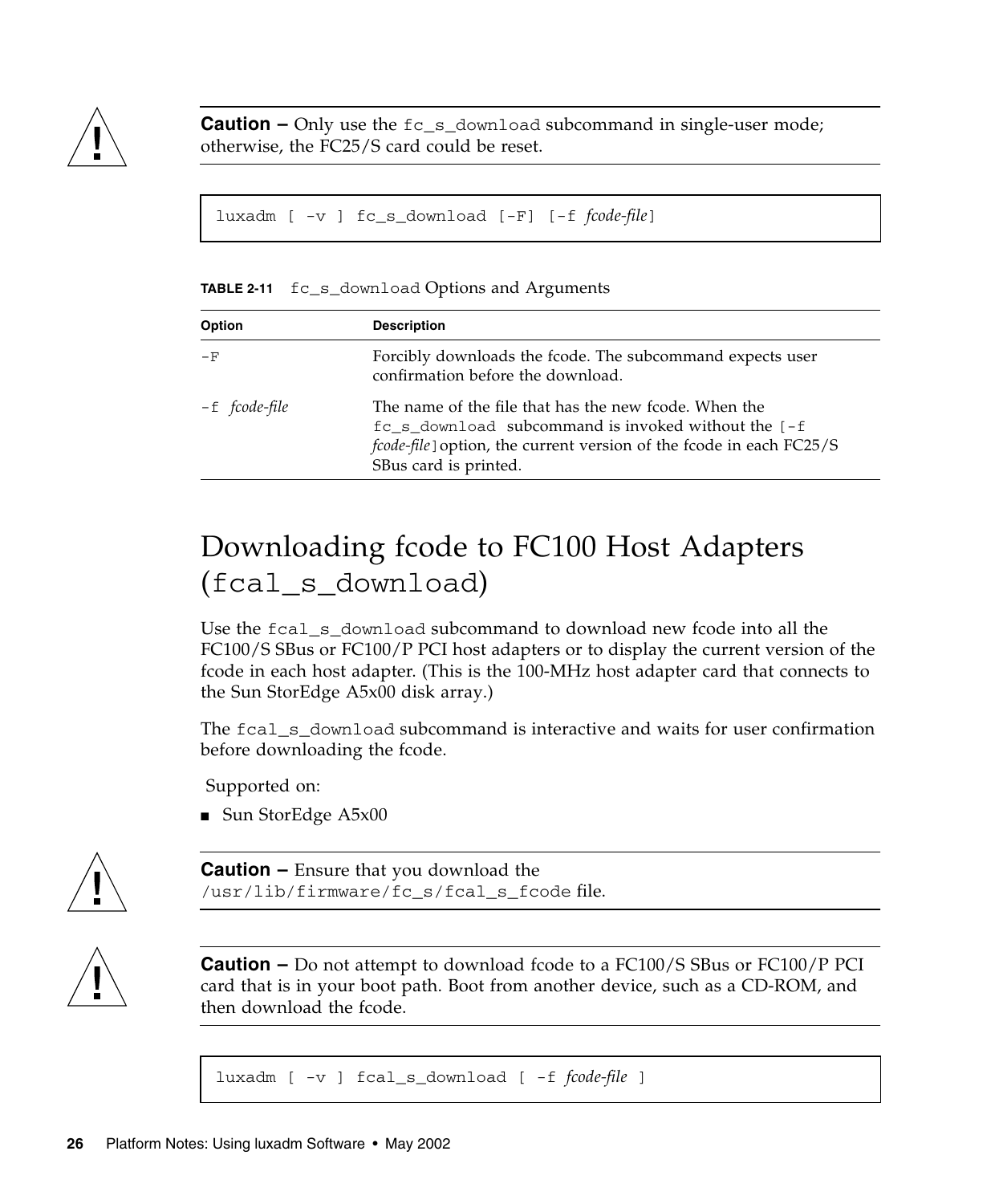**Caution –** Only use the `fc_s_download` subcommand in single-user mode; otherwise, the FC25/S card could be reset.

```
luxadm [ -v ] fc_s_download [-F] [-f fcode-file]
```

**TABLE 2-11** `fc_s_download` Options and Arguments

| Option | Description |
|---|---|
| `-F` | Forcibly downloads the fcode. The subcommand expects user confirmation before the download. |
| `-f` *fcode-file* | The name of the file that has the new fcode. When the `fc_s_download` subcommand is invoked without the `[-f` *fcode-file*`]` option, the current version of the fcode in each FC25/S SBus card is printed. |

## Downloading fcode to FC100 Host Adapters (`fcal_s_download`)

Use the `fcal_s_download` subcommand to download new fcode into all the FC100/S SBus or FC100/P PCI host adapters or to display the current version of the fcode in each host adapter. (This is the 100-MHz host adapter card that connects to the Sun StorEdge A5x00 disk array.)

The `fcal_s_download` subcommand is interactive and waits for user confirmation before downloading the fcode.

Supported on:

- Sun StorEdge A5x00

**Caution –** Ensure that you download the `/usr/lib/firmware/fc_s/fcal_s_fcode` file.

**Caution –** Do not attempt to download fcode to a FC100/S SBus or FC100/P PCI card that is in your boot path. Boot from another device, such as a CD-ROM, and then download the fcode.

```
luxadm [ -v ] fcal_s_download [ -f fcode-file ]
```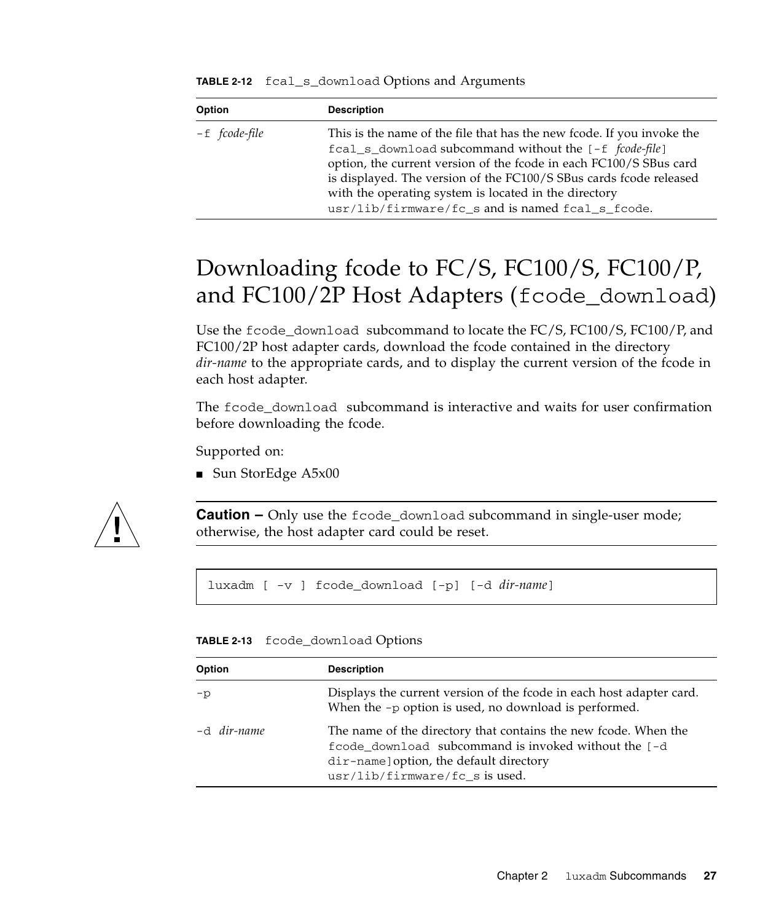**TABLE 2-12** `fcal_s_download` Options and Arguments

| Option | Description |
|---|---|
| `-f` *fcode-file* | This is the name of the file that has the new fcode. If you invoke the `fcal_s_download` subcommand without the `[-f` *fcode-file*`]` option, the current version of the fcode in each FC100/S SBus card is displayed. The version of the FC100/S SBus cards fcode released with the operating system is located in the directory `usr/lib/firmware/fc_s` and is named `fcal_s_fcode`. |

## Downloading fcode to FC/S, FC100/S, FC100/P, and FC100/2P Host Adapters (`fcode_download`)

Use the `fcode_download` subcommand to locate the FC/S, FC100/S, FC100/P, and FC100/2P host adapter cards, download the fcode contained in the directory *dir-name* to the appropriate cards, and to display the current version of the fcode in each host adapter.

The `fcode_download` subcommand is interactive and waits for user confirmation before downloading the fcode.

Supported on:

- Sun StorEdge A5x00

**Caution –** Only use the `fcode_download` subcommand in single-user mode; otherwise, the host adapter card could be reset.

```
luxadm [ -v ] fcode_download [-p] [-d dir-name]
```

**TABLE 2-13** `fcode_download` Options

| Option | Description |
|---|---|
| `-p` | Displays the current version of the fcode in each host adapter card. When the `-p` option is used, no download is performed. |
| `-d` *dir-name* | The name of the directory that contains the new fcode. When the `fcode_download` subcommand is invoked without the `[-d dir-name]` option, the default directory `usr/lib/firmware/fc_s` is used. |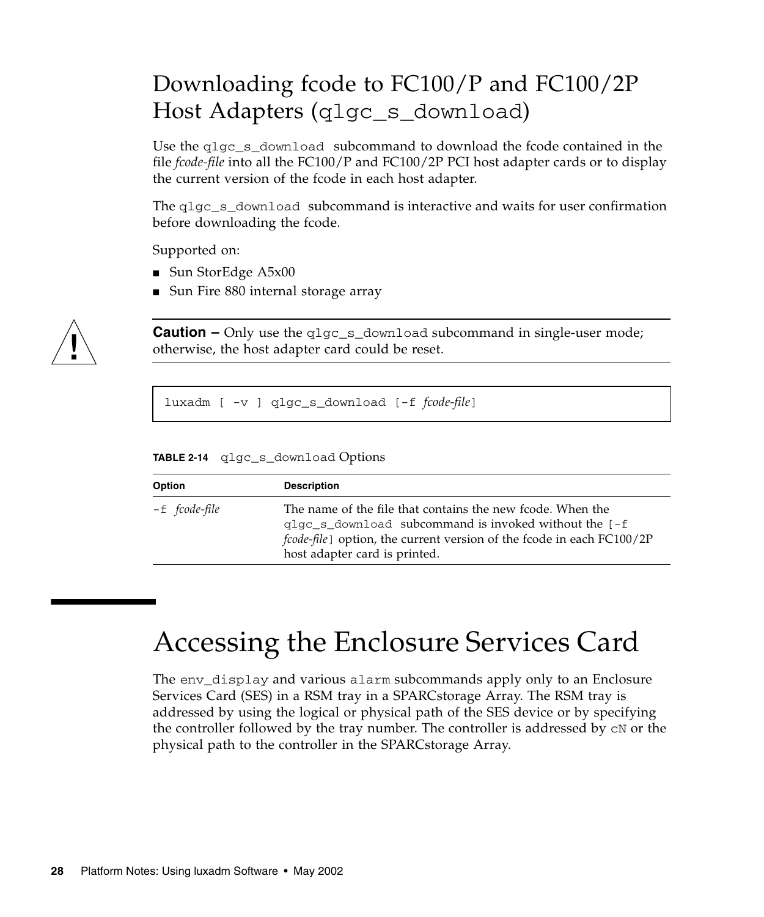## Downloading fcode to FC100/P and FC100/2P Host Adapters (`qlgc_s_download`)

Use the `qlgc_s_download` subcommand to download the fcode contained in the file *fcode-file* into all the FC100/P and FC100/2P PCI host adapter cards or to display the current version of the fcode in each host adapter.

The `qlgc_s_download` subcommand is interactive and waits for user confirmation before downloading the fcode.

Supported on:

- Sun StorEdge A5x00
- Sun Fire 880 internal storage array

**Caution –** Only use the `qlgc_s_download` subcommand in single-user mode; otherwise, the host adapter card could be reset.

```
luxadm [ -v ] qlgc_s_download [-f fcode-file]
```

**TABLE 2-14** `qlgc_s_download` Options

| Option | Description |
|---|---|
| `-f` *fcode-file* | The name of the file that contains the new fcode. When the `qlgc_s_download` subcommand is invoked without the `[-f` *fcode-file*`]` option, the current version of the fcode in each FC100/2P host adapter card is printed. |

# Accessing the Enclosure Services Card

The `env_display` and various `alarm` subcommands apply only to an Enclosure Services Card (SES) in a RSM tray in a SPARCstorage Array. The RSM tray is addressed by using the logical or physical path of the SES device or by specifying the controller followed by the tray number. The controller is addressed by `cN` or the physical path to the controller in the SPARCstorage Array.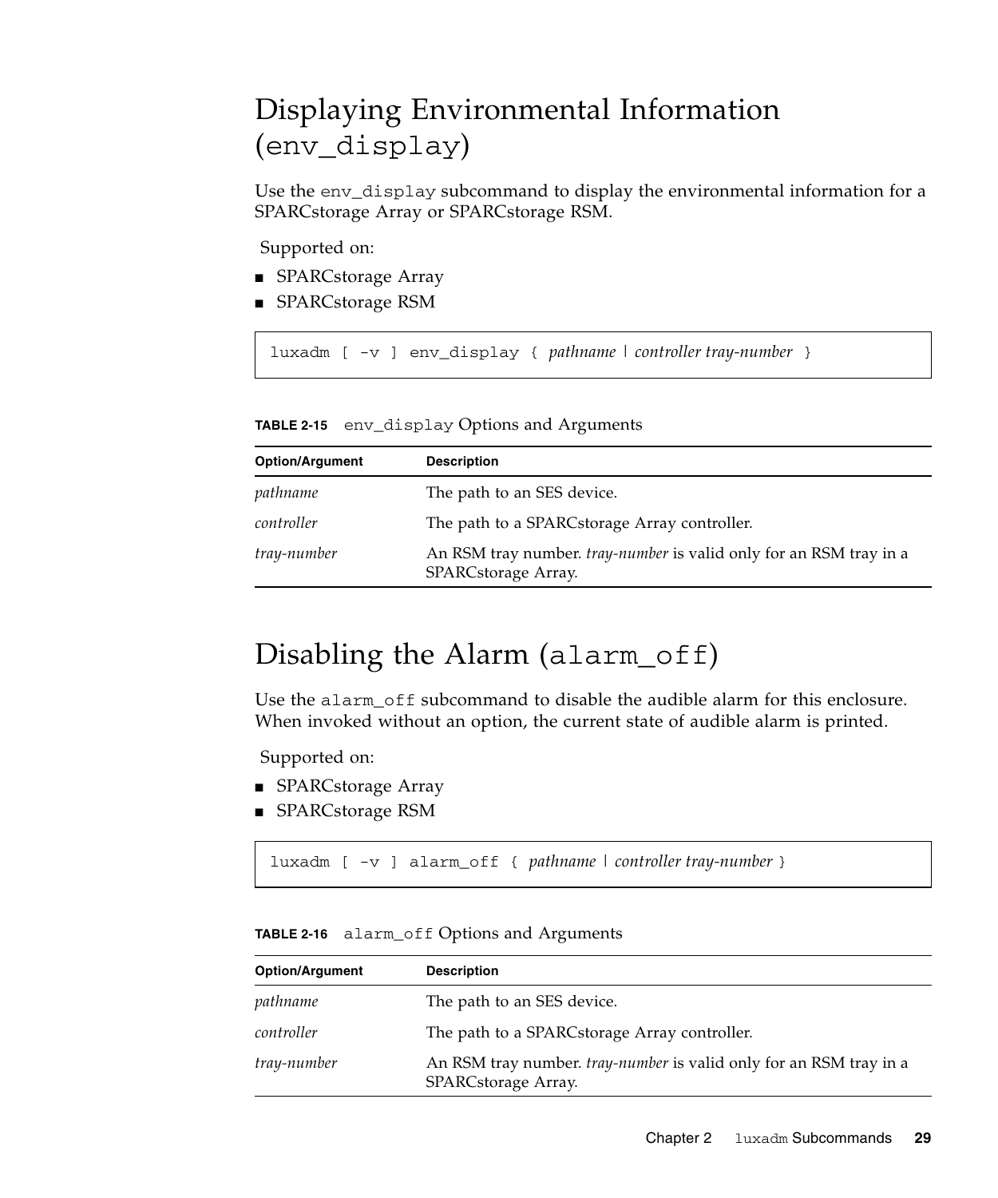# Displaying Environmental Information (`env_display`)

Use the `env_display` subcommand to display the environmental information for a SPARCstorage Array or SPARCstorage RSM.

Supported on:

- SPARCstorage Array
- SPARCstorage RSM

```
luxadm [ -v ] env_display { pathname | controller tray-number }
```

**TABLE 2-15** `env_display` Options and Arguments

| Option/Argument | Description |
|---|---|
| *pathname* | The path to an SES device. |
| *controller* | The path to a SPARCstorage Array controller. |
| *tray-number* | An RSM tray number. *tray-number* is valid only for an RSM tray in a SPARCstorage Array. |

# Disabling the Alarm (`alarm_off`)

Use the `alarm_off` subcommand to disable the audible alarm for this enclosure. When invoked without an option, the current state of audible alarm is printed.

Supported on:

- SPARCstorage Array
- SPARCstorage RSM

```
luxadm [ -v ] alarm_off { pathname | controller tray-number }
```

**TABLE 2-16** `alarm_off` Options and Arguments

| Option/Argument | Description |
|---|---|
| *pathname* | The path to an SES device. |
| *controller* | The path to a SPARCstorage Array controller. |
| *tray-number* | An RSM tray number. *tray-number* is valid only for an RSM tray in a SPARCstorage Array. |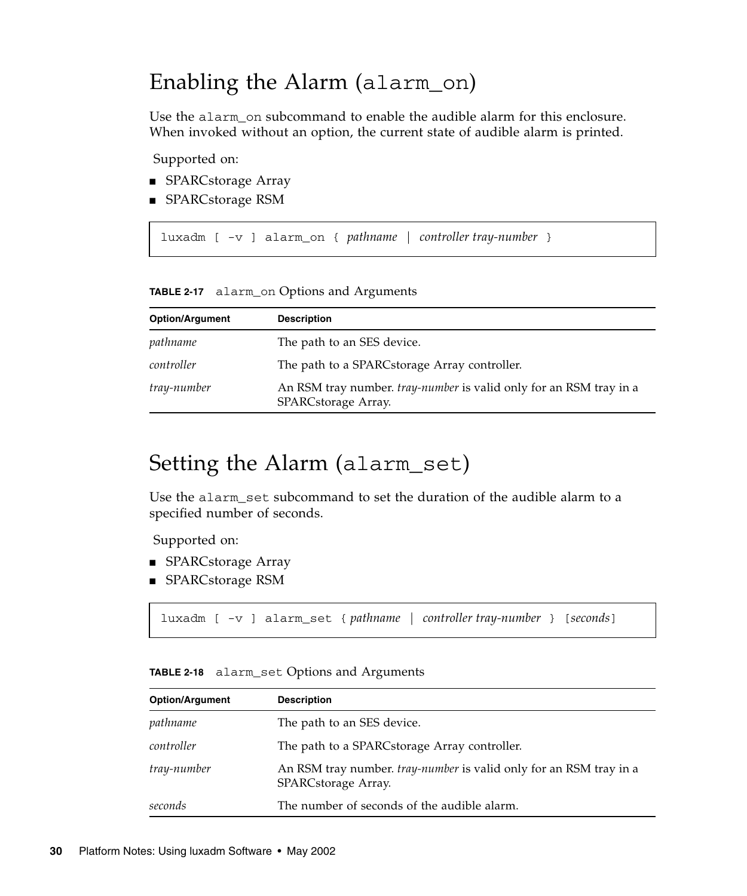# Enabling the Alarm (`alarm_on`)

Use the `alarm_on` subcommand to enable the audible alarm for this enclosure. When invoked without an option, the current state of audible alarm is printed.

Supported on:

- SPARCstorage Array
- SPARCstorage RSM

```
luxadm [ -v ] alarm_on { pathname | controller tray-number }
```

**TABLE 2-17** `alarm_on` Options and Arguments

| Option/Argument | Description |
|---|---|
| *pathname* | The path to an SES device. |
| *controller* | The path to a SPARCstorage Array controller. |
| *tray-number* | An RSM tray number. *tray-number* is valid only for an RSM tray in a SPARCstorage Array. |

# Setting the Alarm (`alarm_set`)

Use the `alarm_set` subcommand to set the duration of the audible alarm to a specified number of seconds.

Supported on:

- SPARCstorage Array
- SPARCstorage RSM

```
luxadm [ -v ] alarm_set { pathname | controller tray-number } [seconds]
```

**TABLE 2-18** `alarm_set` Options and Arguments

| Option/Argument | Description |
|---|---|
| *pathname* | The path to an SES device. |
| *controller* | The path to a SPARCstorage Array controller. |
| *tray-number* | An RSM tray number. *tray-number* is valid only for an RSM tray in a SPARCstorage Array. |
| *seconds* | The number of seconds of the audible alarm. |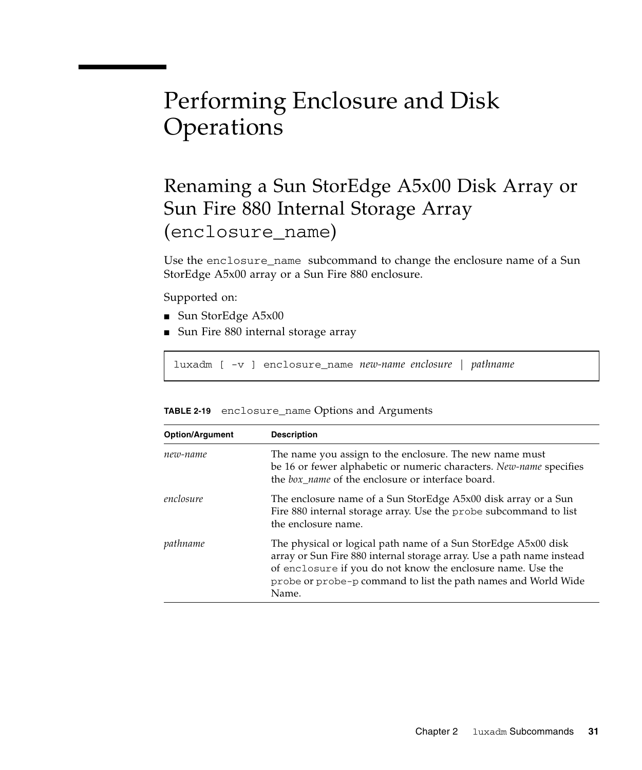# Performing Enclosure and Disk Operations

## Renaming a Sun StorEdge A5x00 Disk Array or Sun Fire 880 Internal Storage Array (enclosure_name)

Use the `enclosure_name` subcommand to change the enclosure name of a Sun StorEdge A5x00 array or a Sun Fire 880 enclosure.

Supported on:

- Sun StorEdge A5x00
- Sun Fire 880 internal storage array

```
luxadm [ -v ] enclosure_name new-name enclosure | pathname
```

**TABLE 2-19** `enclosure_name` Options and Arguments

| Option/Argument | Description |
|---|---|
| *new-name* | The name you assign to the enclosure. The new name must be 16 or fewer alphabetic or numeric characters. *New-name* specifies the *box_name* of the enclosure or interface board. |
| *enclosure* | The enclosure name of a Sun StorEdge A5x00 disk array or a Sun Fire 880 internal storage array. Use the `probe` subcommand to list the enclosure name. |
| *pathname* | The physical or logical path name of a Sun StorEdge A5x00 disk array or Sun Fire 880 internal storage array. Use a path name instead of `enclosure` if you do not know the enclosure name. Use the `probe` or `probe-p` command to list the path names and World Wide Name. |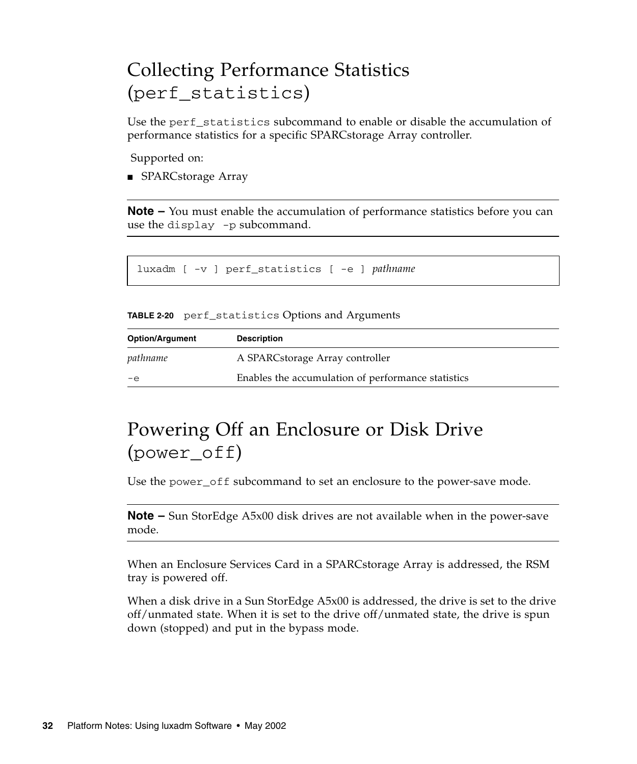## Collecting Performance Statistics (perf_statistics)

Use the `perf_statistics` subcommand to enable or disable the accumulation of performance statistics for a specific SPARCstorage Array controller.

Supported on:

- SPARCstorage Array

---

**Note –** You must enable the accumulation of performance statistics before you can use the `display -p` subcommand.

---

```
luxadm [ -v ] perf_statistics [ -e ] pathname
```

**TABLE 2-20** `perf_statistics` Options and Arguments

| Option/Argument | Description |
|---|---|
| *pathname* | A SPARCstorage Array controller |
| `-e` | Enables the accumulation of performance statistics |

## Powering Off an Enclosure or Disk Drive (power_off)

Use the `power_off` subcommand to set an enclosure to the power-save mode.

---

**Note –** Sun StorEdge A5x00 disk drives are not available when in the power-save mode.

---

When an Enclosure Services Card in a SPARCstorage Array is addressed, the RSM tray is powered off.

When a disk drive in a Sun StorEdge A5x00 is addressed, the drive is set to the drive off/unmated state. When it is set to the drive off/unmated state, the drive is spun down (stopped) and put in the bypass mode.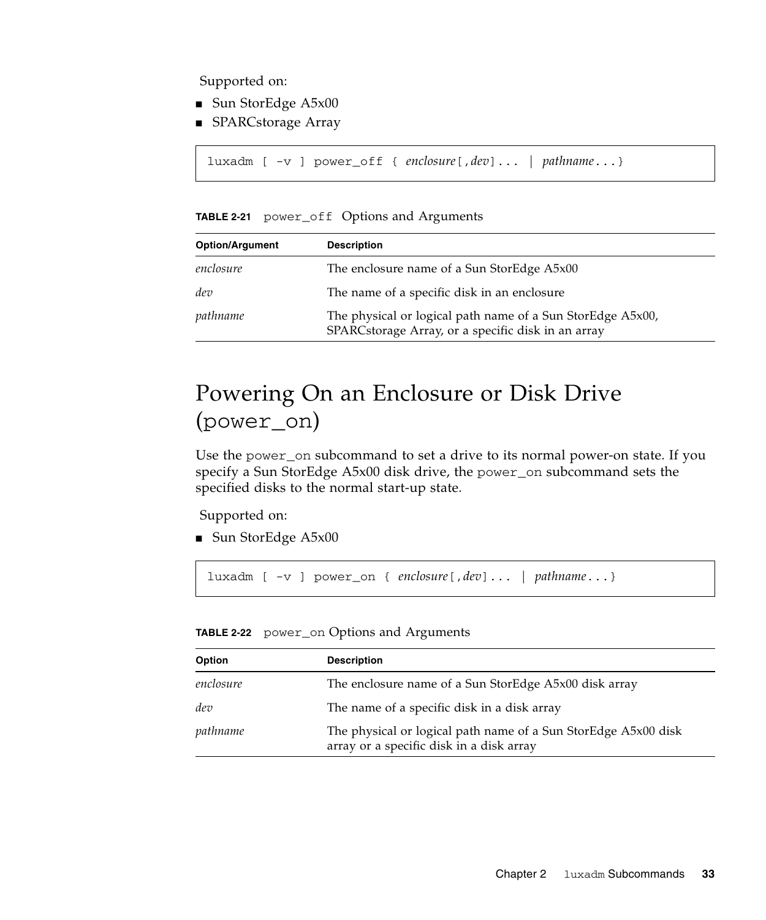Supported on:

- Sun StorEdge A5x00
- SPARCstorage Array

```
luxadm [ -v ] power_off { enclosure[,dev]... | pathname...}
```

**TABLE 2-21** `power_off` Options and Arguments

| Option/Argument | Description |
|---|---|
| *enclosure* | The enclosure name of a Sun StorEdge A5x00 |
| *dev* | The name of a specific disk in an enclosure |
| *pathname* | The physical or logical path name of a Sun StorEdge A5x00, SPARCstorage Array, or a specific disk in an array |

# Powering On an Enclosure or Disk Drive (`power_on`)

Use the `power_on` subcommand to set a drive to its normal power-on state. If you specify a Sun StorEdge A5x00 disk drive, the `power_on` subcommand sets the specified disks to the normal start-up state.

Supported on:

- Sun StorEdge A5x00

```
luxadm [ -v ] power_on { enclosure[,dev]... | pathname...}
```

**TABLE 2-22** `power_on` Options and Arguments

| Option | Description |
|---|---|
| *enclosure* | The enclosure name of a Sun StorEdge A5x00 disk array |
| *dev* | The name of a specific disk in a disk array |
| *pathname* | The physical or logical path name of a Sun StorEdge A5x00 disk array or a specific disk in a disk array |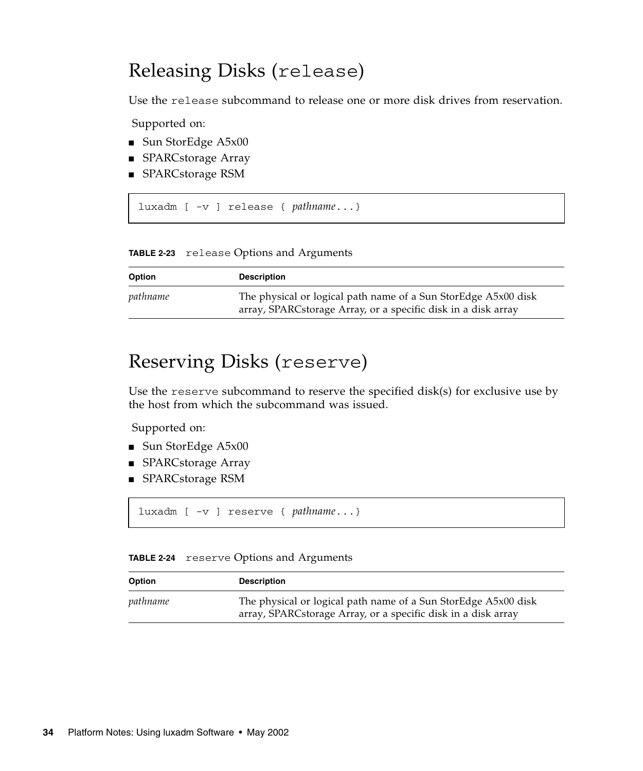## Releasing Disks (`release`)

Use the `release` subcommand to release one or more disk drives from reservation.

Supported on:

- Sun StorEdge A5x00
- SPARCstorage Array
- SPARCstorage RSM

```
luxadm [ -v ] release { pathname...}
```

**TABLE 2-23** `release` Options and Arguments

| Option | Description |
|---|---|
| *pathname* | The physical or logical path name of a Sun StorEdge A5x00 disk array, SPARCstorage Array, or a specific disk in a disk array |

## Reserving Disks (`reserve`)

Use the `reserve` subcommand to reserve the specified disk(s) for exclusive use by the host from which the subcommand was issued.

Supported on:

- Sun StorEdge A5x00
- SPARCstorage Array
- SPARCstorage RSM

```
luxadm [ -v ] reserve { pathname...}
```

**TABLE 2-24** `reserve` Options and Arguments

| Option | Description |
|---|---|
| *pathname* | The physical or logical path name of a Sun StorEdge A5x00 disk array, SPARCstorage Array, or a specific disk in a disk array |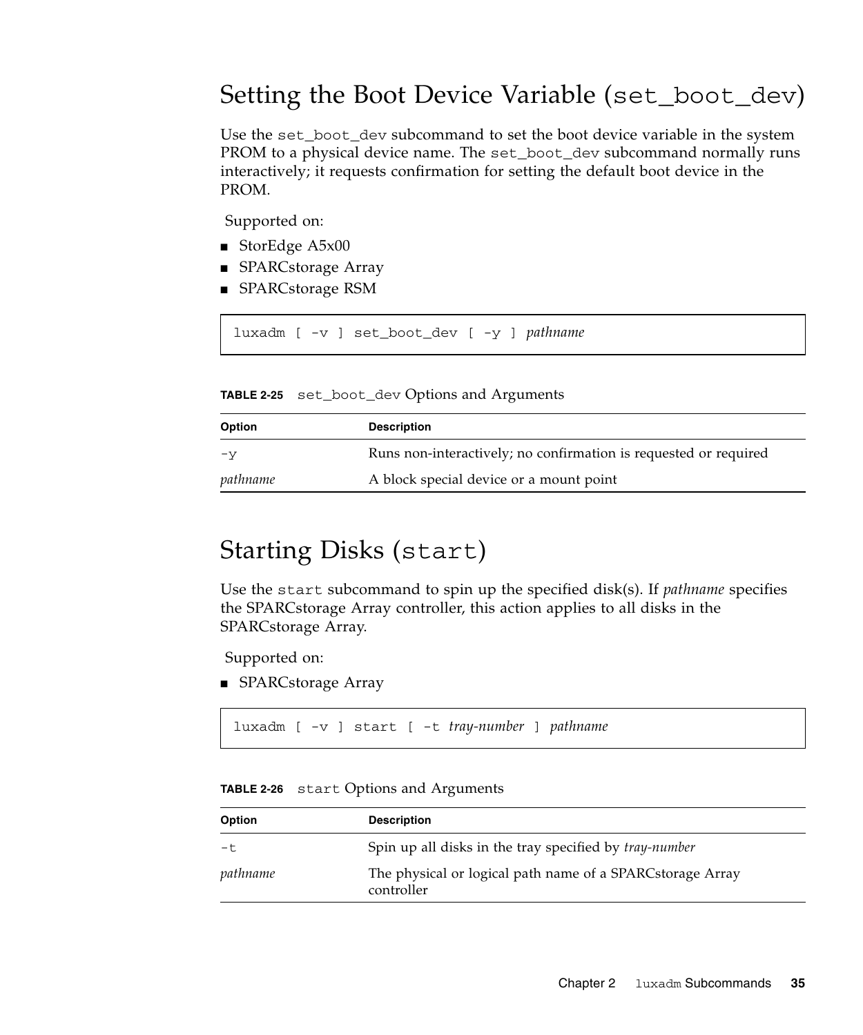# Setting the Boot Device Variable (`set_boot_dev`)

Use the `set_boot_dev` subcommand to set the boot device variable in the system PROM to a physical device name. The `set_boot_dev` subcommand normally runs interactively; it requests confirmation for setting the default boot device in the PROM.

Supported on:

- StorEdge A5x00
- SPARCstorage Array
- SPARCstorage RSM

```
luxadm [ -v ] set_boot_dev [ -y ] pathname
```

**TABLE 2-25** `set_boot_dev` Options and Arguments

| Option | Description |
|---|---|
| `-y` | Runs non-interactively; no confirmation is requested or required |
| *pathname* | A block special device or a mount point |

# Starting Disks (`start`)

Use the `start` subcommand to spin up the specified disk(s). If *pathname* specifies the SPARCstorage Array controller, this action applies to all disks in the SPARCstorage Array.

Supported on:

- SPARCstorage Array

```
luxadm [ -v ] start [ -t tray-number ] pathname
```

**TABLE 2-26** `start` Options and Arguments

| Option | Description |
|---|---|
| `-t` | Spin up all disks in the tray specified by *tray-number* |
| *pathname* | The physical or logical path name of a SPARCstorage Array controller |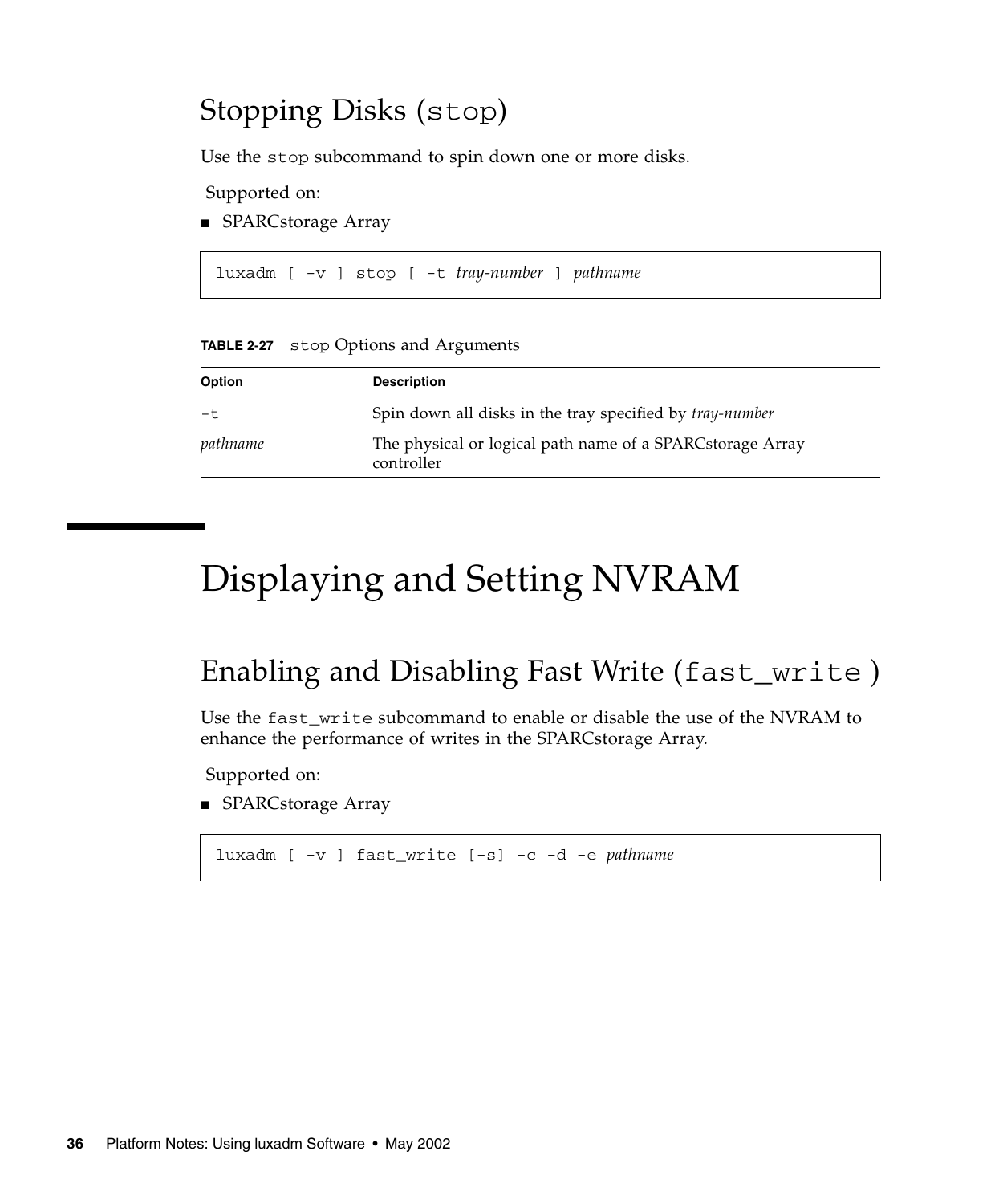## Stopping Disks (`stop`)

Use the `stop` subcommand to spin down one or more disks.

Supported on:

- SPARCstorage Array

```
luxadm [ -v ] stop [ -t tray-number ] pathname
```

**TABLE 2-27** `stop` Options and Arguments

| Option | Description |
|---|---|
| `-t` | Spin down all disks in the tray specified by *tray-number* |
| *pathname* | The physical or logical path name of a SPARCstorage Array controller |

# Displaying and Setting NVRAM

## Enabling and Disabling Fast Write (`fast_write` )

Use the `fast_write` subcommand to enable or disable the use of the NVRAM to enhance the performance of writes in the SPARCstorage Array.

Supported on:

- SPARCstorage Array

```
luxadm [ -v ] fast_write [-s] -c -d -e pathname
```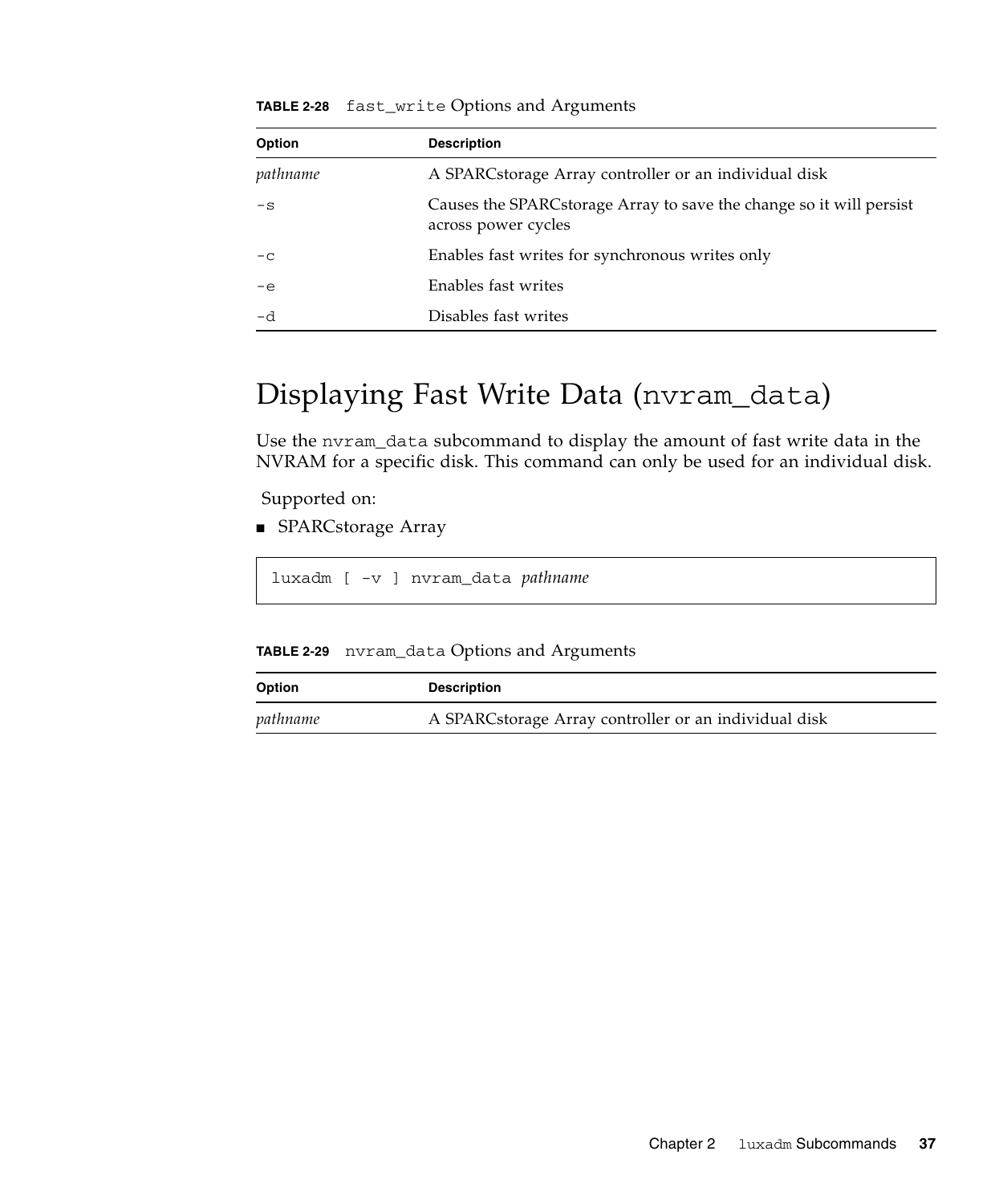**TABLE 2-28** `fast_write` Options and Arguments

| Option | Description |
|---|---|
| *pathname* | A SPARCstorage Array controller or an individual disk |
| `-s` | Causes the SPARCstorage Array to save the change so it will persist across power cycles |
| `-c` | Enables fast writes for synchronous writes only |
| `-e` | Enables fast writes |
| `-d` | Disables fast writes |

# Displaying Fast Write Data (`nvram_data`)

Use the `nvram_data` subcommand to display the amount of fast write data in the NVRAM for a specific disk. This command can only be used for an individual disk.

Supported on:

- SPARCstorage Array

```
luxadm [ -v ] nvram_data pathname
```

**TABLE 2-29** `nvram_data` Options and Arguments

| Option | Description |
|---|---|
| *pathname* | A SPARCstorage Array controller or an individual disk |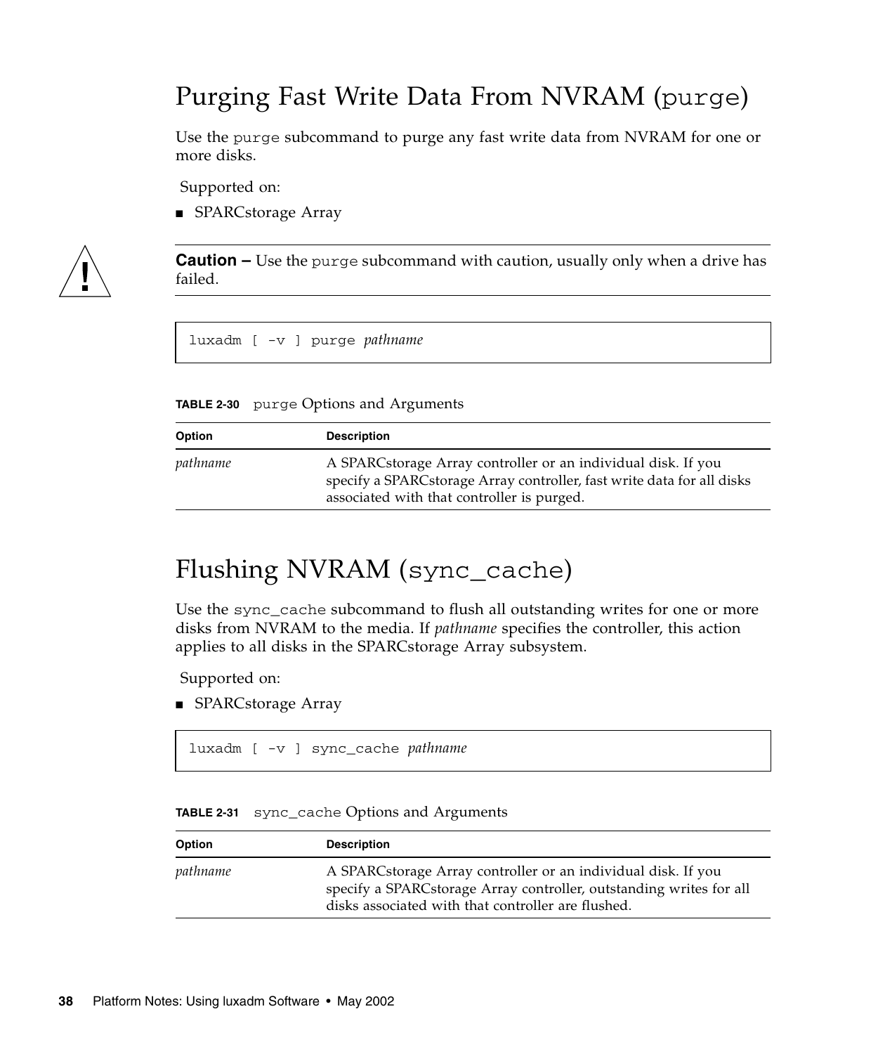## Purging Fast Write Data From NVRAM (`purge`)

Use the `purge` subcommand to purge any fast write data from NVRAM for one or more disks.

Supported on:

- SPARCstorage Array

> **Caution –** Use the `purge` subcommand with caution, usually only when a drive has failed.

```
luxadm [ -v ] purge pathname
```

**TABLE 2-30** `purge` Options and Arguments

| Option | Description |
|---|---|
| *pathname* | A SPARCstorage Array controller or an individual disk. If you specify a SPARCstorage Array controller, fast write data for all disks associated with that controller is purged. |

## Flushing NVRAM (`sync_cache`)

Use the `sync_cache` subcommand to flush all outstanding writes for one or more disks from NVRAM to the media. If *pathname* specifies the controller, this action applies to all disks in the SPARCstorage Array subsystem.

Supported on:

- SPARCstorage Array

```
luxadm [ -v ] sync_cache pathname
```

**TABLE 2-31** `sync_cache` Options and Arguments

| Option | Description |
|---|---|
| *pathname* | A SPARCstorage Array controller or an individual disk. If you specify a SPARCstorage Array controller, outstanding writes for all disks associated with that controller are flushed. |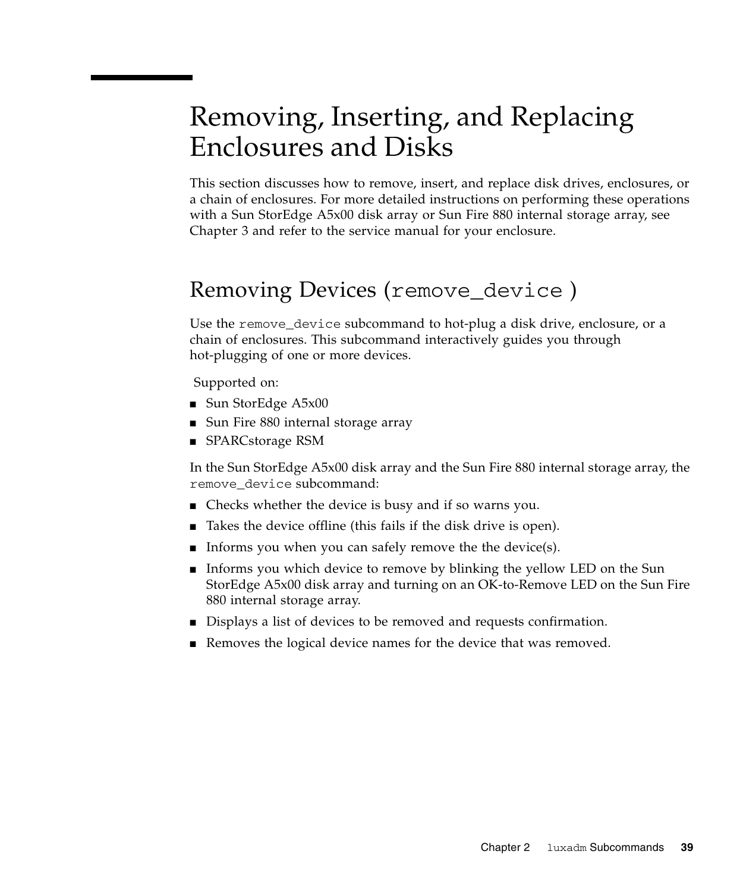# Removing, Inserting, and Replacing Enclosures and Disks

This section discusses how to remove, insert, and replace disk drives, enclosures, or a chain of enclosures. For more detailed instructions on performing these operations with a Sun StorEdge A5x00 disk array or Sun Fire 880 internal storage array, see Chapter 3 and refer to the service manual for your enclosure.

## Removing Devices (`remove_device` )

Use the `remove_device` subcommand to hot-plug a disk drive, enclosure, or a chain of enclosures. This subcommand interactively guides you through hot-plugging of one or more devices.

Supported on:

- Sun StorEdge A5x00
- Sun Fire 880 internal storage array
- SPARCstorage RSM

In the Sun StorEdge A5x00 disk array and the Sun Fire 880 internal storage array, the `remove_device` subcommand:

- Checks whether the device is busy and if so warns you.
- Takes the device offline (this fails if the disk drive is open).
- Informs you when you can safely remove the the device(s).
- Informs you which device to remove by blinking the yellow LED on the Sun StorEdge A5x00 disk array and turning on an OK-to-Remove LED on the Sun Fire 880 internal storage array.
- Displays a list of devices to be removed and requests confirmation.
- Removes the logical device names for the device that was removed.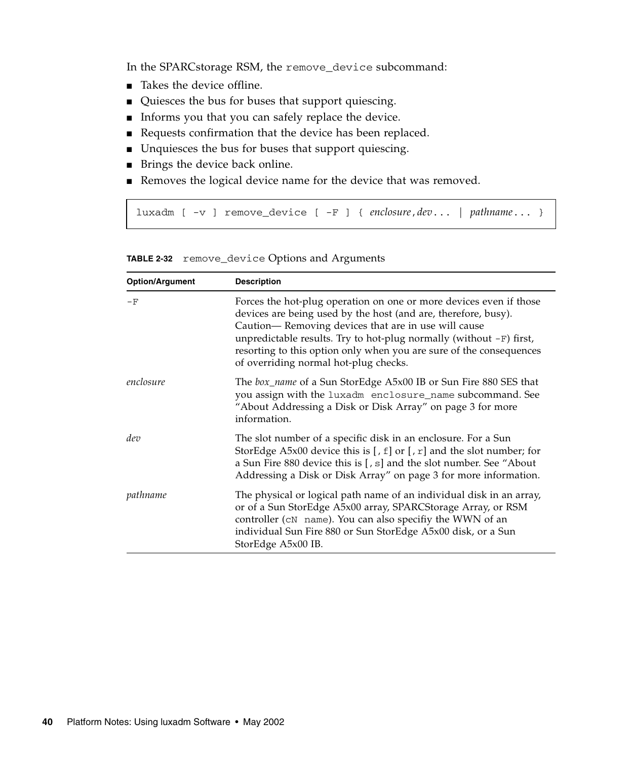In the SPARCstorage RSM, the `remove_device` subcommand:

- Takes the device offline.
- Quiesces the bus for buses that support quiescing.
- Informs you that you can safely replace the device.
- Requests confirmation that the device has been replaced.
- Unquiesces the bus for buses that support quiescing.
- Brings the device back online.
- Removes the logical device name for the device that was removed.

```
luxadm [ -v ] remove_device [ -F ] { enclosure,dev... | pathname... }
```

**TABLE 2-32** `remove_device` Options and Arguments

| Option/Argument | Description |
|---|---|
| `-F` | Forces the hot-plug operation on one or more devices even if those devices are being used by the host (and are, therefore, busy). Caution— Removing devices that are in use will cause unpredictable results. Try to hot-plug normally (without `-F`) first, resorting to this option only when you are sure of the consequences of overriding normal hot-plug checks. |
| *enclosure* | The *box_name* of a Sun StorEdge A5x00 IB or Sun Fire 880 SES that you assign with the `luxadm enclosure_name` subcommand. See "About Addressing a Disk or Disk Array" on page 3 for more information. |
| *dev* | The slot number of a specific disk in an enclosure. For a Sun StorEdge A5x00 device this is [`,f`] or [`,r`] and the slot number; for a Sun Fire 880 device this is [`,s`] and the slot number. See "About Addressing a Disk or Disk Array" on page 3 for more information. |
| *pathname* | The physical or logical path name of an individual disk in an array, or of a Sun StorEdge A5x00 array, SPARCStorage Array, or RSM controller (`cN name`). You can also specifiy the WWN of an individual Sun Fire 880 or Sun StorEdge A5x00 disk, or a Sun StorEdge A5x00 IB. |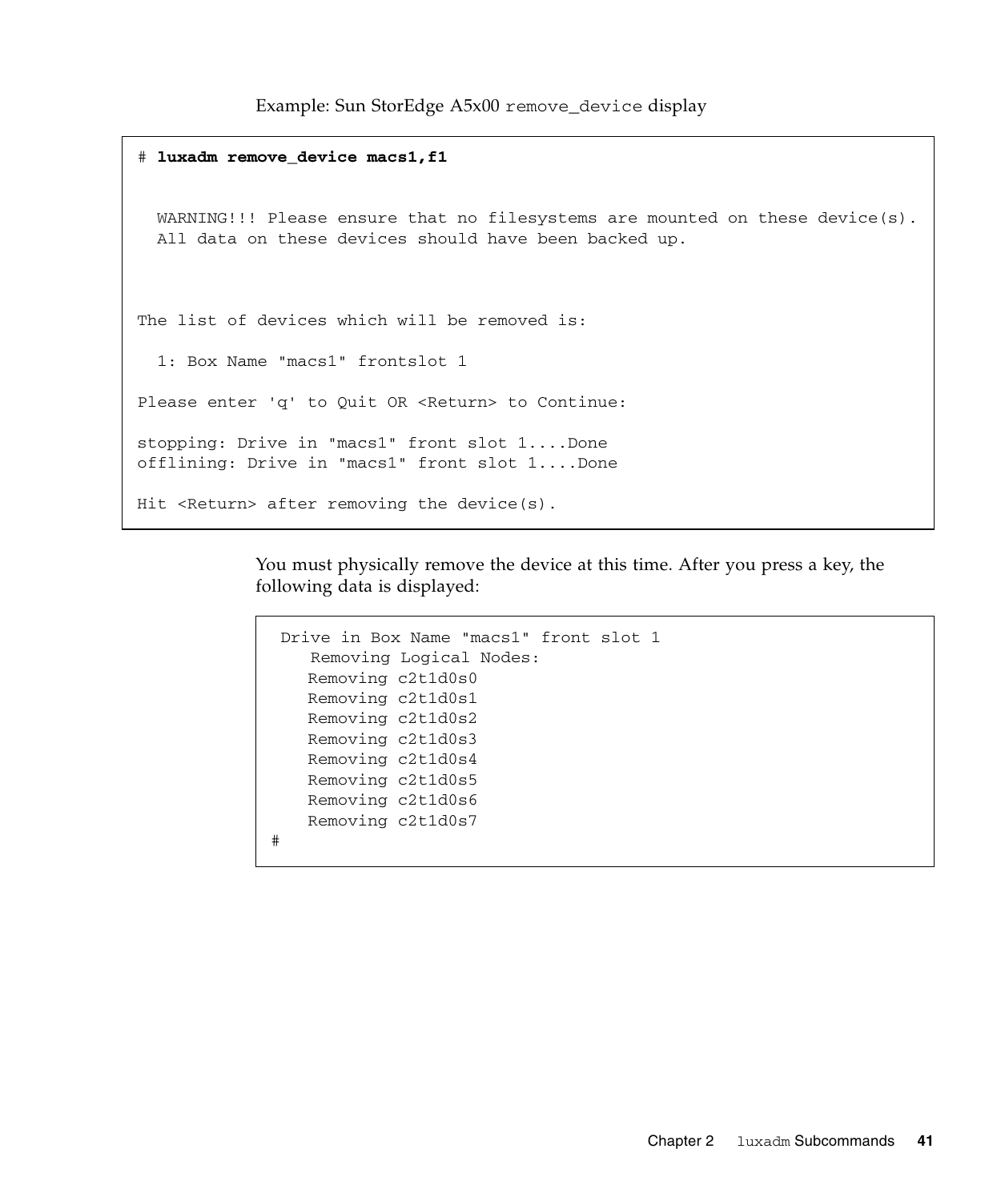Example: Sun StorEdge A5x00 `remove_device` display

```
# luxadm remove_device macs1,f1


  WARNING!!! Please ensure that no filesystems are mounted on these device(s).
  All data on these devices should have been backed up.



The list of devices which will be removed is:

  1: Box Name "macs1" frontslot 1

Please enter 'q' to Quit OR <Return> to Continue:

stopping: Drive in "macs1" front slot 1....Done
offlining: Drive in "macs1" front slot 1....Done

Hit <Return> after removing the device(s).
```

You must physically remove the device at this time. After you press a key, the following data is displayed:

```
 Drive in Box Name "macs1" front slot 1
    Removing Logical Nodes:
    Removing c2t1d0s0
    Removing c2t1d0s1
    Removing c2t1d0s2
    Removing c2t1d0s3
    Removing c2t1d0s4
    Removing c2t1d0s5
    Removing c2t1d0s6
    Removing c2t1d0s7
#
```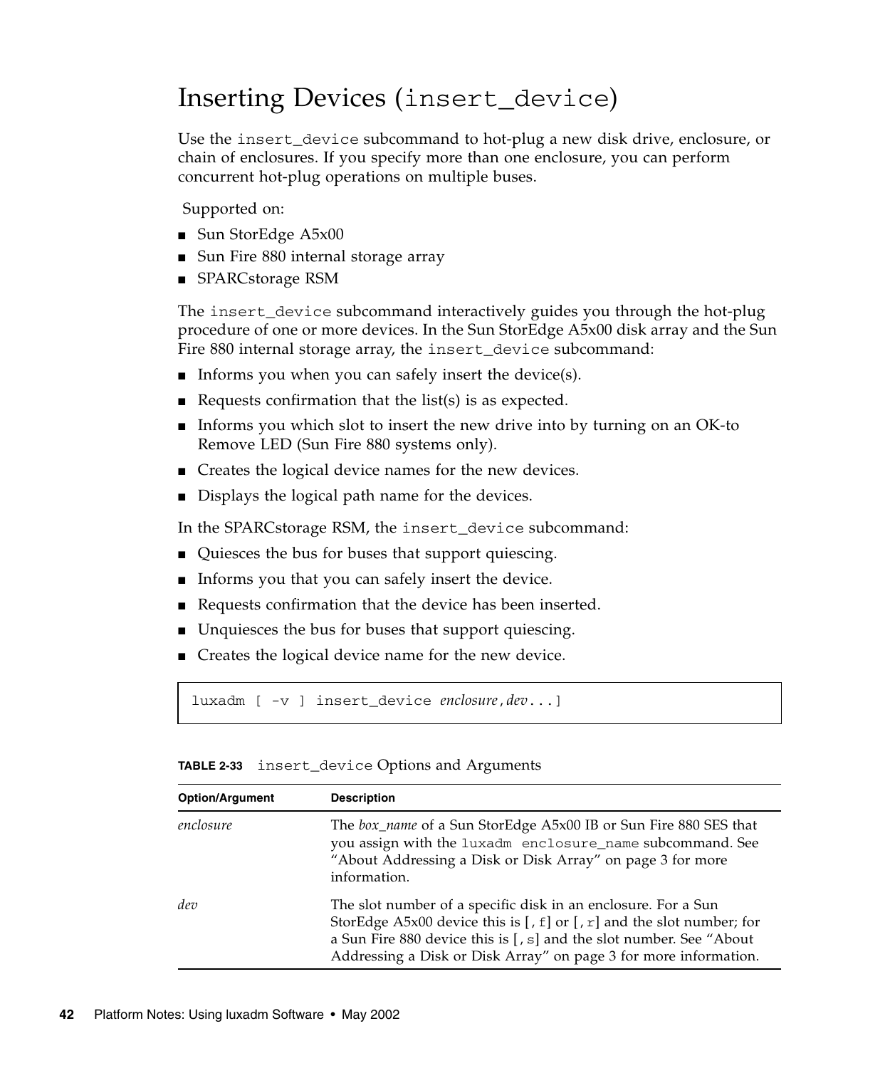## Inserting Devices (`insert_device`)

Use the `insert_device` subcommand to hot-plug a new disk drive, enclosure, or chain of enclosures. If you specify more than one enclosure, you can perform concurrent hot-plug operations on multiple buses.

Supported on:

- Sun StorEdge A5x00
- Sun Fire 880 internal storage array
- SPARCstorage RSM

The `insert_device` subcommand interactively guides you through the hot-plug procedure of one or more devices. In the Sun StorEdge A5x00 disk array and the Sun Fire 880 internal storage array, the `insert_device` subcommand:

- Informs you when you can safely insert the device(s).
- Requests confirmation that the list(s) is as expected.
- Informs you which slot to insert the new drive into by turning on an OK-to Remove LED (Sun Fire 880 systems only).
- Creates the logical device names for the new devices.
- Displays the logical path name for the devices.

In the SPARCstorage RSM, the `insert_device` subcommand:

- Quiesces the bus for buses that support quiescing.
- Informs you that you can safely insert the device.
- Requests confirmation that the device has been inserted.
- Unquiesces the bus for buses that support quiescing.
- Creates the logical device name for the new device.

```
luxadm [ -v ] insert_device enclosure,dev...]
```

**TABLE 2-33** `insert_device` Options and Arguments

| Option/Argument | Description |
|---|---|
| *enclosure* | The *box_name* of a Sun StorEdge A5x00 IB or Sun Fire 880 SES that you assign with the `luxadm enclosure_name` subcommand. See "About Addressing a Disk or Disk Array" on page 3 for more information. |
| *dev* | The slot number of a specific disk in an enclosure. For a Sun StorEdge A5x00 device this is [`,f`] or [`,r`] and the slot number; for a Sun Fire 880 device this is [`,s`] and the slot number. See "About Addressing a Disk or Disk Array" on page 3 for more information. |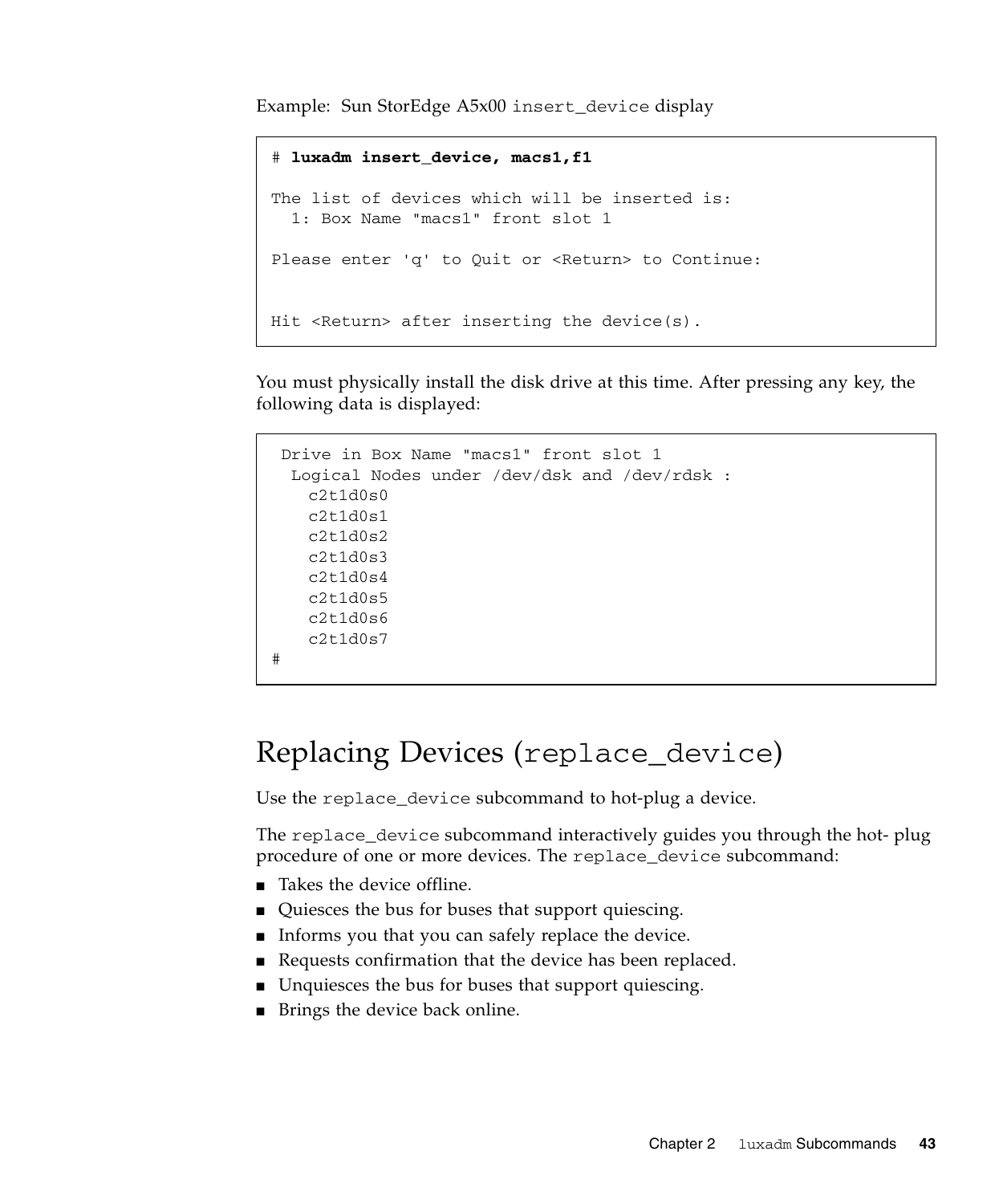Example: Sun StorEdge A5x00 `insert_device` display

```
# luxadm insert_device, macs1,f1

The list of devices which will be inserted is:
  1: Box Name "macs1" front slot 1

Please enter 'q' to Quit or <Return> to Continue:


Hit <Return> after inserting the device(s).
```

You must physically install the disk drive at this time. After pressing any key, the following data is displayed:

```
 Drive in Box Name "macs1" front slot 1
  Logical Nodes under /dev/dsk and /dev/rdsk :
    c2t1d0s0
    c2t1d0s1
    c2t1d0s2
    c2t1d0s3
    c2t1d0s4
    c2t1d0s5
    c2t1d0s6
    c2t1d0s7
#
```

## Replacing Devices (`replace_device`)

Use the `replace_device` subcommand to hot-plug a device.

The `replace_device` subcommand interactively guides you through the hot- plug procedure of one or more devices. The `replace_device` subcommand:

- Takes the device offline.
- Quiesces the bus for buses that support quiescing.
- Informs you that you can safely replace the device.
- Requests confirmation that the device has been replaced.
- Unquiesces the bus for buses that support quiescing.
- Brings the device back online.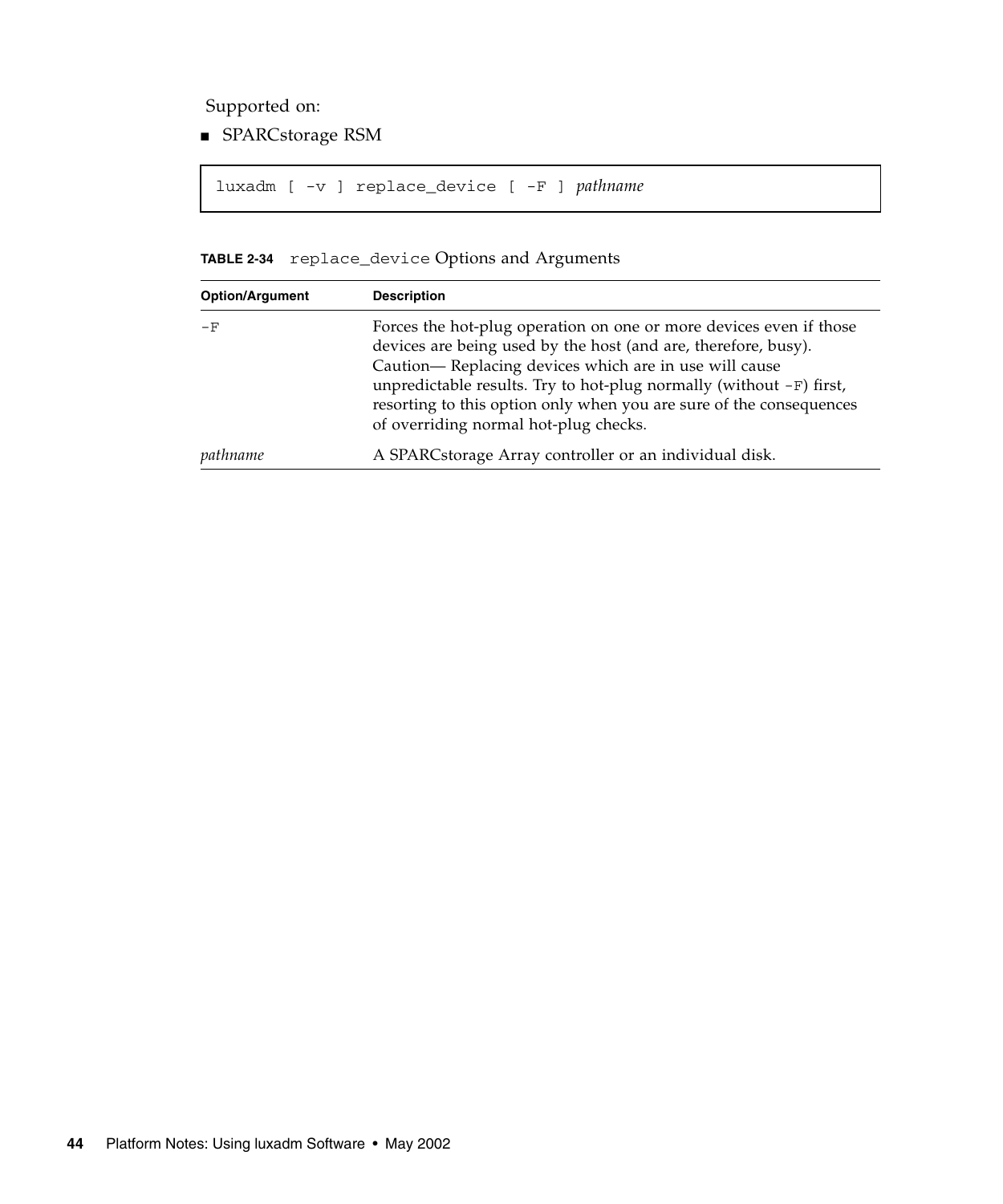Supported on:

- SPARCstorage RSM

```
luxadm [ -v ] replace_device [ -F ] pathname
```

**TABLE 2-34** `replace_device` Options and Arguments

| Option/Argument | Description |
| --- | --- |
| `-F` | Forces the hot-plug operation on one or more devices even if those devices are being used by the host (and are, therefore, busy). Caution— Replacing devices which are in use will cause unpredictable results. Try to hot-plug normally (without `-F`) first, resorting to this option only when you are sure of the consequences of overriding normal hot-plug checks. |
| *pathname* | A SPARCstorage Array controller or an individual disk. |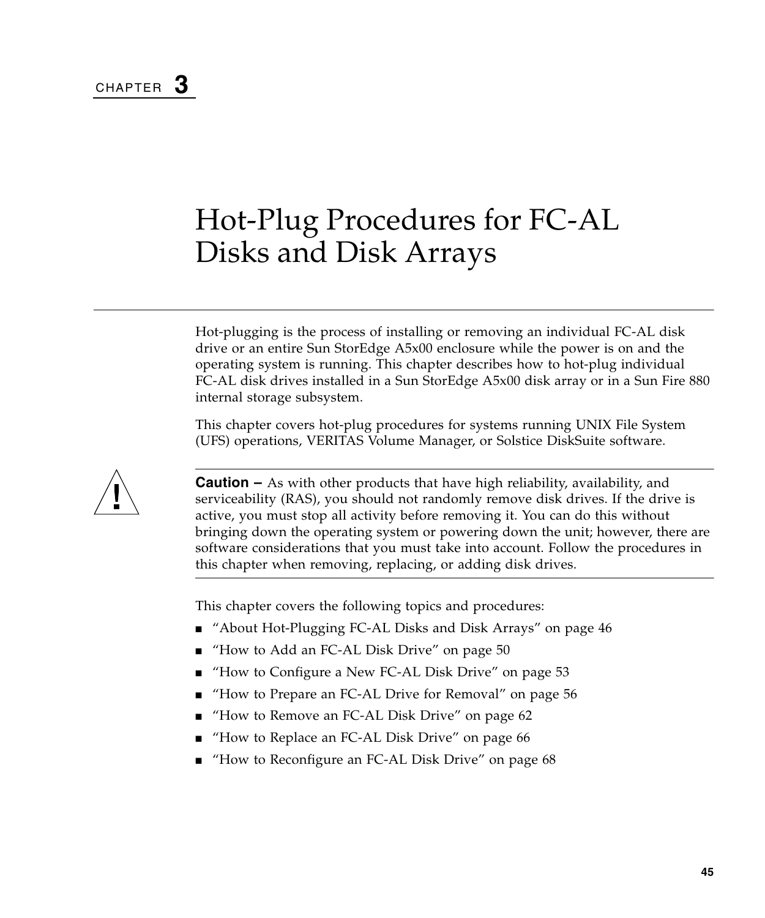CHAPTER **3**

# Hot-Plug Procedures for FC-AL Disks and Disk Arrays

Hot-plugging is the process of installing or removing an individual FC-AL disk drive or an entire Sun StorEdge A5x00 enclosure while the power is on and the operating system is running. This chapter describes how to hot-plug individual FC-AL disk drives installed in a Sun StorEdge A5x00 disk array or in a Sun Fire 880 internal storage subsystem.

This chapter covers hot-plug procedures for systems running UNIX File System (UFS) operations, VERITAS Volume Manager, or Solstice DiskSuite software.

**Caution –** As with other products that have high reliability, availability, and serviceability (RAS), you should not randomly remove disk drives. If the drive is active, you must stop all activity before removing it. You can do this without bringing down the operating system or powering down the unit; however, there are software considerations that you must take into account. Follow the procedures in this chapter when removing, replacing, or adding disk drives.

This chapter covers the following topics and procedures:

- "About Hot-Plugging FC-AL Disks and Disk Arrays" on page 46
- "How to Add an FC-AL Disk Drive" on page 50
- "How to Configure a New FC-AL Disk Drive" on page 53
- "How to Prepare an FC-AL Drive for Removal" on page 56
- "How to Remove an FC-AL Disk Drive" on page 62
- "How to Replace an FC-AL Disk Drive" on page 66
- "How to Reconfigure an FC-AL Disk Drive" on page 68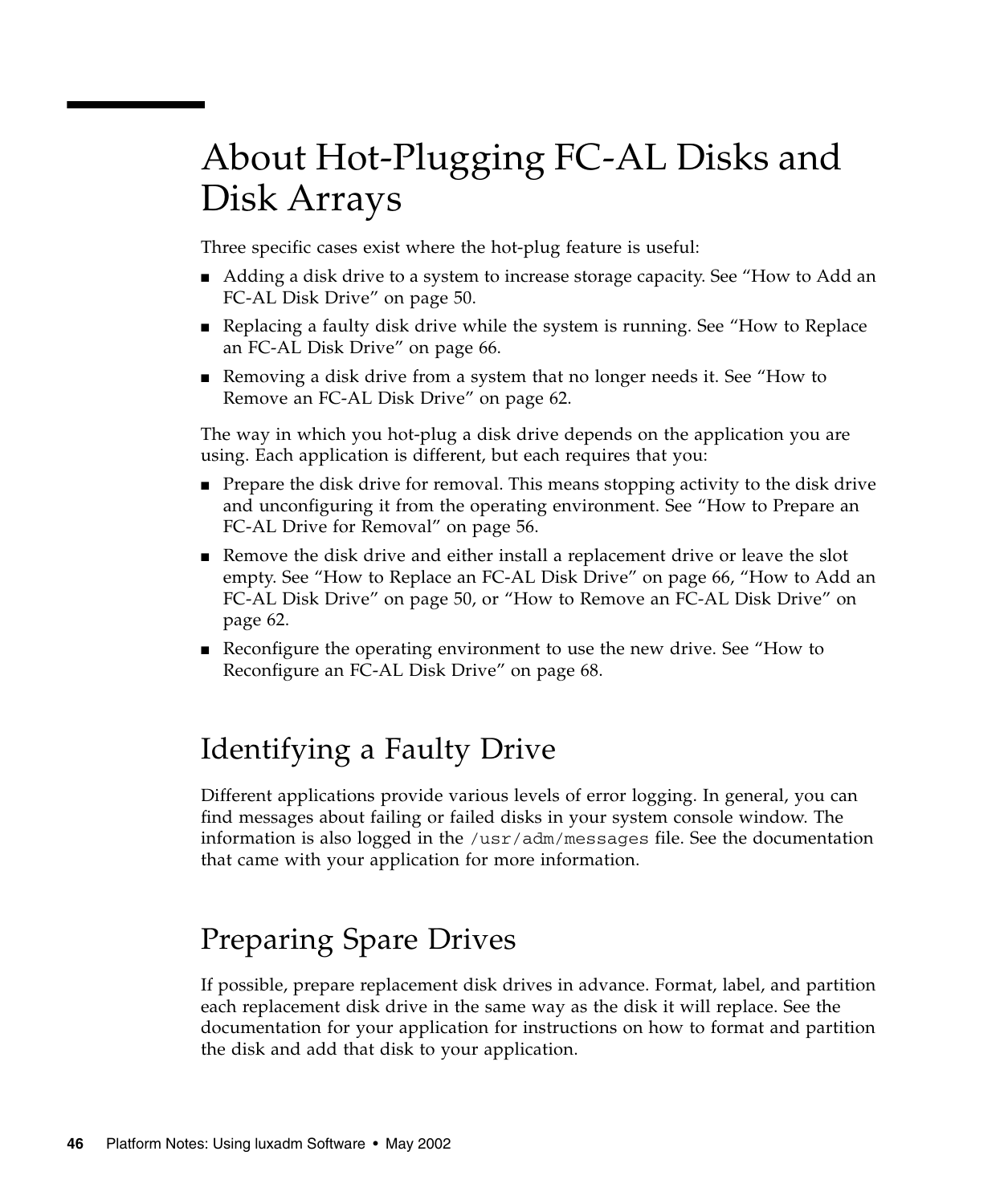# About Hot-Plugging FC-AL Disks and Disk Arrays

Three specific cases exist where the hot-plug feature is useful:

- Adding a disk drive to a system to increase storage capacity. See "How to Add an FC-AL Disk Drive" on page 50.
- Replacing a faulty disk drive while the system is running. See "How to Replace an FC-AL Disk Drive" on page 66.
- Removing a disk drive from a system that no longer needs it. See "How to Remove an FC-AL Disk Drive" on page 62.

The way in which you hot-plug a disk drive depends on the application you are using. Each application is different, but each requires that you:

- Prepare the disk drive for removal. This means stopping activity to the disk drive and unconfiguring it from the operating environment. See "How to Prepare an FC-AL Drive for Removal" on page 56.
- Remove the disk drive and either install a replacement drive or leave the slot empty. See "How to Replace an FC-AL Disk Drive" on page 66, "How to Add an FC-AL Disk Drive" on page 50, or "How to Remove an FC-AL Disk Drive" on page 62.
- Reconfigure the operating environment to use the new drive. See "How to Reconfigure an FC-AL Disk Drive" on page 68.

## Identifying a Faulty Drive

Different applications provide various levels of error logging. In general, you can find messages about failing or failed disks in your system console window. The information is also logged in the `/usr/adm/messages` file. See the documentation that came with your application for more information.

## Preparing Spare Drives

If possible, prepare replacement disk drives in advance. Format, label, and partition each replacement disk drive in the same way as the disk it will replace. See the documentation for your application for instructions on how to format and partition the disk and add that disk to your application.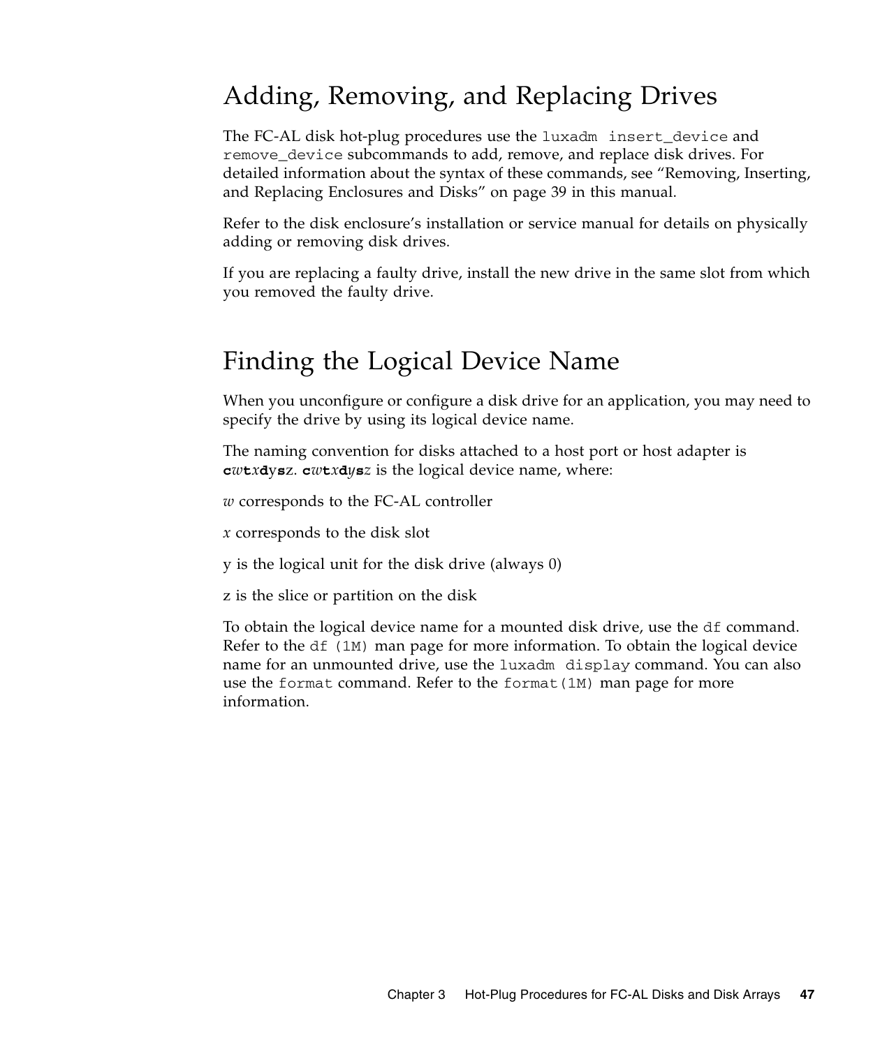## Adding, Removing, and Replacing Drives

The FC-AL disk hot-plug procedures use the `luxadm insert_device` and `remove_device` subcommands to add, remove, and replace disk drives. For detailed information about the syntax of these commands, see "Removing, Inserting, and Replacing Enclosures and Disks" on page 39 in this manual.

Refer to the disk enclosure's installation or service manual for details on physically adding or removing disk drives.

If you are replacing a faulty drive, install the new drive in the same slot from which you removed the faulty drive.

## Finding the Logical Device Name

When you unconfigure or configure a disk drive for an application, you may need to specify the drive by using its logical device name.

The naming convention for disks attached to a host port or host adapter is **c***w***t***x***d**y**s**z. **c***w***t***x***d***y***s***z* is the logical device name, where:

*w* corresponds to the FC-AL controller

*x* corresponds to the disk slot

y is the logical unit for the disk drive (always 0)

z is the slice or partition on the disk

To obtain the logical device name for a mounted disk drive, use the `df` command. Refer to the `df (1M)` man page for more information. To obtain the logical device name for an unmounted drive, use the `luxadm display` command. You can also use the `format` command. Refer to the `format(1M)` man page for more information.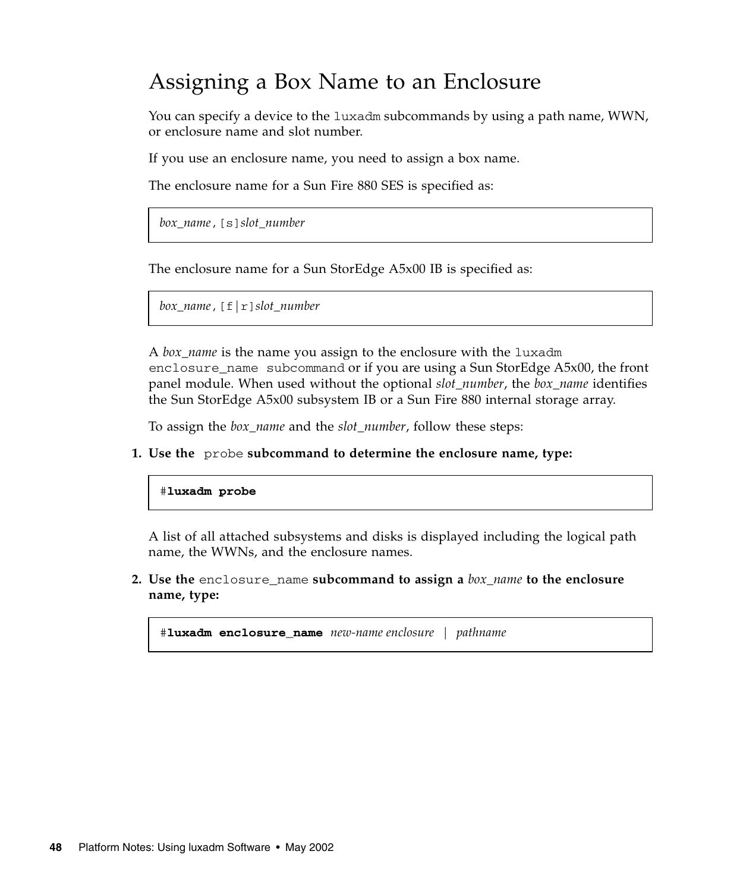## Assigning a Box Name to an Enclosure

You can specify a device to the `luxadm` subcommands by using a path name, WWN, or enclosure name and slot number.

If you use an enclosure name, you need to assign a box name.

The enclosure name for a Sun Fire 880 SES is specified as:

```
box_name,[s]slot_number
```

The enclosure name for a Sun StorEdge A5x00 IB is specified as:

```
box_name,[f|r]slot_number
```

A *box_name* is the name you assign to the enclosure with the `luxadm enclosure_name subcommand` or if you are using a Sun StorEdge A5x00, the front panel module. When used without the optional *slot_number*, the *box_name* identifies the Sun StorEdge A5x00 subsystem IB or a Sun Fire 880 internal storage array.

To assign the *box_name* and the *slot_number*, follow these steps:

1. **Use the** `probe` **subcommand to determine the enclosure name, type:**

```
#luxadm probe
```

   A list of all attached subsystems and disks is displayed including the logical path name, the WWNs, and the enclosure names.

2. **Use the** `enclosure_name` **subcommand to assign a** ***box_name*** **to the enclosure name, type:**

```
#luxadm enclosure_name new-name enclosure | pathname
```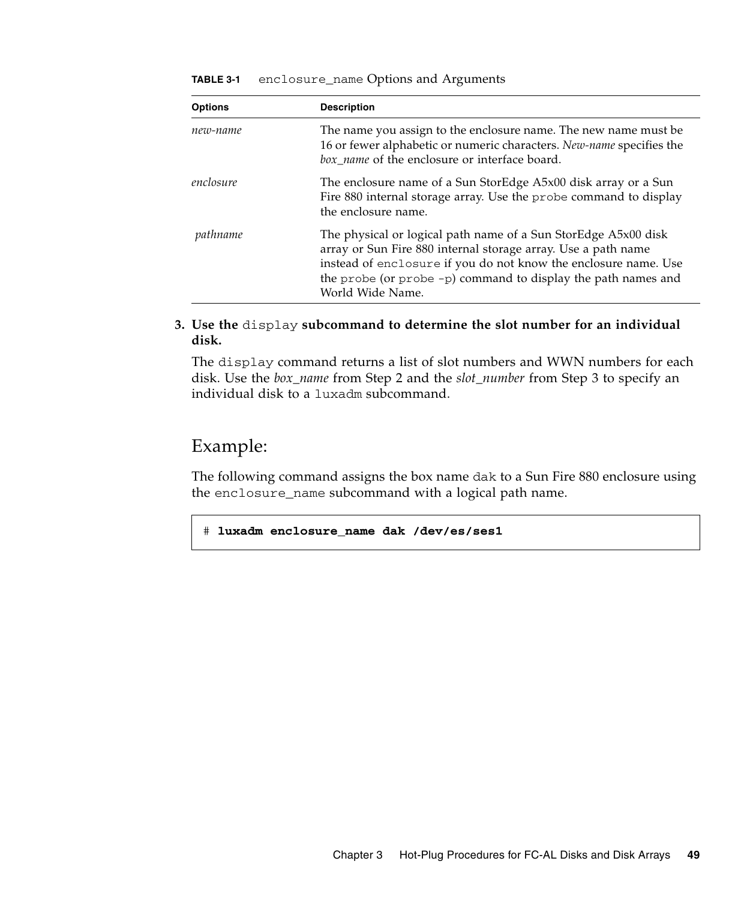**TABLE 3-1** `enclosure_name` Options and Arguments

| Options | Description |
|---|---|
| *new-name* | The name you assign to the enclosure name. The new name must be 16 or fewer alphabetic or numeric characters. *New-name* specifies the *box_name* of the enclosure or interface board. |
| *enclosure* | The enclosure name of a Sun StorEdge A5x00 disk array or a Sun Fire 880 internal storage array. Use the `probe` command to display the enclosure name. |
| *pathname* | The physical or logical path name of a Sun StorEdge A5x00 disk array or Sun Fire 880 internal storage array. Use a path name instead of `enclosure` if you do not know the enclosure name. Use the `probe` (or `probe -p`) command to display the path names and World Wide Name. |

3. **Use the `display` subcommand to determine the slot number for an individual disk.**

   The `display` command returns a list of slot numbers and WWN numbers for each disk. Use the *box_name* from Step 2 and the *slot_number* from Step 3 to specify an individual disk to a `luxadm` subcommand.

## Example:

The following command assigns the box name `dak` to a Sun Fire 880 enclosure using the `enclosure_name` subcommand with a logical path name.

```
# luxadm enclosure_name dak /dev/es/ses1
```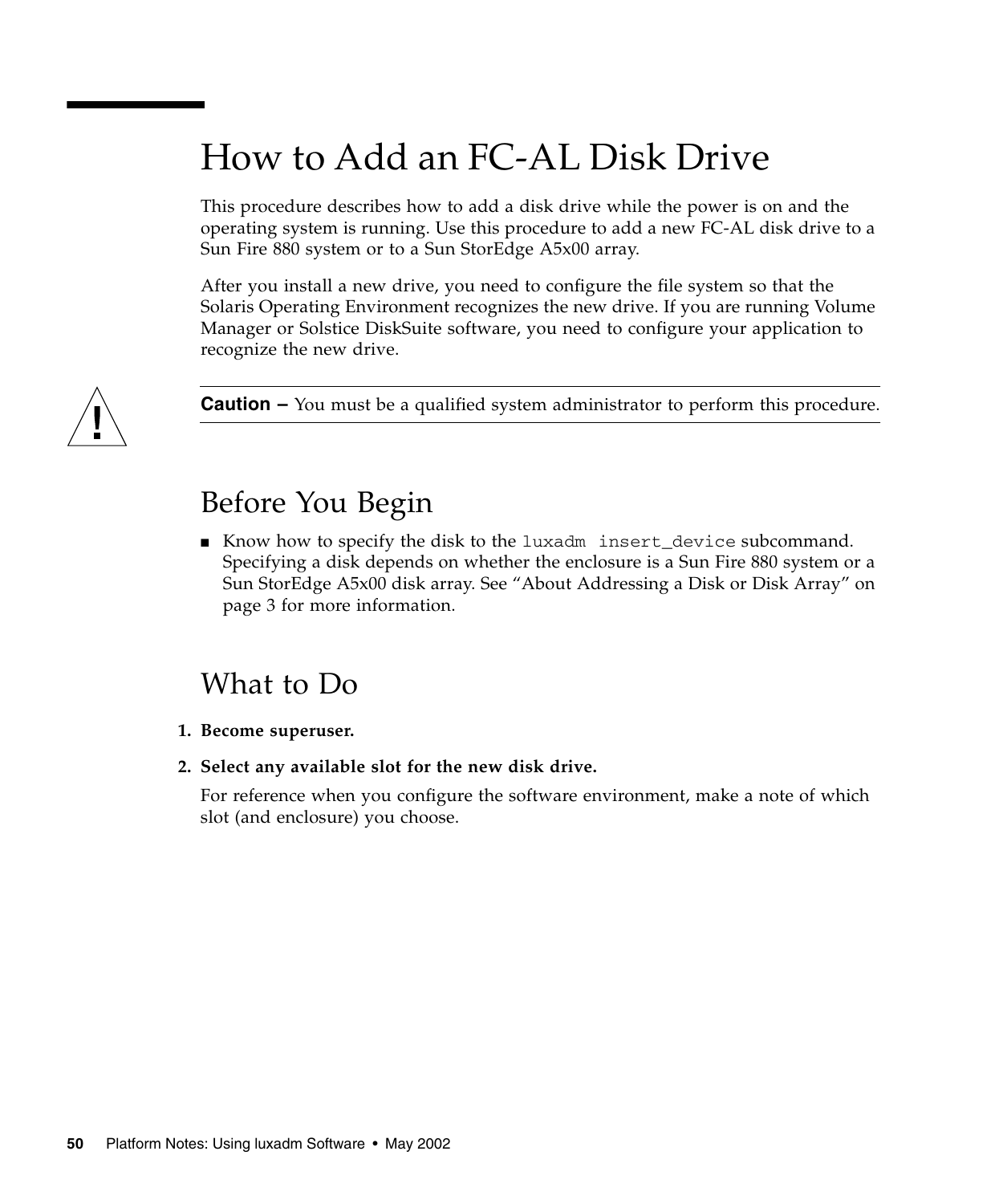# How to Add an FC-AL Disk Drive

This procedure describes how to add a disk drive while the power is on and the operating system is running. Use this procedure to add a new FC-AL disk drive to a Sun Fire 880 system or to a Sun StorEdge A5x00 array.

After you install a new drive, you need to configure the file system so that the Solaris Operating Environment recognizes the new drive. If you are running Volume Manager or Solstice DiskSuite software, you need to configure your application to recognize the new drive.

---

**Caution –** You must be a qualified system administrator to perform this procedure.

---

## Before You Begin

- Know how to specify the disk to the `luxadm insert_device` subcommand. Specifying a disk depends on whether the enclosure is a Sun Fire 880 system or a Sun StorEdge A5x00 disk array. See "About Addressing a Disk or Disk Array" on page 3 for more information.

## What to Do

1. **Become superuser.**
2. **Select any available slot for the new disk drive.**

   For reference when you configure the software environment, make a note of which slot (and enclosure) you choose.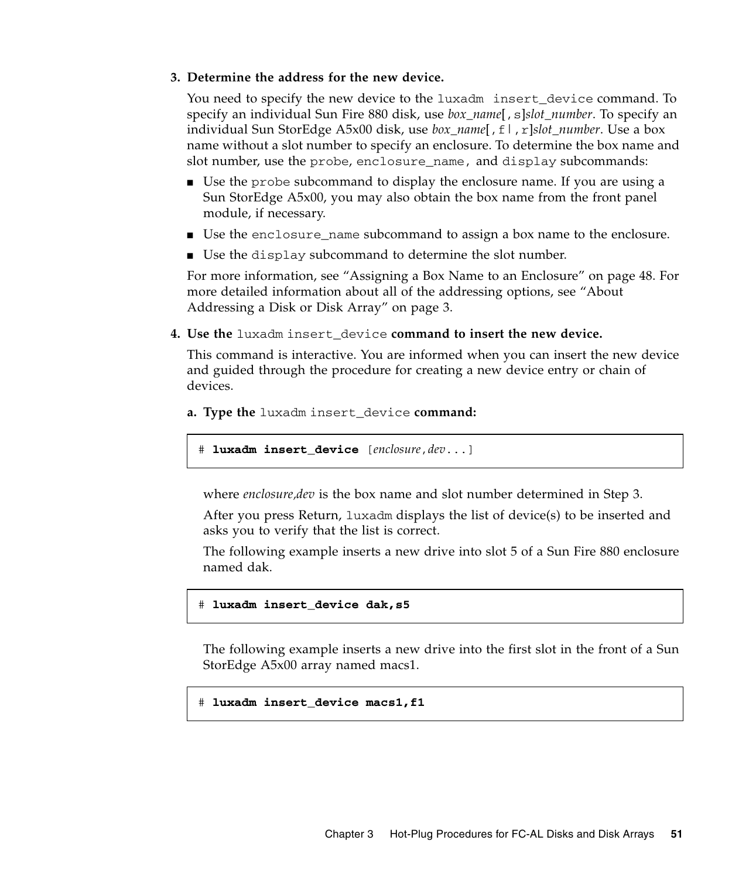3. **Determine the address for the new device.**

   You need to specify the new device to the `luxadm insert_device` command. To specify an individual Sun Fire 880 disk, use *box_name*[`,s`]*slot_number*. To specify an individual Sun StorEdge A5x00 disk, use *box_name*[`,f|,r`]*slot_number*. Use a box name without a slot number to specify an enclosure. To determine the box name and slot number, use the `probe`, `enclosure_name`, and `display` subcommands:

   - Use the `probe` subcommand to display the enclosure name. If you are using a Sun StorEdge A5x00, you may also obtain the box name from the front panel module, if necessary.
   - Use the `enclosure_name` subcommand to assign a box name to the enclosure.
   - Use the `display` subcommand to determine the slot number.

   For more information, see "Assigning a Box Name to an Enclosure" on page 48. For more detailed information about all of the addressing options, see "About Addressing a Disk or Disk Array" on page 3.

4. **Use the `luxadm insert_device` command to insert the new device.**

   This command is interactive. You are informed when you can insert the new device and guided through the procedure for creating a new device entry or chain of devices.

   a. **Type the `luxadm insert_device` command:**

   ```
   # luxadm insert_device [enclosure,dev...]
   ```

   where *enclosure,dev* is the box name and slot number determined in Step 3.

   After you press Return, `luxadm` displays the list of device(s) to be inserted and asks you to verify that the list is correct.

   The following example inserts a new drive into slot 5 of a Sun Fire 880 enclosure named dak.

   ```
   # luxadm insert_device dak,s5
   ```

   The following example inserts a new drive into the first slot in the front of a Sun StorEdge A5x00 array named macs1.

   ```
   # luxadm insert_device macs1,f1
   ```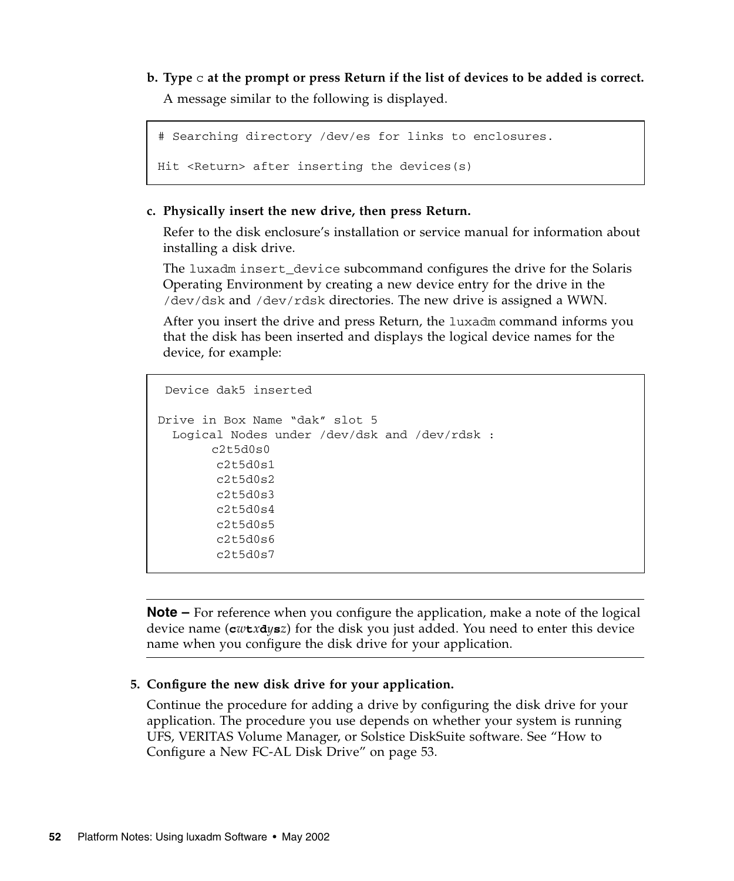**b. Type** `c` **at the prompt or press Return if the list of devices to be added is correct.**

A message similar to the following is displayed.

```
# Searching directory /dev/es for links to enclosures.

Hit <Return> after inserting the devices(s)
```

**c. Physically insert the new drive, then press Return.**

Refer to the disk enclosure's installation or service manual for information about installing a disk drive.

The `luxadm insert_device` subcommand configures the drive for the Solaris Operating Environment by creating a new device entry for the drive in the `/dev/dsk` and `/dev/rdsk` directories. The new drive is assigned a WWN.

After you insert the drive and press Return, the `luxadm` command informs you that the disk has been inserted and displays the logical device names for the device, for example:

```
 Device dak5 inserted

Drive in Box Name "dak" slot 5
  Logical Nodes under /dev/dsk and /dev/rdsk :
        c2t5d0s0
         c2t5d0s1
         c2t5d0s2
         c2t5d0s3
         c2t5d0s4
         c2t5d0s5
         c2t5d0s6
         c2t5d0s7
```

---

**Note –** For reference when you configure the application, make a note of the logical device name (**c***w***t***x***d***y***s***z*) for the disk you just added. You need to enter this device name when you configure the disk drive for your application.

---

**5. Configure the new disk drive for your application.**

Continue the procedure for adding a drive by configuring the disk drive for your application. The procedure you use depends on whether your system is running UFS, VERITAS Volume Manager, or Solstice DiskSuite software. See "How to Configure a New FC-AL Disk Drive" on page 53.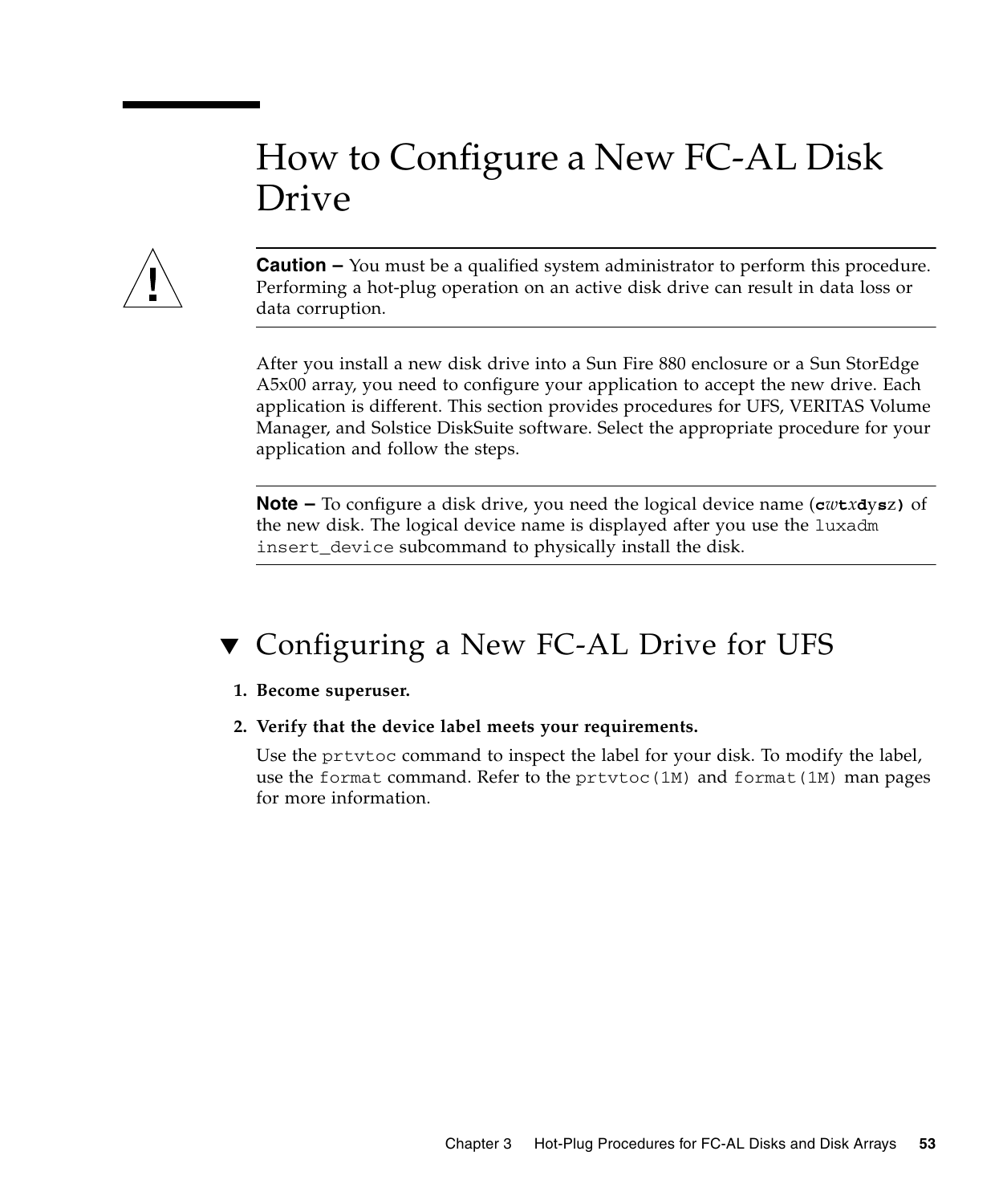# How to Configure a New FC-AL Disk Drive

**Caution –** You must be a qualified system administrator to perform this procedure. Performing a hot-plug operation on an active disk drive can result in data loss or data corruption.

After you install a new disk drive into a Sun Fire 880 enclosure or a Sun StorEdge A5x00 array, you need to configure your application to accept the new drive. Each application is different. This section provides procedures for UFS, VERITAS Volume Manager, and Solstice DiskSuite software. Select the appropriate procedure for your application and follow the steps.

**Note –** To configure a disk drive, you need the logical device name (`cwtxdysz`) of the new disk. The logical device name is displayed after you use the `luxadm insert_device` subcommand to physically install the disk.

## ▼ Configuring a New FC-AL Drive for UFS

1. **Become superuser.**
2. **Verify that the device label meets your requirements.**

   Use the `prtvtoc` command to inspect the label for your disk. To modify the label, use the `format` command. Refer to the `prtvtoc(1M)` and `format(1M)` man pages for more information.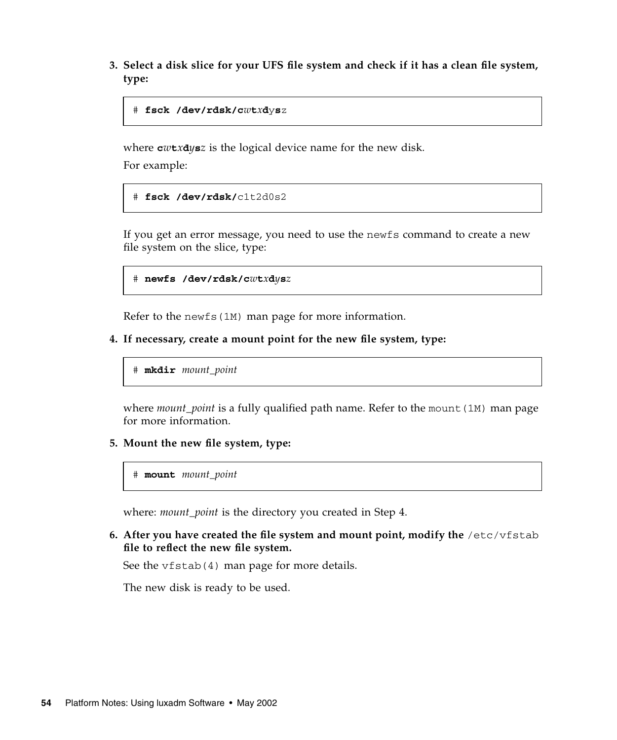3. **Select a disk slice for your UFS file system and check if it has a clean file system, type:**

```
# fsck /dev/rdsk/cwtxdysz
```

where **c***w***t***x***d***y***s***z* is the logical device name for the new disk.

For example:

```
# fsck /dev/rdsk/c1t2d0s2
```

If you get an error message, you need to use the `newfs` command to create a new file system on the slice, type:

```
# newfs /dev/rdsk/cwtxdysz
```

Refer to the `newfs(1M)` man page for more information.

4. **If necessary, create a mount point for the new file system, type:**

```
# mkdir mount_point
```

where *mount_point* is a fully qualified path name. Refer to the `mount(1M)` man page for more information.

5. **Mount the new file system, type:**

```
# mount mount_point
```

where: *mount_point* is the directory you created in Step 4.

6. **After you have created the file system and mount point, modify the** `/etc/vfstab` **file to reflect the new file system.**

See the `vfstab(4)` man page for more details.

The new disk is ready to be used.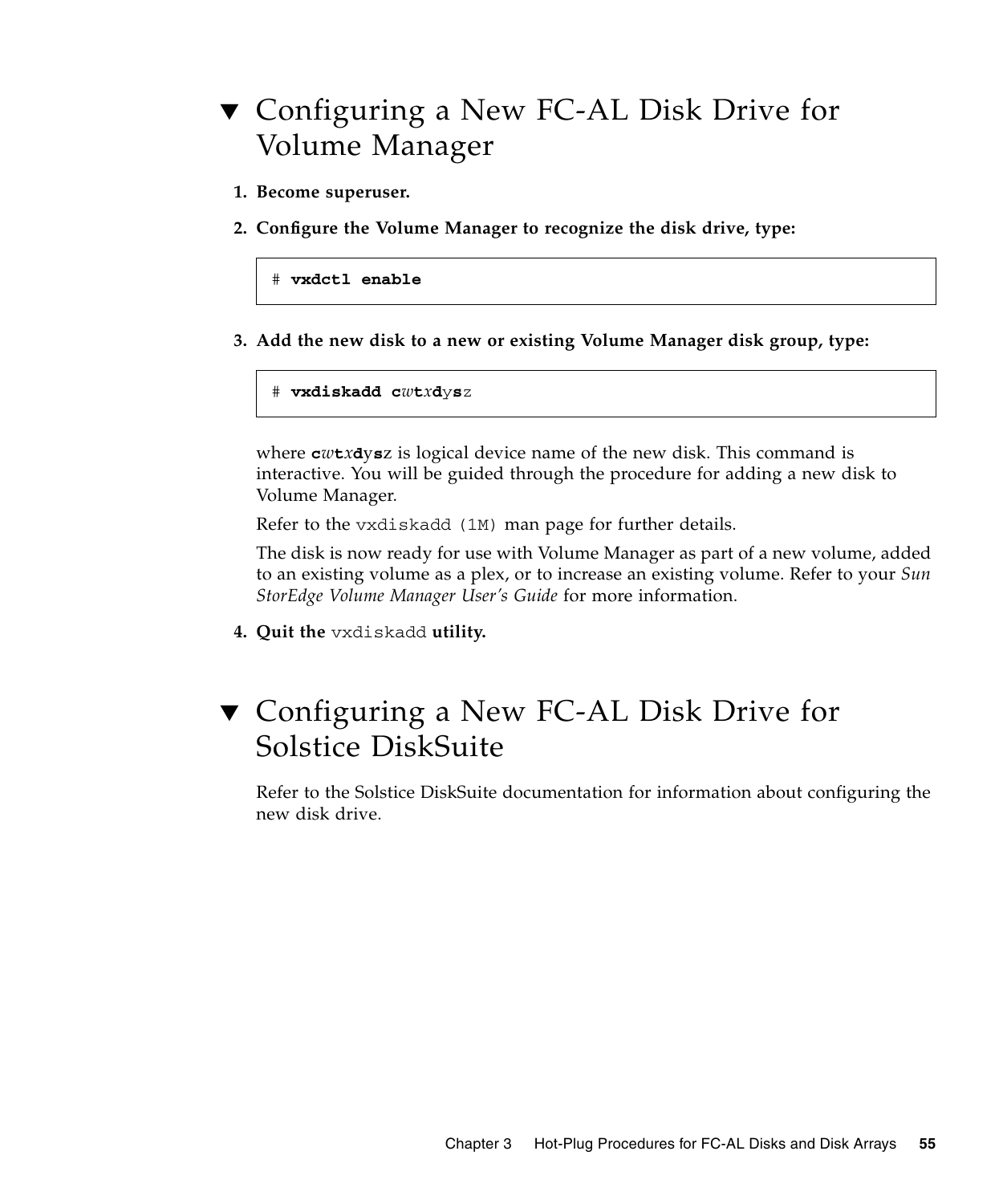## ▼ Configuring a New FC-AL Disk Drive for Volume Manager

1. **Become superuser.**

2. **Configure the Volume Manager to recognize the disk drive, type:**

```
# vxdctl enable
```

3. **Add the new disk to a new or existing Volume Manager disk group, type:**

```
# vxdiskadd cwtxdysz
```

where **c**_w_**t**_x_**d**y**s**z is logical device name of the new disk. This command is interactive. You will be guided through the procedure for adding a new disk to Volume Manager.

Refer to the `vxdiskadd (1M)` man page for further details.

The disk is now ready for use with Volume Manager as part of a new volume, added to an existing volume as a plex, or to increase an existing volume. Refer to your *Sun StorEdge Volume Manager User's Guide* for more information.

4. **Quit the** `vxdiskadd` **utility.**

## ▼ Configuring a New FC-AL Disk Drive for Solstice DiskSuite

Refer to the Solstice DiskSuite documentation for information about configuring the new disk drive.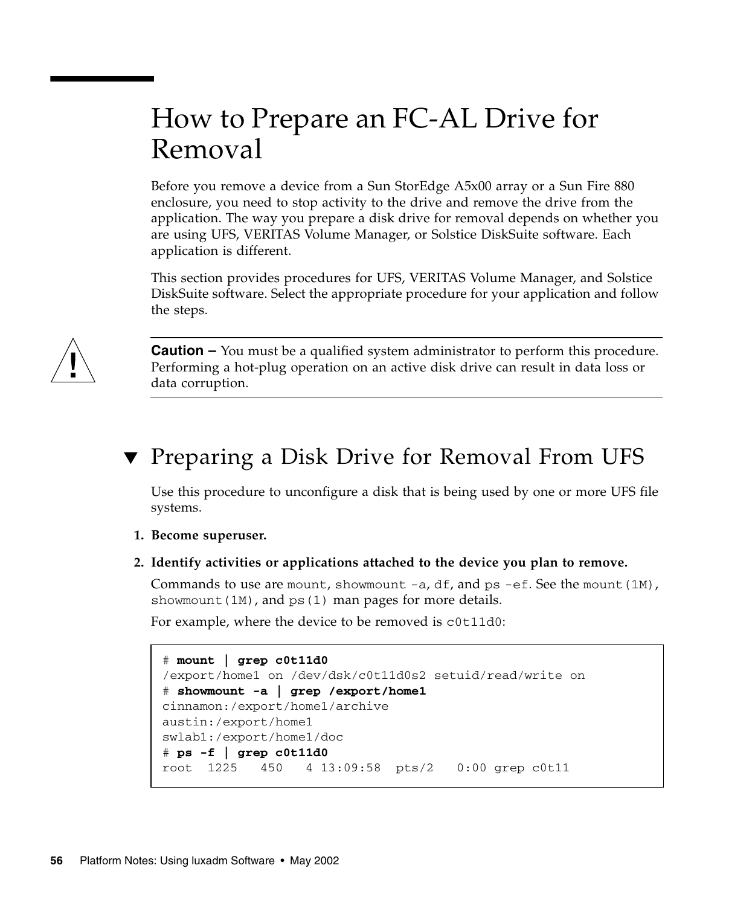# How to Prepare an FC-AL Drive for Removal

Before you remove a device from a Sun StorEdge A5x00 array or a Sun Fire 880 enclosure, you need to stop activity to the drive and remove the drive from the application. The way you prepare a disk drive for removal depends on whether you are using UFS, VERITAS Volume Manager, or Solstice DiskSuite software. Each application is different.

This section provides procedures for UFS, VERITAS Volume Manager, and Solstice DiskSuite software. Select the appropriate procedure for your application and follow the steps.

> **Caution –** You must be a qualified system administrator to perform this procedure. Performing a hot-plug operation on an active disk drive can result in data loss or data corruption.

## ▼ Preparing a Disk Drive for Removal From UFS

Use this procedure to unconfigure a disk that is being used by one or more UFS file systems.

1. **Become superuser.**
2. **Identify activities or applications attached to the device you plan to remove.**

   Commands to use are `mount`, `showmount -a`, `df`, and `ps -ef`. See the `mount(1M)`, `showmount(1M)`, and `ps(1)` man pages for more details.

   For example, where the device to be removed is `c0t11d0`:

```
# mount | grep c0t11d0
/export/home1 on /dev/dsk/c0t11d0s2 setuid/read/write on
# showmount -a | grep /export/home1
cinnamon:/export/home1/archive
austin:/export/home1
swlab1:/export/home1/doc
# ps -f | grep c0t11d0
root  1225   450   4 13:09:58  pts/2   0:00 grep c0t11
```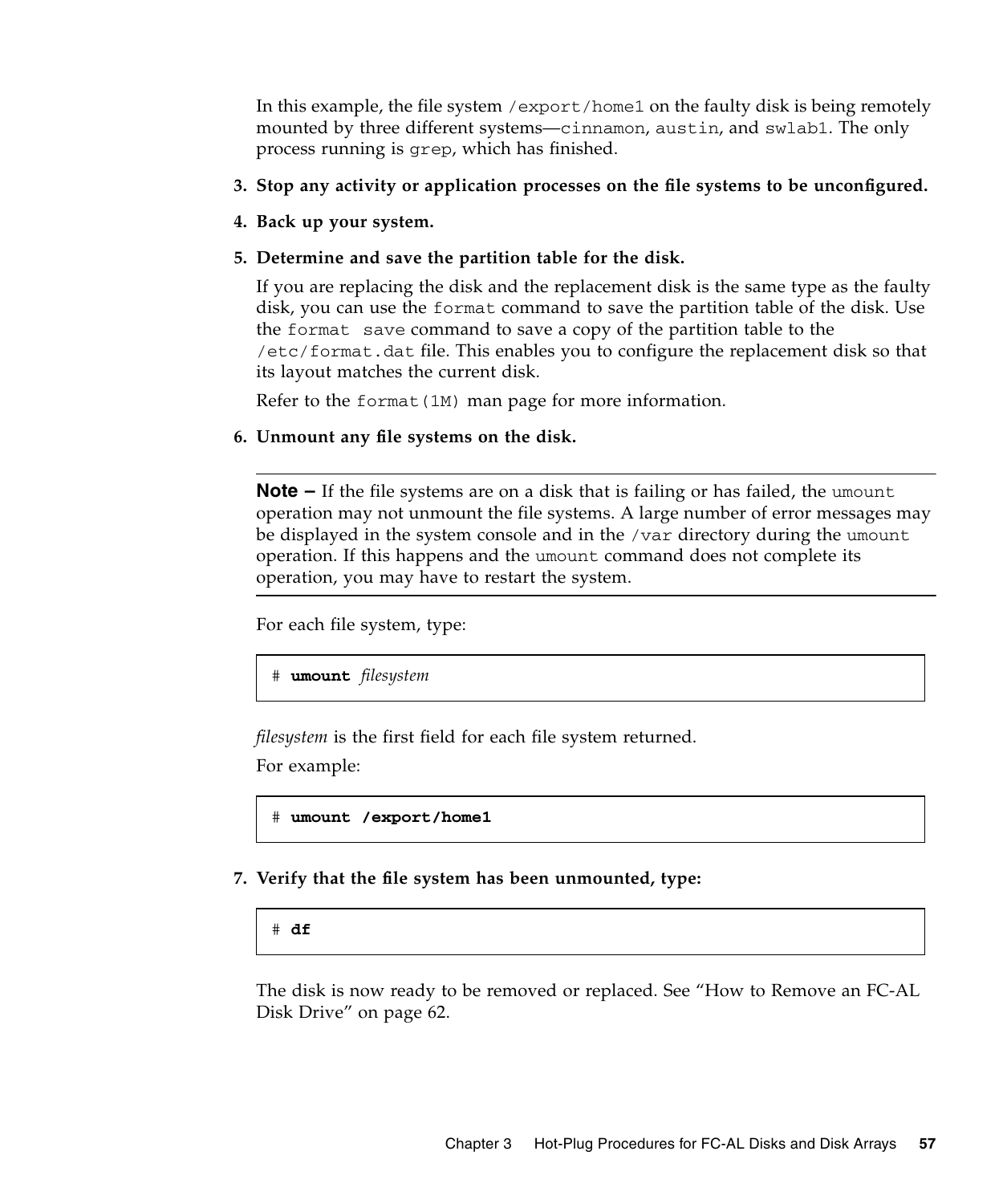In this example, the file system `/export/home1` on the faulty disk is being remotely mounted by three different systems—`cinnamon`, `austin`, and `swlab1`. The only process running is `grep`, which has finished.

3. **Stop any activity or application processes on the file systems to be unconfigured.**

4. **Back up your system.**

5. **Determine and save the partition table for the disk.**

   If you are replacing the disk and the replacement disk is the same type as the faulty disk, you can use the `format` command to save the partition table of the disk. Use the `format save` command to save a copy of the partition table to the `/etc/format.dat` file. This enables you to configure the replacement disk so that its layout matches the current disk.

   Refer to the `format(1M)` man page for more information.

6. **Unmount any file systems on the disk.**

   ---

   **Note –** If the file systems are on a disk that is failing or has failed, the `umount` operation may not unmount the file systems. A large number of error messages may be displayed in the system console and in the `/var` directory during the `umount` operation. If this happens and the `umount` command does not complete its operation, you may have to restart the system.

   ---

   For each file system, type:

   ```
   # umount filesystem
   ```

   *filesystem* is the first field for each file system returned.

   For example:

   ```
   # umount /export/home1
   ```

7. **Verify that the file system has been unmounted, type:**

   ```
   # df
   ```

   The disk is now ready to be removed or replaced. See "How to Remove an FC-AL Disk Drive" on page 62.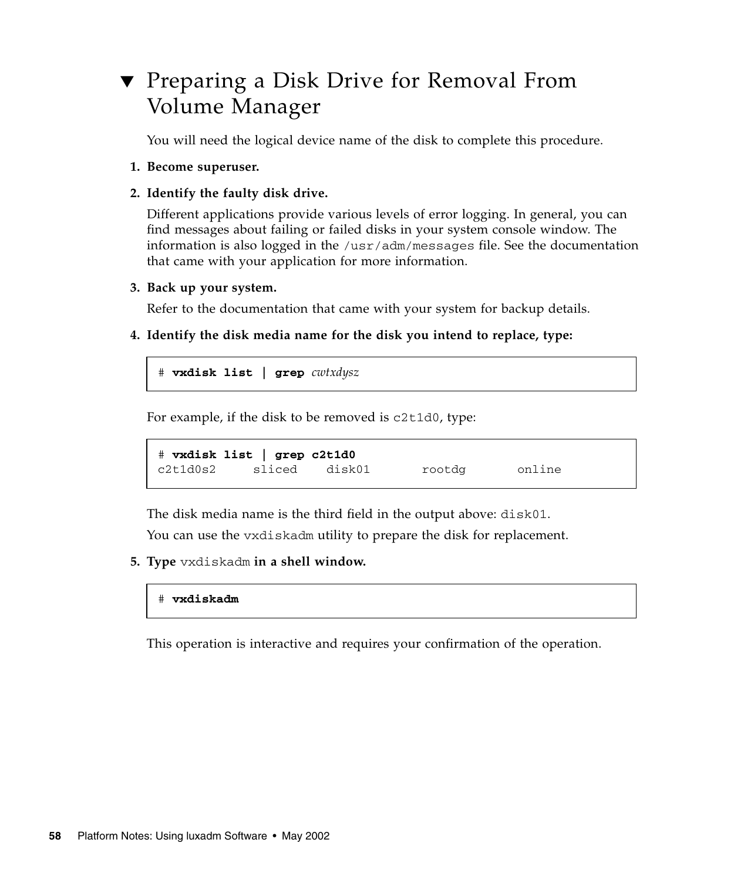## ▼ Preparing a Disk Drive for Removal From Volume Manager

You will need the logical device name of the disk to complete this procedure.

1. **Become superuser.**
2. **Identify the faulty disk drive.**

   Different applications provide various levels of error logging. In general, you can find messages about failing or failed disks in your system console window. The information is also logged in the `/usr/adm/messages` file. See the documentation that came with your application for more information.

3. **Back up your system.**

   Refer to the documentation that came with your system for backup details.

4. **Identify the disk media name for the disk you intend to replace, type:**

```
# vxdisk list | grep cwtxdysz
```

   For example, if the disk to be removed is `c2t1d0`, type:

```
# vxdisk list | grep c2t1d0
c2t1d0s2     sliced    disk01       rootdg       online
```

   The disk media name is the third field in the output above: `disk01`.

   You can use the `vxdiskadm` utility to prepare the disk for replacement.

5. **Type** `vxdiskadm` **in a shell window.**

```
# vxdiskadm
```

   This operation is interactive and requires your confirmation of the operation.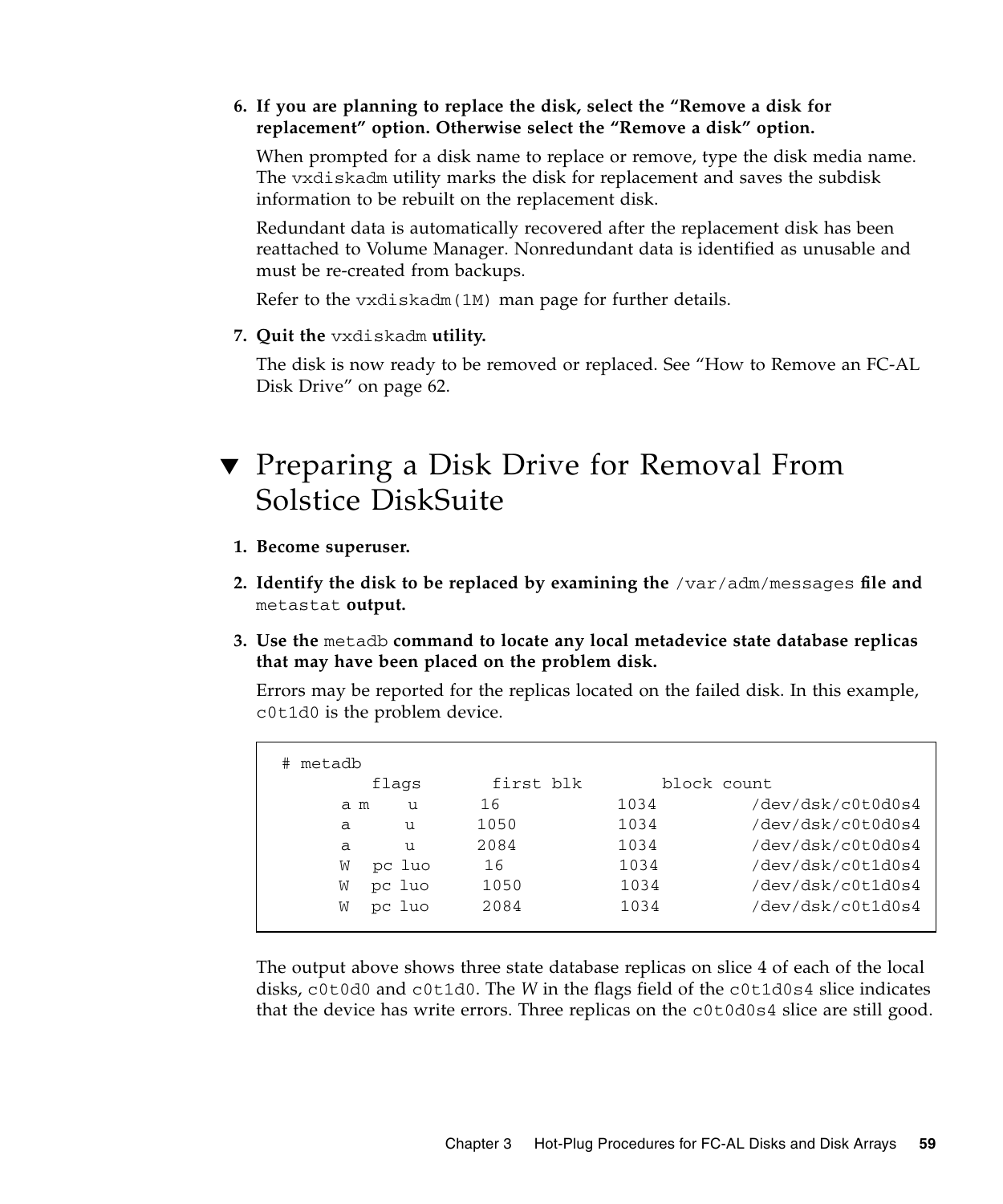6. **If you are planning to replace the disk, select the "Remove a disk for replacement" option. Otherwise select the "Remove a disk" option.**

   When prompted for a disk name to replace or remove, type the disk media name. The `vxdiskadm` utility marks the disk for replacement and saves the subdisk information to be rebuilt on the replacement disk.

   Redundant data is automatically recovered after the replacement disk has been reattached to Volume Manager. Nonredundant data is identified as unusable and must be re-created from backups.

   Refer to the `vxdiskadm(1M)` man page for further details.

7. **Quit the `vxdiskadm` utility.**

   The disk is now ready to be removed or replaced. See "How to Remove an FC-AL Disk Drive" on page 62.

## ▼ Preparing a Disk Drive for Removal From Solstice DiskSuite

1. **Become superuser.**

2. **Identify the disk to be replaced by examining the `/var/adm/messages` file and `metastat` output.**

3. **Use the `metadb` command to locate any local metadevice state database replicas that may have been placed on the problem disk.**

   Errors may be reported for the replicas located on the failed disk. In this example, `c0t1d0` is the problem device.

```
# metadb
        flags       first blk       block count
     a m    u       16            1034          /dev/dsk/c0t0d0s4
     a      u       1050          1034          /dev/dsk/c0t0d0s4
     a      u       2084          1034          /dev/dsk/c0t0d0s4
     W   pc luo      16            1034          /dev/dsk/c0t1d0s4
     W   pc luo      1050          1034          /dev/dsk/c0t1d0s4
     W   pc luo      2084          1034          /dev/dsk/c0t1d0s4
```

   The output above shows three state database replicas on slice 4 of each of the local disks, `c0t0d0` and `c0t1d0`. The *W* in the flags field of the `c0t1d0s4` slice indicates that the device has write errors. Three replicas on the `c0t0d0s4` slice are still good.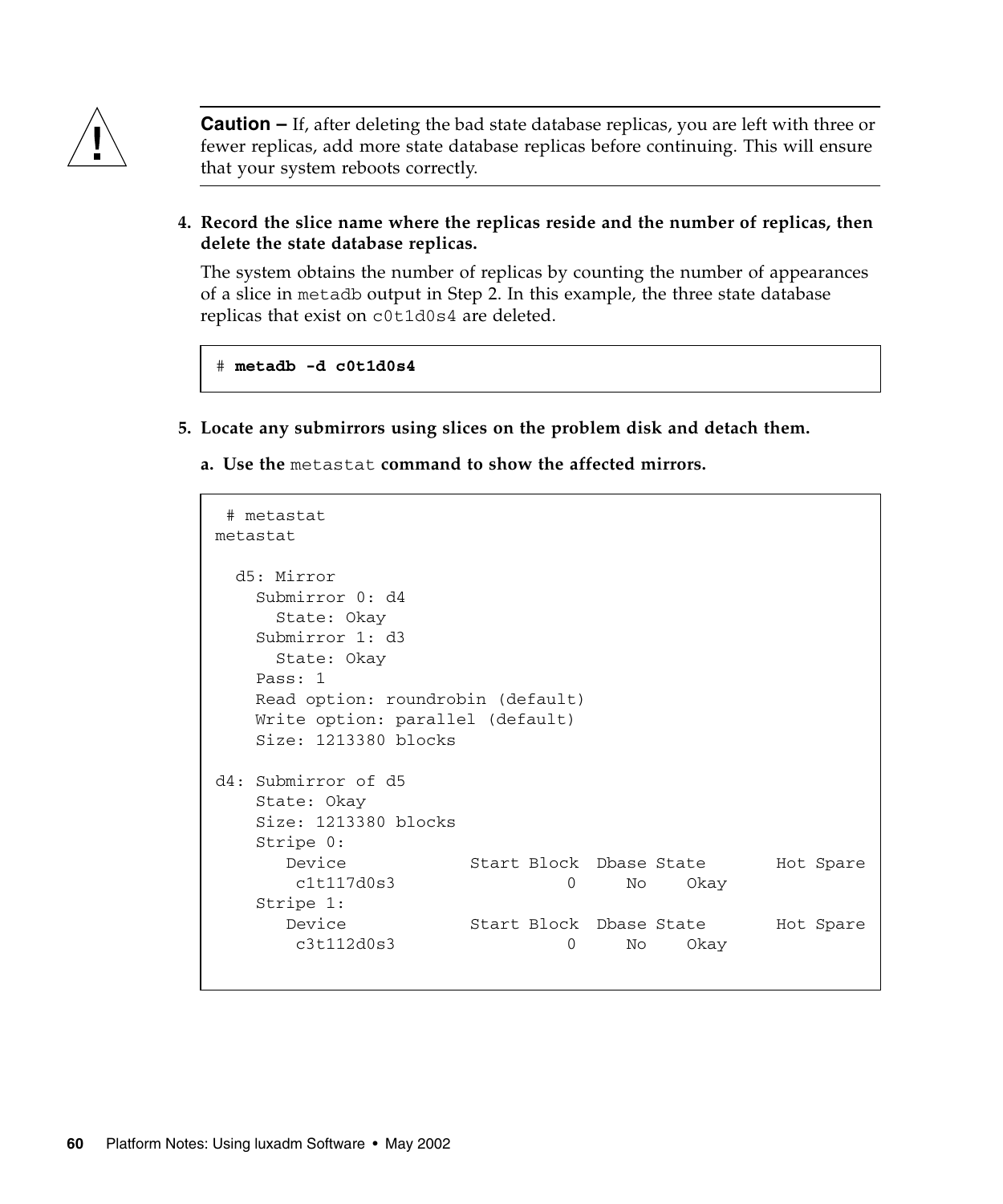**Caution –** If, after deleting the bad state database replicas, you are left with three or fewer replicas, add more state database replicas before continuing. This will ensure that your system reboots correctly.

4. **Record the slice name where the replicas reside and the number of replicas, then delete the state database replicas.**

   The system obtains the number of replicas by counting the number of appearances of a slice in `metadb` output in Step 2. In this example, the three state database replicas that exist on `c0t1d0s4` are deleted.

```
# metadb -d c0t1d0s4
```

5. **Locate any submirrors using slices on the problem disk and detach them.**

   a. **Use the `metastat` command to show the affected mirrors.**

```
 # metastat
metastat

  d5: Mirror
    Submirror 0: d4
      State: Okay
    Submirror 1: d3
      State: Okay
    Pass: 1
    Read option: roundrobin (default)
    Write option: parallel (default)
    Size: 1213380 blocks

d4: Submirror of d5
    State: Okay
    Size: 1213380 blocks
    Stripe 0:
       Device            Start Block  Dbase State       Hot Spare
        c1t117d0s3                0     No    Okay
    Stripe 1:
       Device            Start Block  Dbase State       Hot Spare
        c3t112d0s3                0     No    Okay
```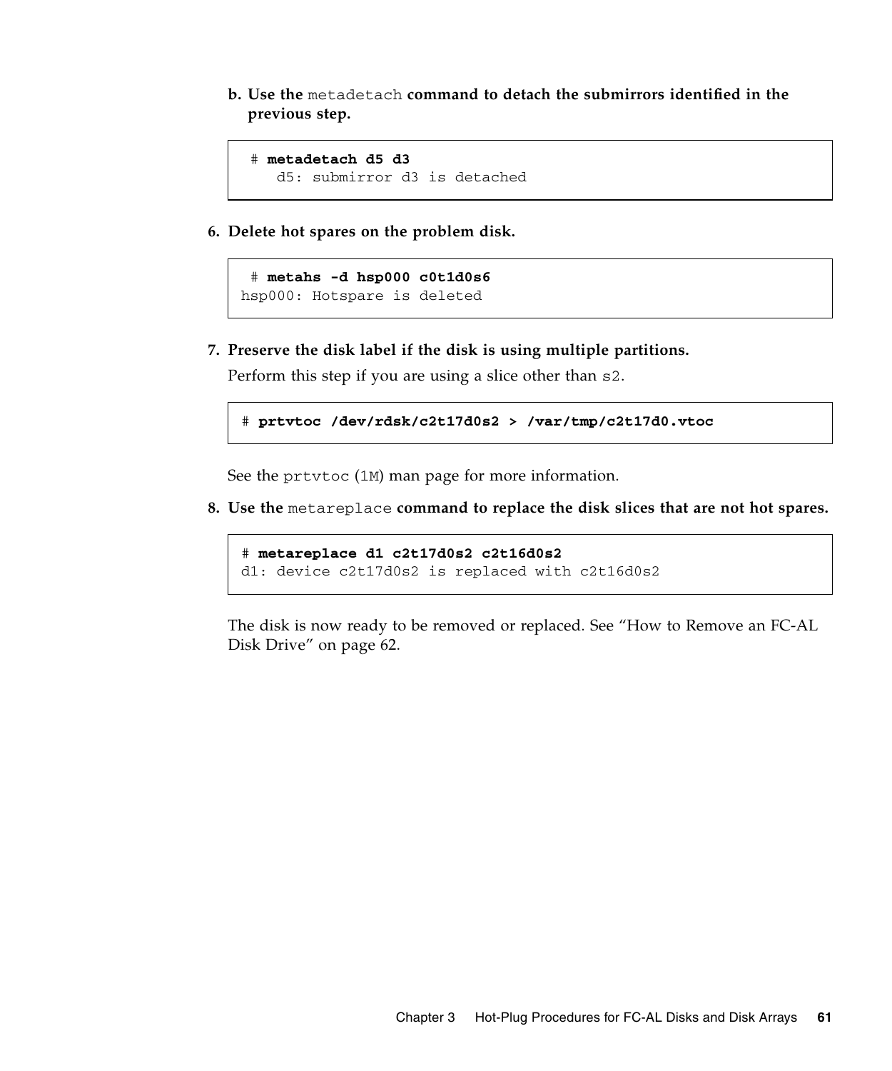b. **Use the `metadetach` command to detach the submirrors identified in the previous step.**

```
 # metadetach d5 d3
    d5: submirror d3 is detached
```

6. **Delete hot spares on the problem disk.**

```
 # metahs -d hsp000 c0t1d0s6
hsp000: Hotspare is deleted
```

7. **Preserve the disk label if the disk is using multiple partitions.**

   Perform this step if you are using a slice other than `s2`.

```
# prtvtoc /dev/rdsk/c2t17d0s2 > /var/tmp/c2t17d0.vtoc
```

   See the `prtvtoc` (`1M`) man page for more information.

8. **Use the `metareplace` command to replace the disk slices that are not hot spares.**

```
# metareplace d1 c2t17d0s2 c2t16d0s2
d1: device c2t17d0s2 is replaced with c2t16d0s2
```

   The disk is now ready to be removed or replaced. See "How to Remove an FC-AL Disk Drive" on page 62.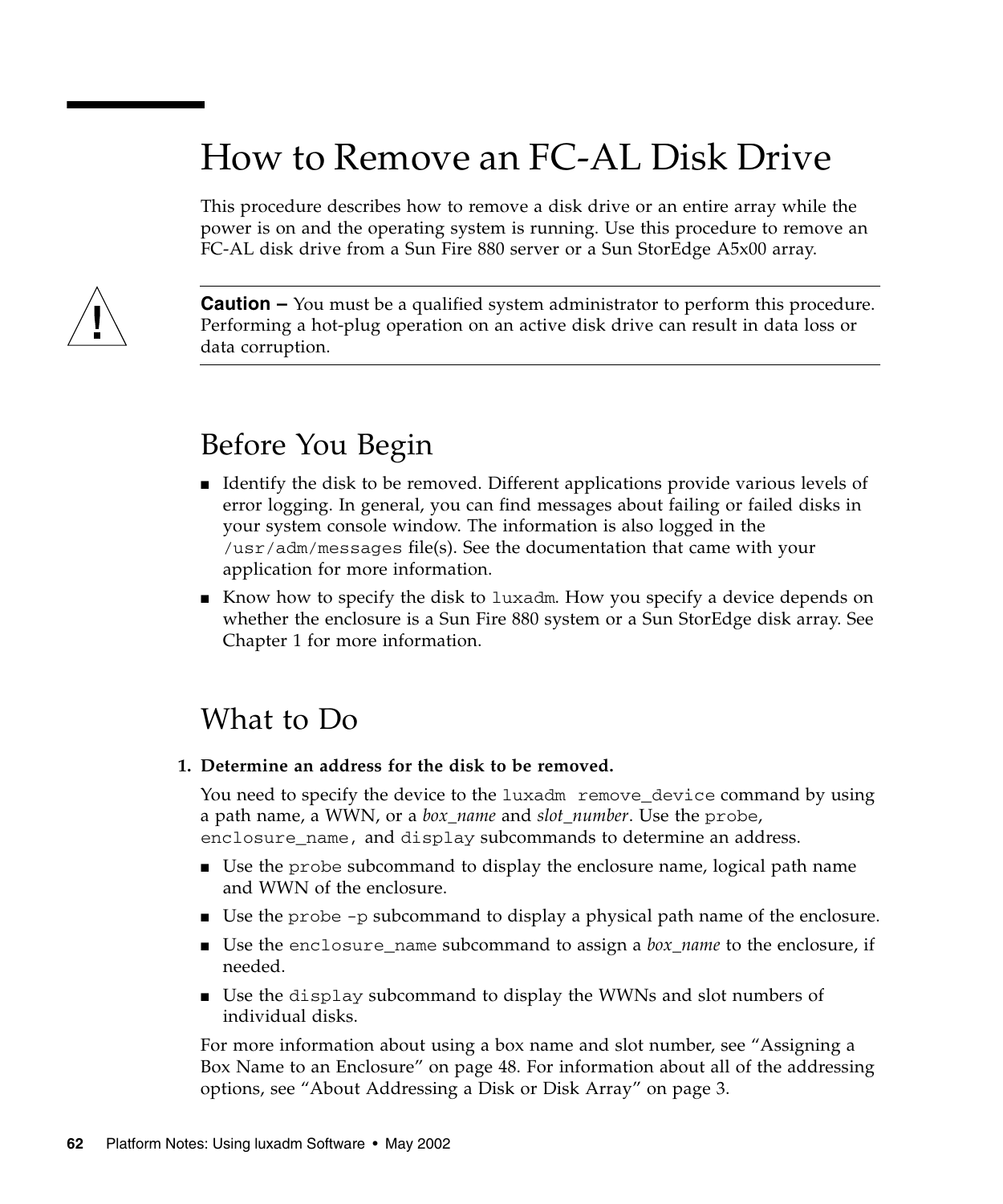# How to Remove an FC-AL Disk Drive

This procedure describes how to remove a disk drive or an entire array while the power is on and the operating system is running. Use this procedure to remove an FC-AL disk drive from a Sun Fire 880 server or a Sun StorEdge A5x00 array.

---

**Caution –** You must be a qualified system administrator to perform this procedure. Performing a hot-plug operation on an active disk drive can result in data loss or data corruption.

---

## Before You Begin

- Identify the disk to be removed. Different applications provide various levels of error logging. In general, you can find messages about failing or failed disks in your system console window. The information is also logged in the `/usr/adm/messages` file(s). See the documentation that came with your application for more information.
- Know how to specify the disk to `luxadm`. How you specify a device depends on whether the enclosure is a Sun Fire 880 system or a Sun StorEdge disk array. See Chapter 1 for more information.

## What to Do

1. **Determine an address for the disk to be removed.**

   You need to specify the device to the `luxadm remove_device` command by using a path name, a WWN, or a *box_name* and *slot_number*. Use the `probe`, `enclosure_name`, and `display` subcommands to determine an address.

   - Use the `probe` subcommand to display the enclosure name, logical path name and WWN of the enclosure.
   - Use the `probe -p` subcommand to display a physical path name of the enclosure.
   - Use the `enclosure_name` subcommand to assign a *box_name* to the enclosure, if needed.
   - Use the `display` subcommand to display the WWNs and slot numbers of individual disks.

   For more information about using a box name and slot number, see "Assigning a Box Name to an Enclosure" on page 48. For information about all of the addressing options, see "About Addressing a Disk or Disk Array" on page 3.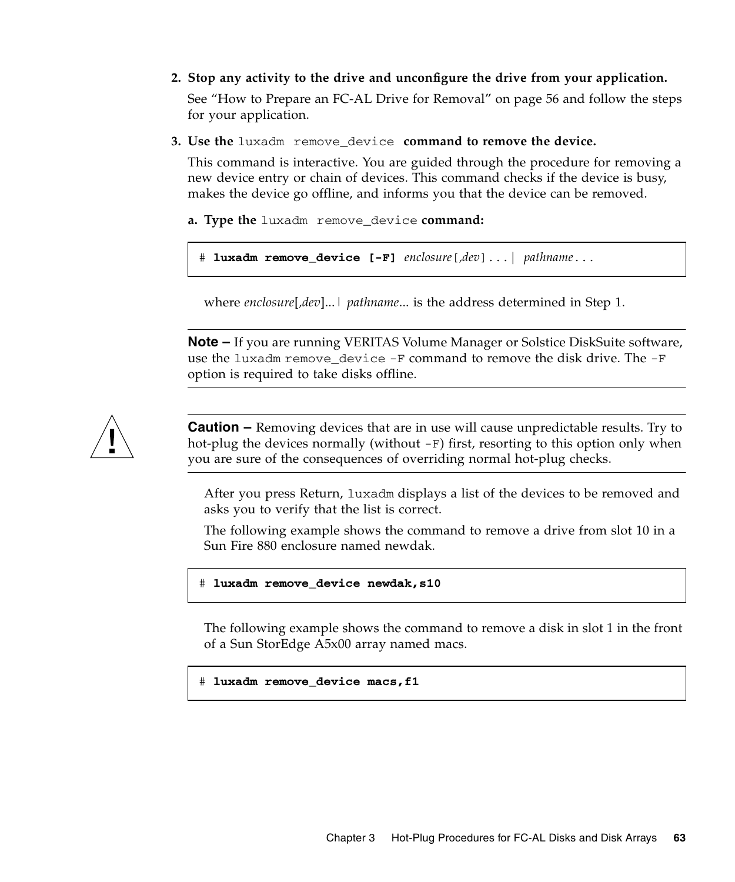2. **Stop any activity to the drive and unconfigure the drive from your application.**

   See "How to Prepare an FC-AL Drive for Removal" on page 56 and follow the steps for your application.

3. **Use the `luxadm remove_device` command to remove the device.**

   This command is interactive. You are guided through the procedure for removing a new device entry or chain of devices. This command checks if the device is busy, makes the device go offline, and informs you that the device can be removed.

   a. **Type the `luxadm remove_device` command:**

```
# luxadm remove_device [-F] enclosure[,dev]...| pathname...
```

   where *enclosure*[,*dev*]...| *pathname*... is the address determined in Step 1.

---

**Note –** If you are running VERITAS Volume Manager or Solstice DiskSuite software, use the `luxadm remove_device -F` command to remove the disk drive. The `-F` option is required to take disks offline.

---

**Caution –** Removing devices that are in use will cause unpredictable results. Try to hot-plug the devices normally (without `-F`) first, resorting to this option only when you are sure of the consequences of overriding normal hot-plug checks.

---

After you press Return, `luxadm` displays a list of the devices to be removed and asks you to verify that the list is correct.

The following example shows the command to remove a drive from slot 10 in a Sun Fire 880 enclosure named newdak.

```
# luxadm remove_device newdak,s10
```

The following example shows the command to remove a disk in slot 1 in the front of a Sun StorEdge A5x00 array named macs.

```
# luxadm remove_device macs,f1
```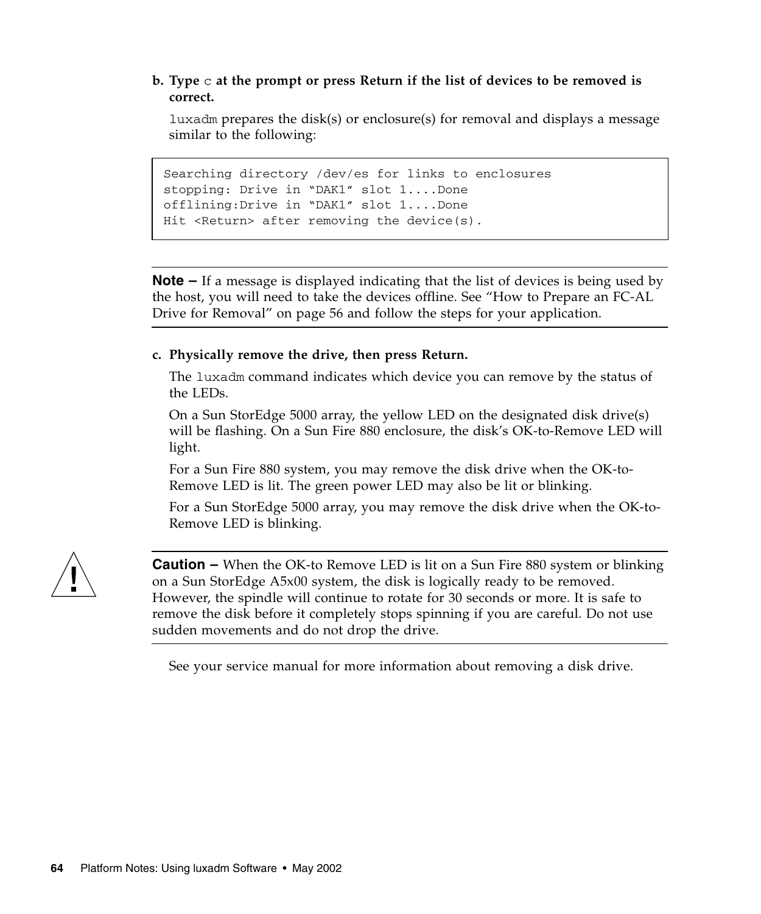b. **Type `c` at the prompt or press Return if the list of devices to be removed is correct.**

   `luxadm` prepares the disk(s) or enclosure(s) for removal and displays a message similar to the following:

```
Searching directory /dev/es for links to enclosures
stopping: Drive in “DAK1” slot 1....Done
offlining:Drive in “DAK1” slot 1....Done
Hit <Return> after removing the device(s).
```

---

**Note –** If a message is displayed indicating that the list of devices is being used by the host, you will need to take the devices offline. See “How to Prepare an FC-AL Drive for Removal” on page 56 and follow the steps for your application.

---

c. **Physically remove the drive, then press Return.**

   The `luxadm` command indicates which device you can remove by the status of the LEDs.

   On a Sun StorEdge 5000 array, the yellow LED on the designated disk drive(s) will be flashing. On a Sun Fire 880 enclosure, the disk’s OK-to-Remove LED will light.

   For a Sun Fire 880 system, you may remove the disk drive when the OK-to-Remove LED is lit. The green power LED may also be lit or blinking.

   For a Sun StorEdge 5000 array, you may remove the disk drive when the OK-to-Remove LED is blinking.

---

**Caution –** When the OK-to Remove LED is lit on a Sun Fire 880 system or blinking on a Sun StorEdge A5x00 system, the disk is logically ready to be removed. However, the spindle will continue to rotate for 30 seconds or more. It is safe to remove the disk before it completely stops spinning if you are careful. Do not use sudden movements and do not drop the drive.

---

See your service manual for more information about removing a disk drive.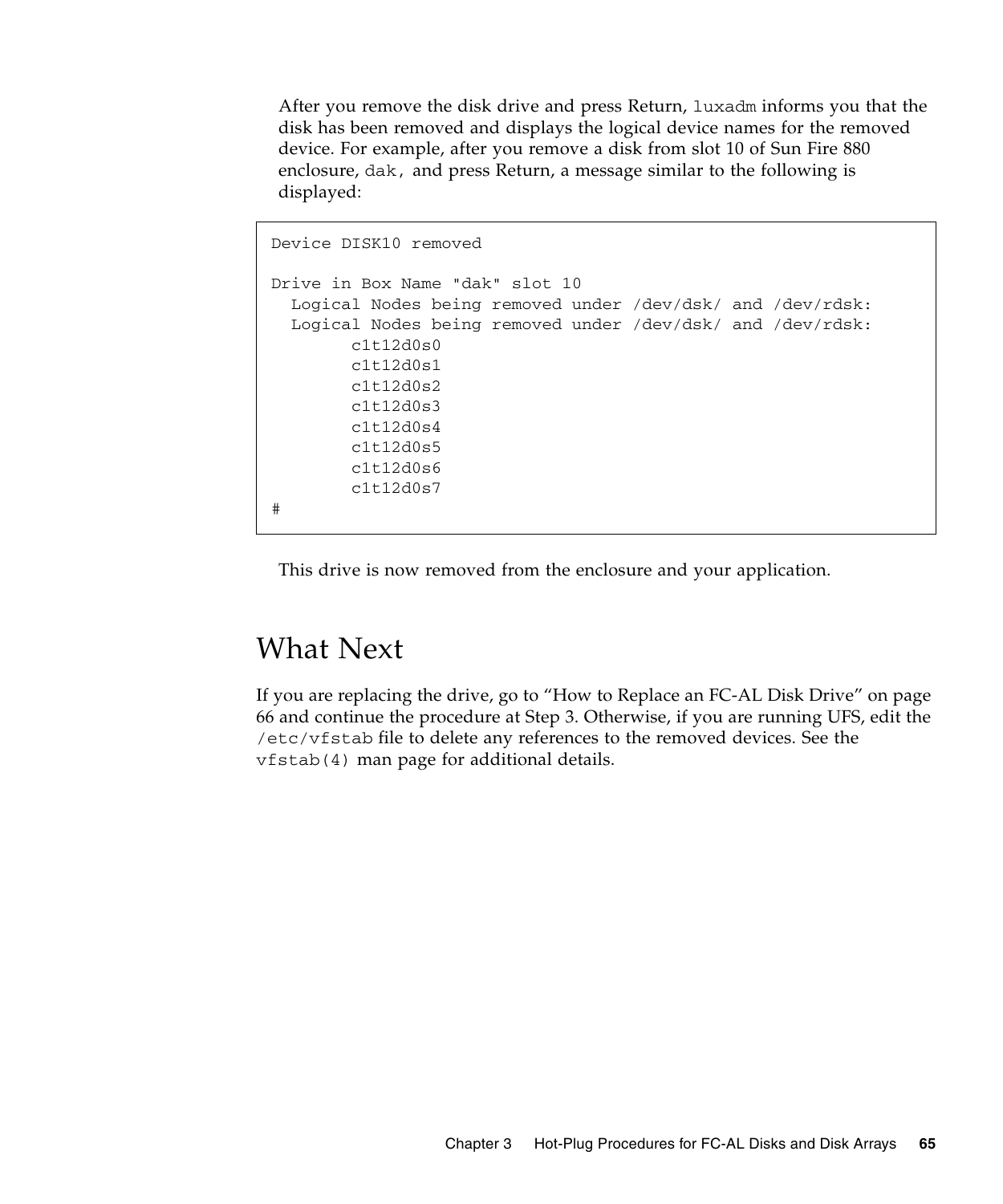After you remove the disk drive and press Return, `luxadm` informs you that the disk has been removed and displays the logical device names for the removed device. For example, after you remove a disk from slot 10 of Sun Fire 880 enclosure, `dak,` and press Return, a message similar to the following is displayed:

```
Device DISK10 removed

Drive in Box Name "dak" slot 10
  Logical Nodes being removed under /dev/dsk/ and /dev/rdsk:
  Logical Nodes being removed under /dev/dsk/ and /dev/rdsk:
        c1t12d0s0
        c1t12d0s1
        c1t12d0s2
        c1t12d0s3
        c1t12d0s4
        c1t12d0s5
        c1t12d0s6
        c1t12d0s7
#
```

This drive is now removed from the enclosure and your application.

## What Next

If you are replacing the drive, go to "How to Replace an FC-AL Disk Drive" on page 66 and continue the procedure at Step 3. Otherwise, if you are running UFS, edit the `/etc/vfstab` file to delete any references to the removed devices. See the `vfstab(4)` man page for additional details.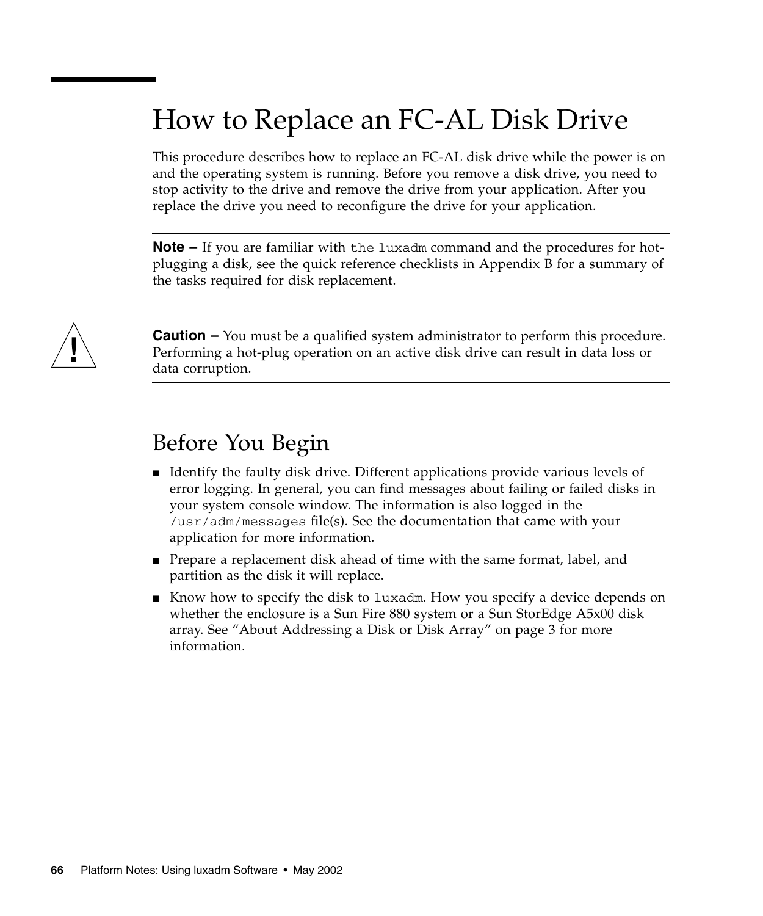# How to Replace an FC-AL Disk Drive

This procedure describes how to replace an FC-AL disk drive while the power is on and the operating system is running. Before you remove a disk drive, you need to stop activity to the drive and remove the drive from your application. After you replace the drive you need to reconfigure the drive for your application.

---

**Note –** If you are familiar with `the luxadm` command and the procedures for hot-plugging a disk, see the quick reference checklists in Appendix B for a summary of the tasks required for disk replacement.

---

---

**Caution –** You must be a qualified system administrator to perform this procedure. Performing a hot-plug operation on an active disk drive can result in data loss or data corruption.

---

## Before You Begin

- Identify the faulty disk drive. Different applications provide various levels of error logging. In general, you can find messages about failing or failed disks in your system console window. The information is also logged in the `/usr/adm/messages` file(s). See the documentation that came with your application for more information.
- Prepare a replacement disk ahead of time with the same format, label, and partition as the disk it will replace.
- Know how to specify the disk to `luxadm`. How you specify a device depends on whether the enclosure is a Sun Fire 880 system or a Sun StorEdge A5x00 disk array. See "About Addressing a Disk or Disk Array" on page 3 for more information.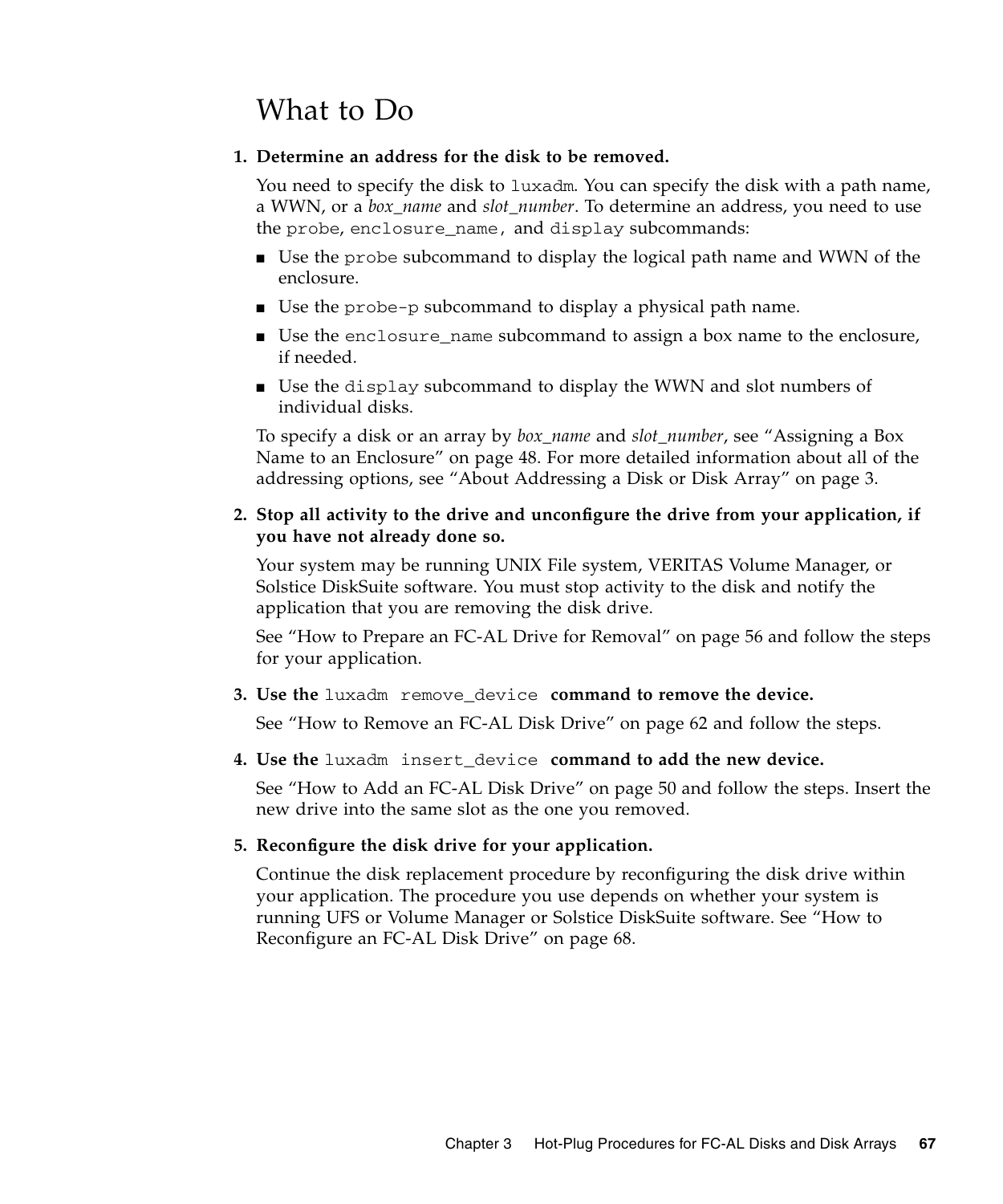## What to Do

1. **Determine an address for the disk to be removed.**

   You need to specify the disk to `luxadm`. You can specify the disk with a path name, a WWN, or a *box_name* and *slot_number*. To determine an address, you need to use the `probe`, `enclosure_name`, and `display` subcommands:

   - Use the `probe` subcommand to display the logical path name and WWN of the enclosure.
   - Use the `probe-p` subcommand to display a physical path name.
   - Use the `enclosure_name` subcommand to assign a box name to the enclosure, if needed.
   - Use the `display` subcommand to display the WWN and slot numbers of individual disks.

   To specify a disk or an array by *box_name* and *slot_number*, see "Assigning a Box Name to an Enclosure" on page 48. For more detailed information about all of the addressing options, see "About Addressing a Disk or Disk Array" on page 3.

2. **Stop all activity to the drive and unconfigure the drive from your application, if you have not already done so.**

   Your system may be running UNIX File system, VERITAS Volume Manager, or Solstice DiskSuite software. You must stop activity to the disk and notify the application that you are removing the disk drive.

   See "How to Prepare an FC-AL Drive for Removal" on page 56 and follow the steps for your application.

3. **Use the `luxadm remove_device` command to remove the device.**

   See "How to Remove an FC-AL Disk Drive" on page 62 and follow the steps.

4. **Use the `luxadm insert_device` command to add the new device.**

   See "How to Add an FC-AL Disk Drive" on page 50 and follow the steps. Insert the new drive into the same slot as the one you removed.

5. **Reconfigure the disk drive for your application.**

   Continue the disk replacement procedure by reconfiguring the disk drive within your application. The procedure you use depends on whether your system is running UFS or Volume Manager or Solstice DiskSuite software. See "How to Reconfigure an FC-AL Disk Drive" on page 68.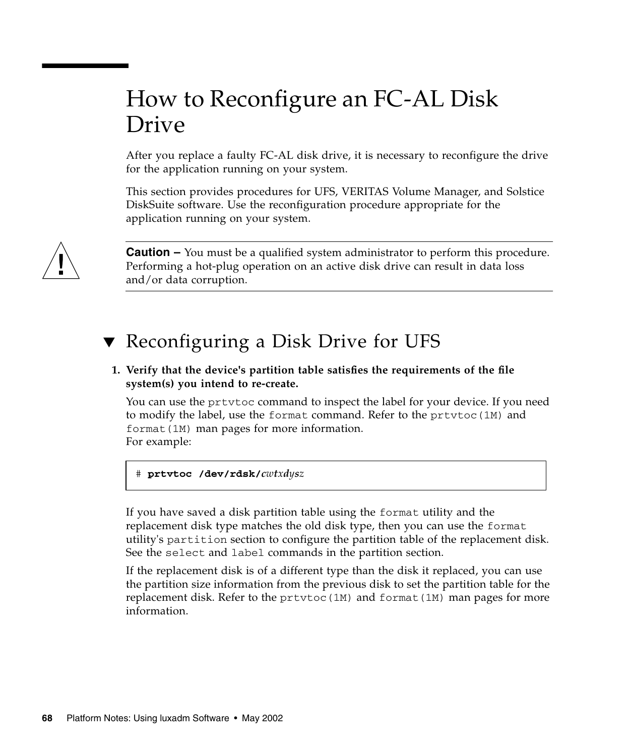# How to Reconfigure an FC-AL Disk Drive

After you replace a faulty FC-AL disk drive, it is necessary to reconfigure the drive for the application running on your system.

This section provides procedures for UFS, VERITAS Volume Manager, and Solstice DiskSuite software. Use the reconfiguration procedure appropriate for the application running on your system.

---

**Caution –** You must be a qualified system administrator to perform this procedure. Performing a hot-plug operation on an active disk drive can result in data loss and/or data corruption.

---

## ▼ Reconfiguring a Disk Drive for UFS

1. **Verify that the device's partition table satisfies the requirements of the file system(s) you intend to re-create.**

   You can use the `prtvtoc` command to inspect the label for your device. If you need to modify the label, use the `format` command. Refer to the `prtvtoc(1M)` and `format(1M)` man pages for more information.
   For example:

   ```
   # prtvtoc /dev/rdsk/cwtxdysz
   ```

   If you have saved a disk partition table using the `format` utility and the replacement disk type matches the old disk type, then you can use the `format` utility's `partition` section to configure the partition table of the replacement disk. See the `select` and `label` commands in the partition section.

   If the replacement disk is of a different type than the disk it replaced, you can use the partition size information from the previous disk to set the partition table for the replacement disk. Refer to the `prtvtoc(1M)` and `format(1M)` man pages for more information.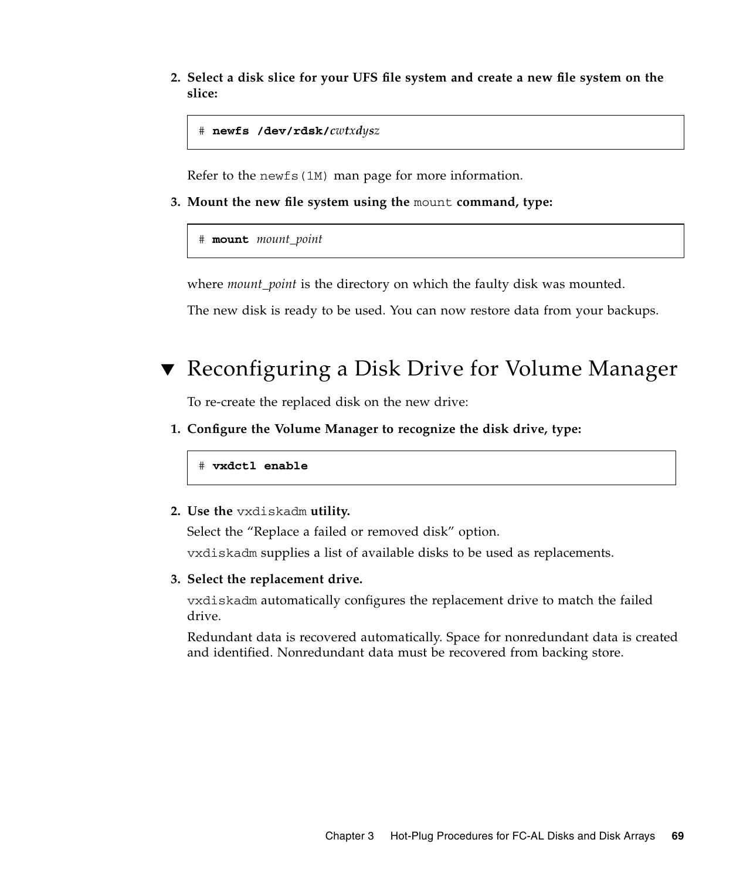2. **Select a disk slice for your UFS file system and create a new file system on the slice:**

```
# newfs /dev/rdsk/cwtxdysz
```

Refer to the `newfs(1M)` man page for more information.

3. **Mount the new file system using the** `mount` **command, type:**

```
# mount mount_point
```

where *mount_point* is the directory on which the faulty disk was mounted.

The new disk is ready to be used. You can now restore data from your backups.

## ▼ Reconfiguring a Disk Drive for Volume Manager

To re-create the replaced disk on the new drive:

1. **Configure the Volume Manager to recognize the disk drive, type:**

```
# vxdctl enable
```

2. **Use the** `vxdiskadm` **utility.**

   Select the "Replace a failed or removed disk" option.

   `vxdiskadm` supplies a list of available disks to be used as replacements.

3. **Select the replacement drive.**

   `vxdiskadm` automatically configures the replacement drive to match the failed drive.

   Redundant data is recovered automatically. Space for nonredundant data is created and identified. Nonredundant data must be recovered from backing store.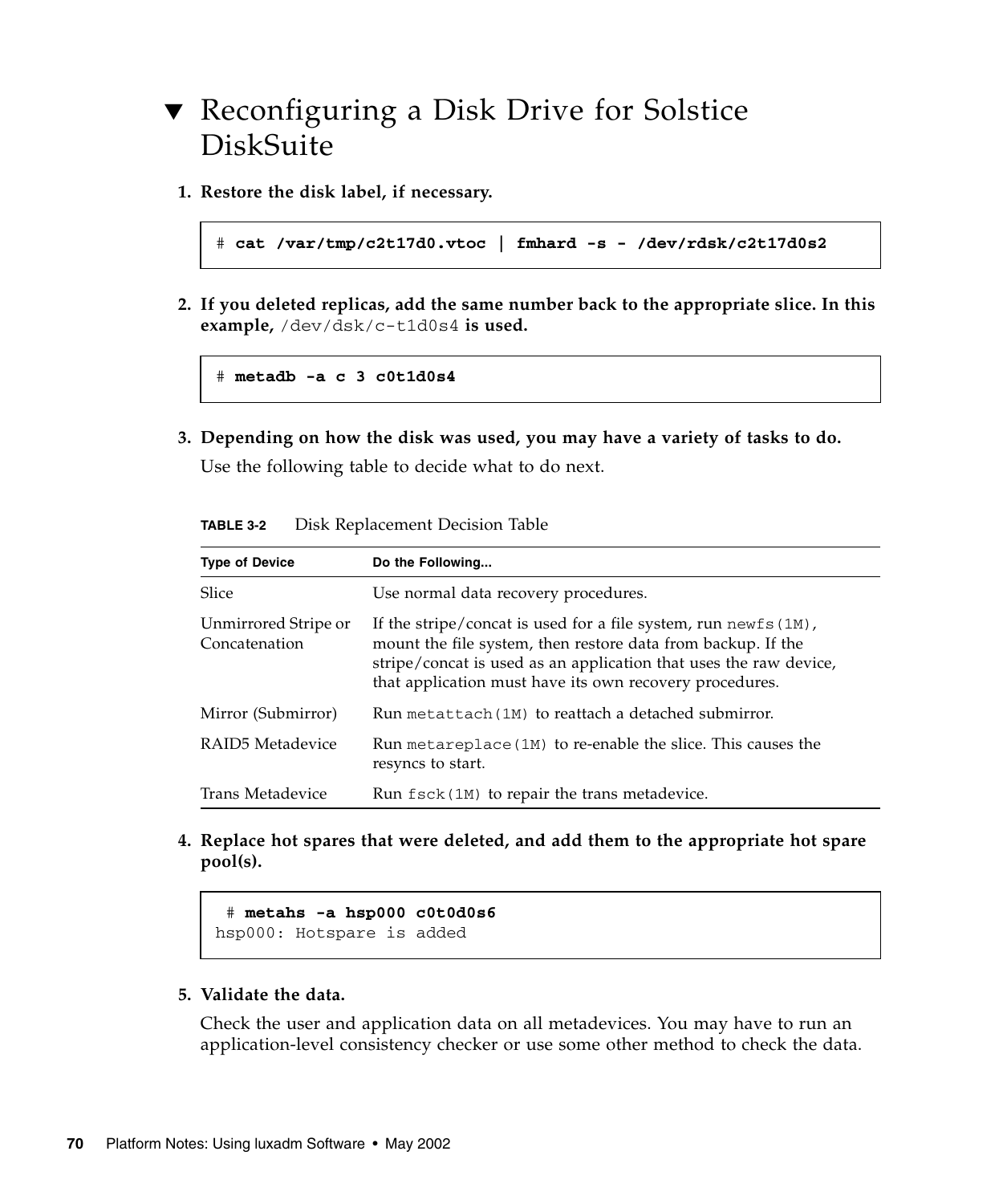## ▼ Reconfiguring a Disk Drive for Solstice DiskSuite

1. **Restore the disk label, if necessary.**

```
# cat /var/tmp/c2t17d0.vtoc | fmhard -s - /dev/rdsk/c2t17d0s2
```

2. **If you deleted replicas, add the same number back to the appropriate slice. In this example,** `/dev/dsk/c-t1d0s4` **is used.**

```
# metadb -a c 3 c0t1d0s4
```

3. **Depending on how the disk was used, you may have a variety of tasks to do.**

   Use the following table to decide what to do next.

**TABLE 3-2** Disk Replacement Decision Table

| Type of Device | Do the Following... |
|---|---|
| Slice | Use normal data recovery procedures. |
| Unmirrored Stripe or Concatenation | If the stripe/concat is used for a file system, run `newfs(1M)`, mount the file system, then restore data from backup. If the stripe/concat is used as an application that uses the raw device, that application must have its own recovery procedures. |
| Mirror (Submirror) | Run `metattach(1M)` to reattach a detached submirror. |
| RAID5 Metadevice | Run `metareplace(1M)` to re-enable the slice. This causes the resyncs to start. |
| Trans Metadevice | Run `fsck(1M)` to repair the trans metadevice. |

4. **Replace hot spares that were deleted, and add them to the appropriate hot spare pool(s).**

```
 # metahs -a hsp000 c0t0d0s6
hsp000: Hotspare is added
```

5. **Validate the data.**

   Check the user and application data on all metadevices. You may have to run an application-level consistency checker or use some other method to check the data.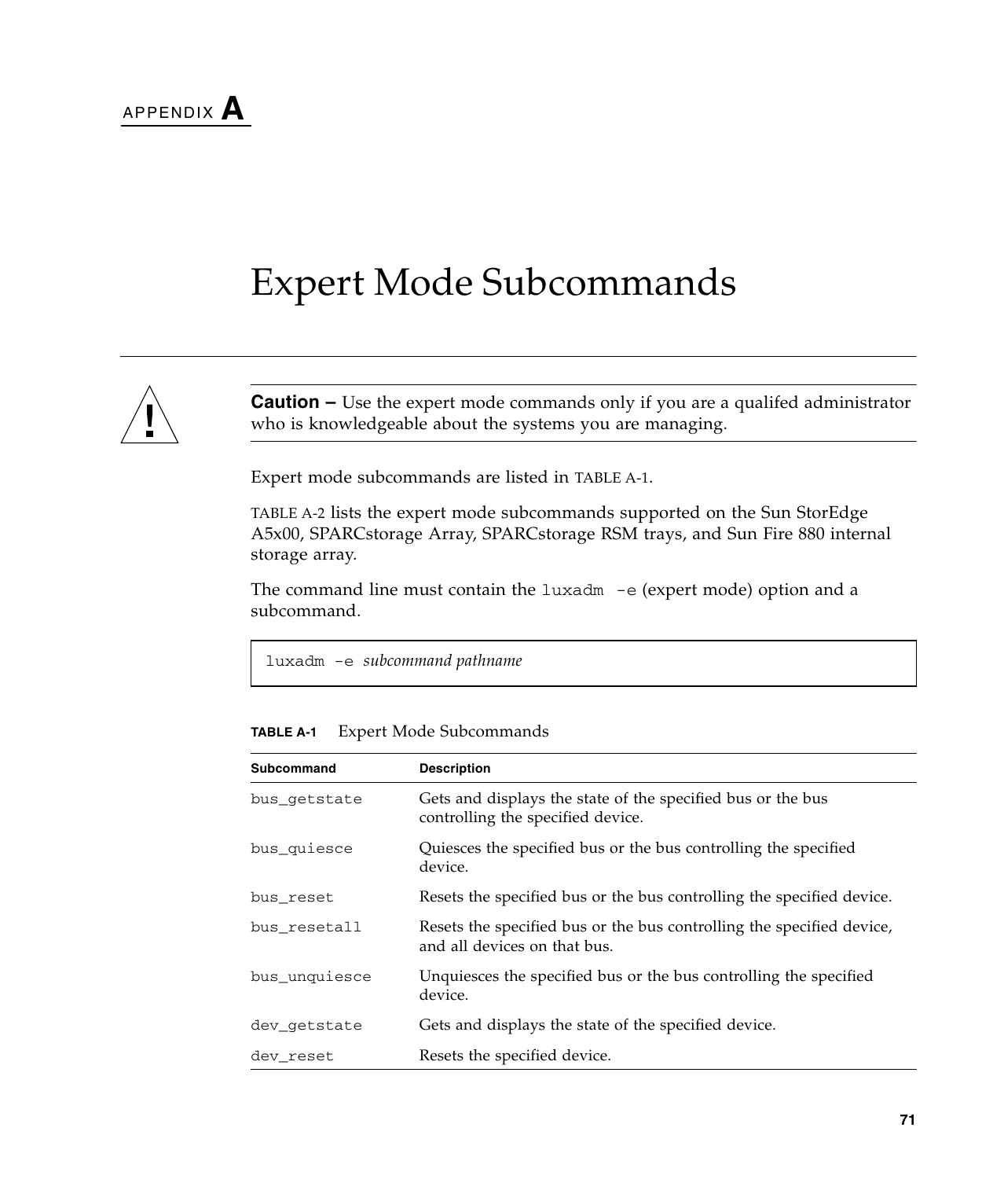# APPENDIX A

# Expert Mode Subcommands

> **Caution –** Use the expert mode commands only if you are a qualifed administrator who is knowledgeable about the systems you are managing.

Expert mode subcommands are listed in TABLE A-1.

TABLE A-2 lists the expert mode subcommands supported on the Sun StorEdge A5x00, SPARCstorage Array, SPARCstorage RSM trays, and Sun Fire 880 internal storage array.

The command line must contain the `luxadm -e` (expert mode) option and a subcommand.

```
luxadm -e subcommand pathname
```

**TABLE A-1** Expert Mode Subcommands

| Subcommand | Description |
|---|---|
| `bus_getstate` | Gets and displays the state of the specified bus or the bus controlling the specified device. |
| `bus_quiesce` | Quiesces the specified bus or the bus controlling the specified device. |
| `bus_reset` | Resets the specified bus or the bus controlling the specified device. |
| `bus_resetall` | Resets the specified bus or the bus controlling the specified device, and all devices on that bus. |
| `bus_unquiesce` | Unquiesces the specified bus or the bus controlling the specified device. |
| `dev_getstate` | Gets and displays the state of the specified device. |
| `dev_reset` | Resets the specified device. |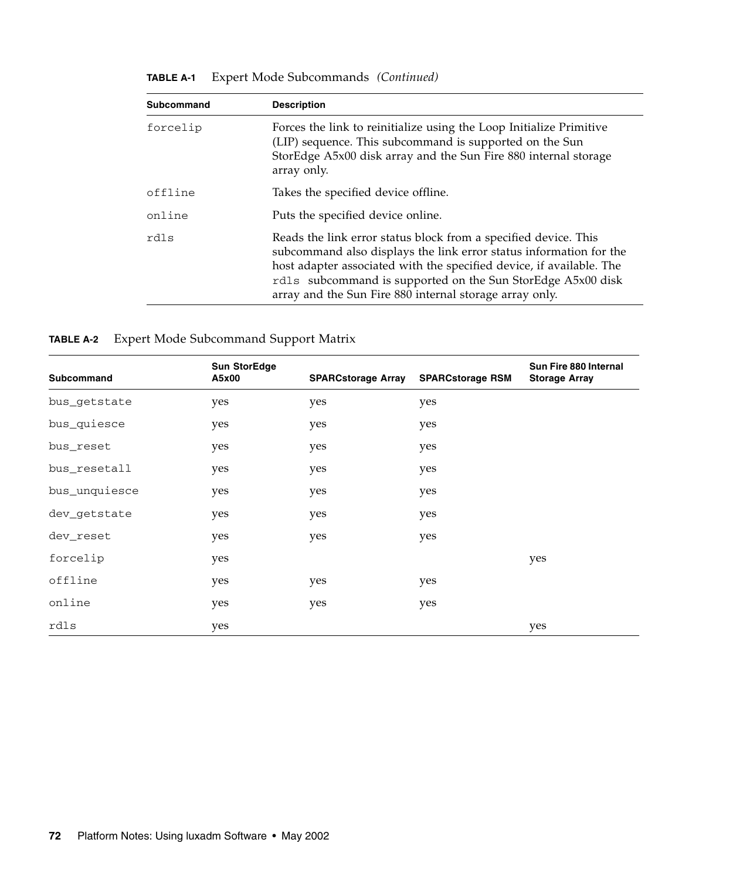**TABLE A-1** Expert Mode Subcommands *(Continued)*

| Subcommand | Description |
|---|---|
| forcelip | Forces the link to reinitialize using the Loop Initialize Primitive (LIP) sequence. This subcommand is supported on the Sun StorEdge A5x00 disk array and the Sun Fire 880 internal storage array only. |
| offline | Takes the specified device offline. |
| online | Puts the specified device online. |
| rdls | Reads the link error status block from a specified device. This subcommand also displays the link error status information for the host adapter associated with the specified device, if available. The `rdls` subcommand is supported on the Sun StorEdge A5x00 disk array and the Sun Fire 880 internal storage array only. |

**TABLE A-2** Expert Mode Subcommand Support Matrix

| Subcommand | Sun StorEdge A5x00 | SPARCstorage Array | SPARCstorage RSM | Sun Fire 880 Internal Storage Array |
|---|---|---|---|---|
| bus_getstate | yes | yes | yes | |
| bus_quiesce | yes | yes | yes | |
| bus_reset | yes | yes | yes | |
| bus_resetall | yes | yes | yes | |
| bus_unquiesce | yes | yes | yes | |
| dev_getstate | yes | yes | yes | |
| dev_reset | yes | yes | yes | |
| forcelip | yes | | | yes |
| offline | yes | yes | yes | |
| online | yes | yes | yes | |
| rdls | yes | | | yes |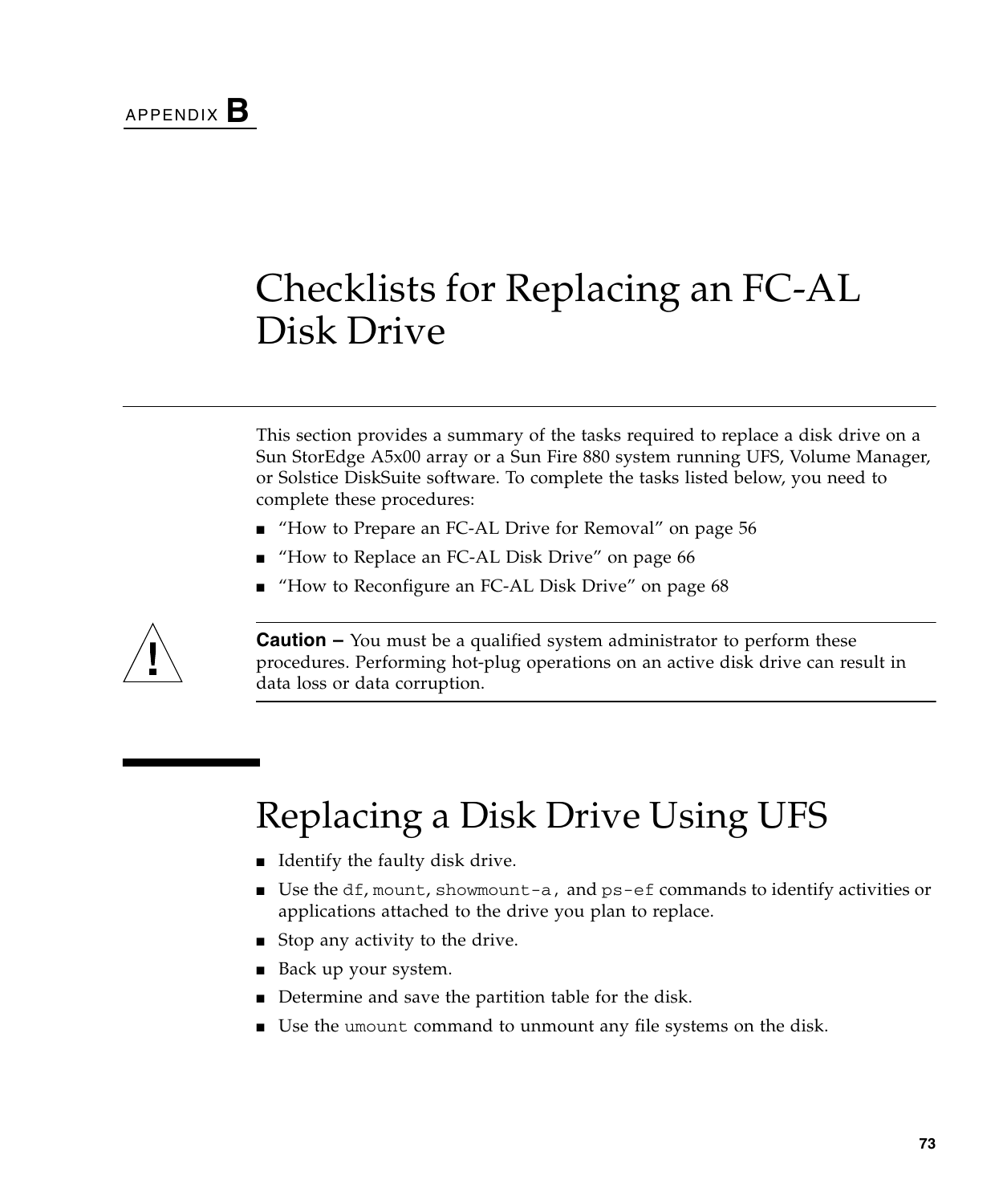APPENDIX **B**

# Checklists for Replacing an FC-AL Disk Drive

This section provides a summary of the tasks required to replace a disk drive on a Sun StorEdge A5x00 array or a Sun Fire 880 system running UFS, Volume Manager, or Solstice DiskSuite software. To complete the tasks listed below, you need to complete these procedures:

- "How to Prepare an FC-AL Drive for Removal" on page 56
- "How to Replace an FC-AL Disk Drive" on page 66
- "How to Reconfigure an FC-AL Disk Drive" on page 68

**Caution –** You must be a qualified system administrator to perform these procedures. Performing hot-plug operations on an active disk drive can result in data loss or data corruption.

## Replacing a Disk Drive Using UFS

- Identify the faulty disk drive.
- Use the `df`, `mount`, `showmount-a`, and `ps-ef` commands to identify activities or applications attached to the drive you plan to replace.
- Stop any activity to the drive.
- Back up your system.
- Determine and save the partition table for the disk.
- Use the `umount` command to unmount any file systems on the disk.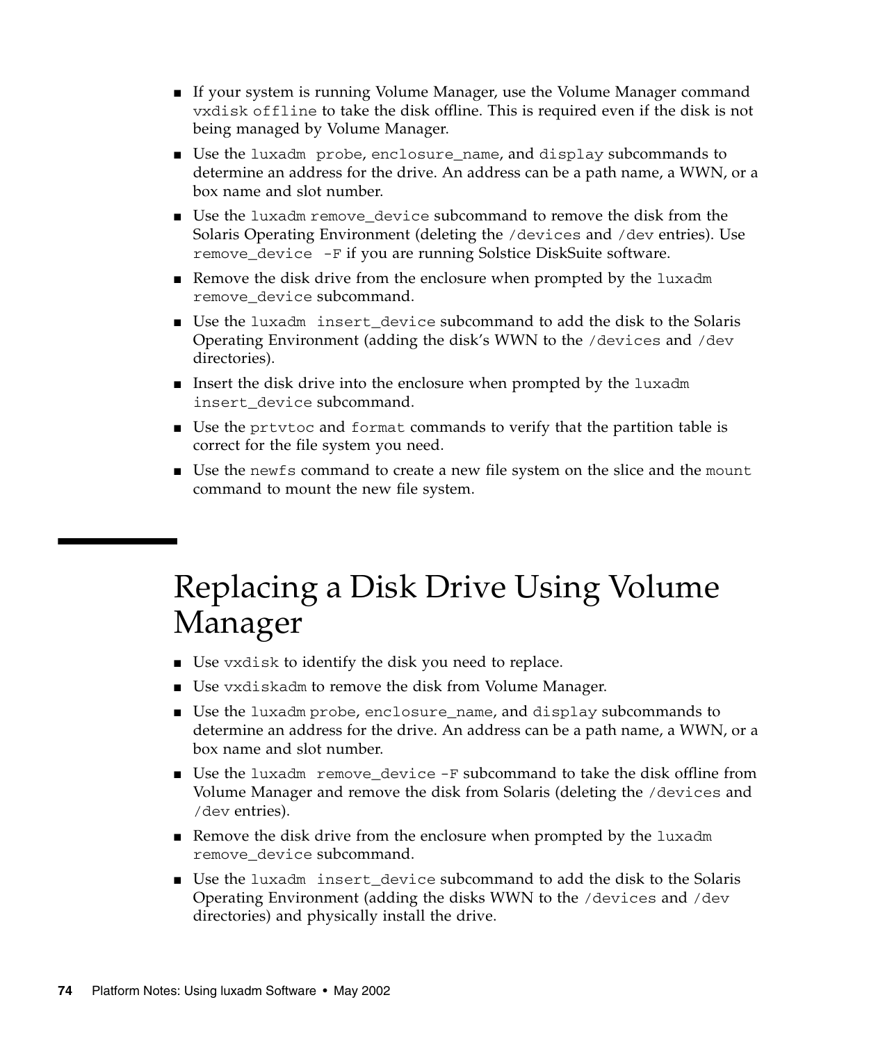- If your system is running Volume Manager, use the Volume Manager command `vxdisk offline` to take the disk offline. This is required even if the disk is not being managed by Volume Manager.
- Use the `luxadm probe`, `enclosure_name`, and `display` subcommands to determine an address for the drive. An address can be a path name, a WWN, or a box name and slot number.
- Use the `luxadm remove_device` subcommand to remove the disk from the Solaris Operating Environment (deleting the `/devices` and `/dev` entries). Use `remove_device -F` if you are running Solstice DiskSuite software.
- Remove the disk drive from the enclosure when prompted by the `luxadm remove_device` subcommand.
- Use the `luxadm insert_device` subcommand to add the disk to the Solaris Operating Environment (adding the disk's WWN to the `/devices` and `/dev` directories).
- Insert the disk drive into the enclosure when prompted by the `luxadm insert_device` subcommand.
- Use the `prtvtoc` and `format` commands to verify that the partition table is correct for the file system you need.
- Use the `newfs` command to create a new file system on the slice and the `mount` command to mount the new file system.

# Replacing a Disk Drive Using Volume Manager

- Use `vxdisk` to identify the disk you need to replace.
- Use `vxdiskadm` to remove the disk from Volume Manager.
- Use the `luxadm probe`, `enclosure_name`, and `display` subcommands to determine an address for the drive. An address can be a path name, a WWN, or a box name and slot number.
- Use the `luxadm remove_device -F` subcommand to take the disk offline from Volume Manager and remove the disk from Solaris (deleting the `/devices` and `/dev` entries).
- Remove the disk drive from the enclosure when prompted by the `luxadm remove_device` subcommand.
- Use the `luxadm insert_device` subcommand to add the disk to the Solaris Operating Environment (adding the disks WWN to the `/devices` and `/dev` directories) and physically install the drive.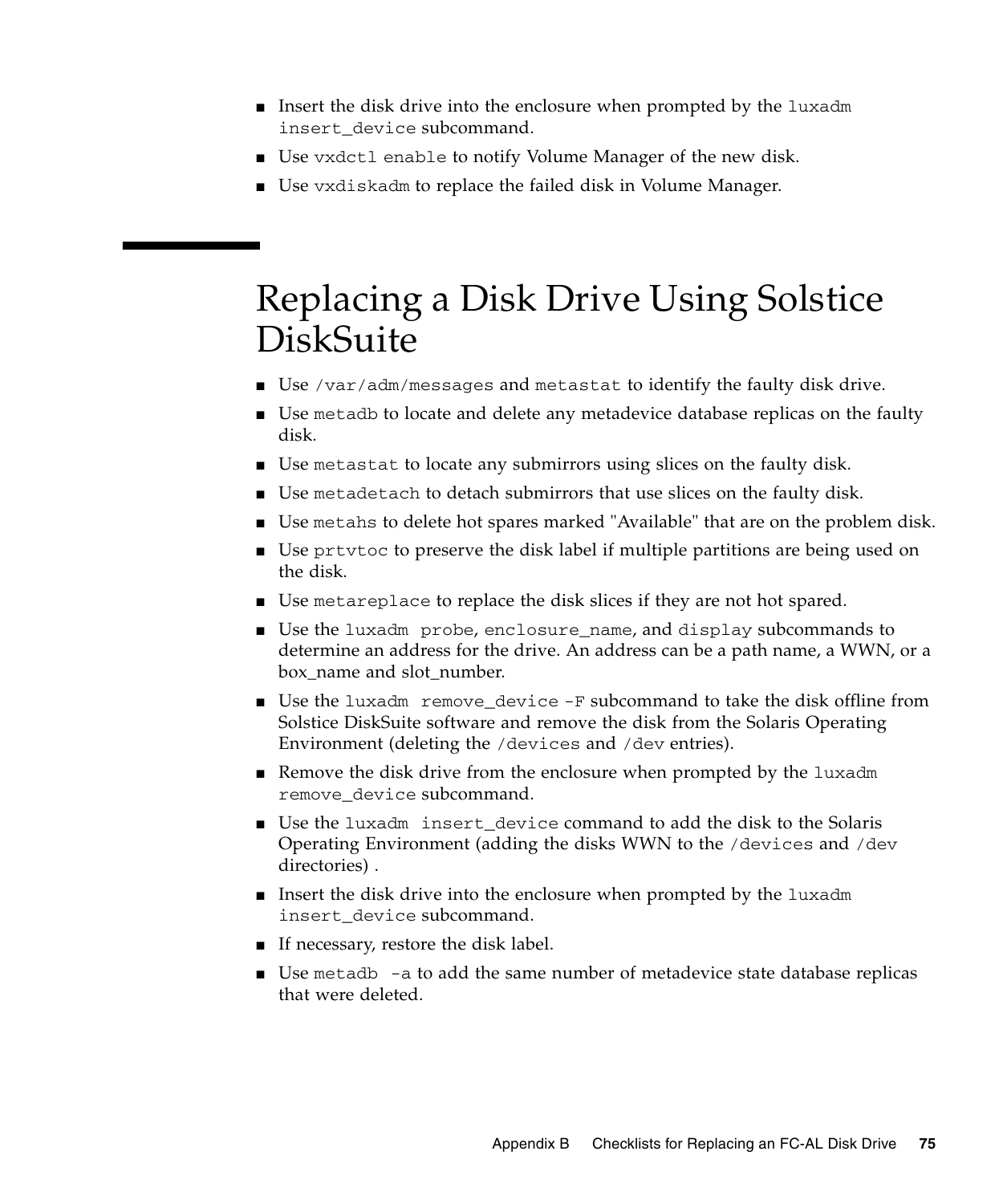- Insert the disk drive into the enclosure when prompted by the `luxadm insert_device` subcommand.
- Use `vxdctl enable` to notify Volume Manager of the new disk.
- Use `vxdiskadm` to replace the failed disk in Volume Manager.

# Replacing a Disk Drive Using Solstice DiskSuite

- Use `/var/adm/messages` and `metastat` to identify the faulty disk drive.
- Use `metadb` to locate and delete any metadevice database replicas on the faulty disk.
- Use `metastat` to locate any submirrors using slices on the faulty disk.
- Use `metadetach` to detach submirrors that use slices on the faulty disk.
- Use `metahs` to delete hot spares marked "Available" that are on the problem disk.
- Use `prtvtoc` to preserve the disk label if multiple partitions are being used on the disk.
- Use `metareplace` to replace the disk slices if they are not hot spared.
- Use the `luxadm probe`, `enclosure_name`, and `display` subcommands to determine an address for the drive. An address can be a path name, a WWN, or a box_name and slot_number.
- Use the `luxadm remove_device -F` subcommand to take the disk offline from Solstice DiskSuite software and remove the disk from the Solaris Operating Environment (deleting the `/devices` and `/dev` entries).
- Remove the disk drive from the enclosure when prompted by the `luxadm remove_device` subcommand.
- Use the `luxadm insert_device` command to add the disk to the Solaris Operating Environment (adding the disks WWN to the `/devices` and `/dev` directories) .
- Insert the disk drive into the enclosure when prompted by the `luxadm insert_device` subcommand.
- If necessary, restore the disk label.
- Use `metadb -a` to add the same number of metadevice state database replicas that were deleted.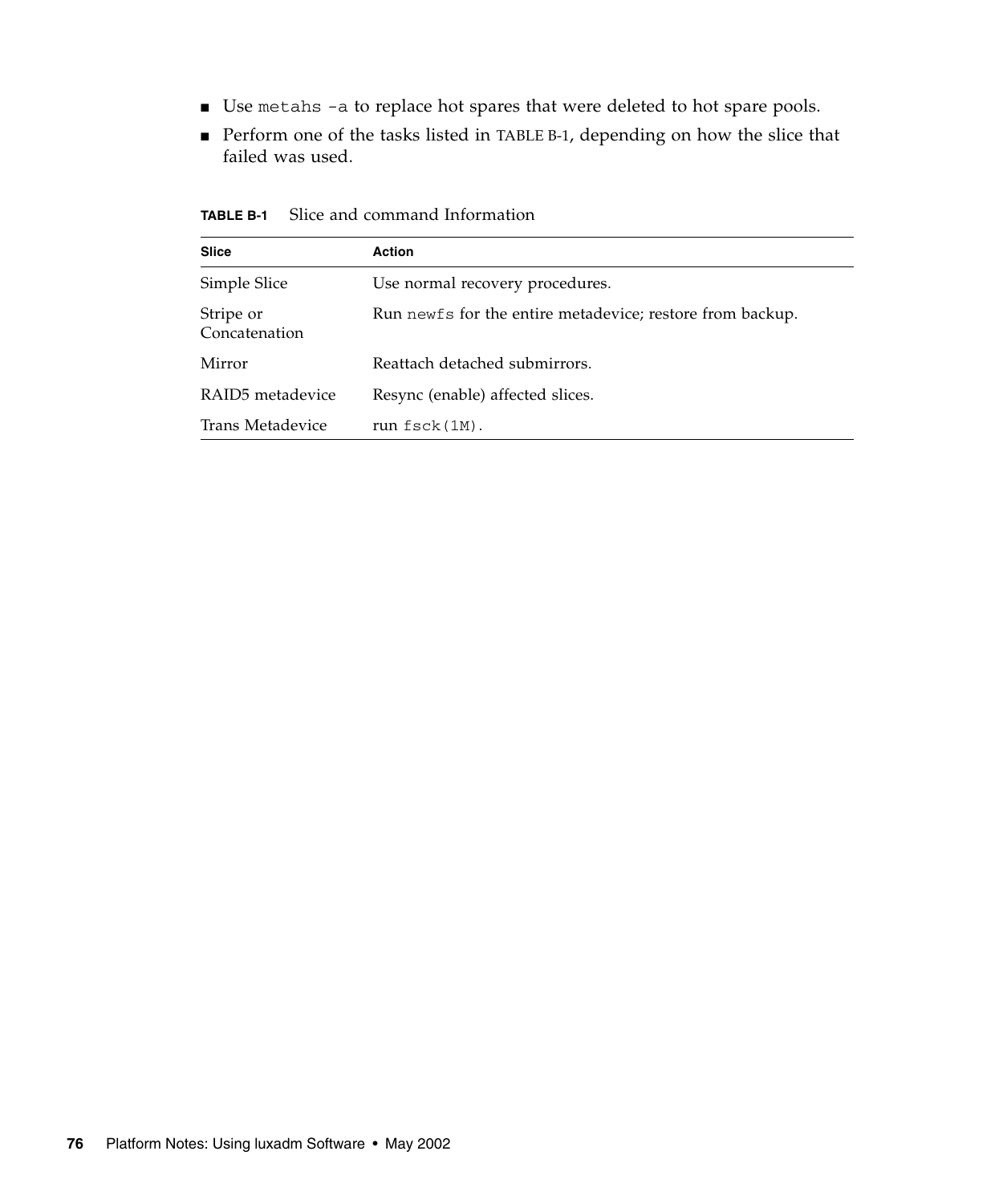- Use `metahs -a` to replace hot spares that were deleted to hot spare pools.
- Perform one of the tasks listed in TABLE B-1, depending on how the slice that failed was used.

**TABLE B-1** Slice and command Information

| Slice | Action |
|---|---|
| Simple Slice | Use normal recovery procedures. |
| Stripe or Concatenation | Run `newfs` for the entire metadevice; restore from backup. |
| Mirror | Reattach detached submirrors. |
| RAID5 metadevice | Resync (enable) affected slices. |
| Trans Metadevice | run `fsck(1M)`. |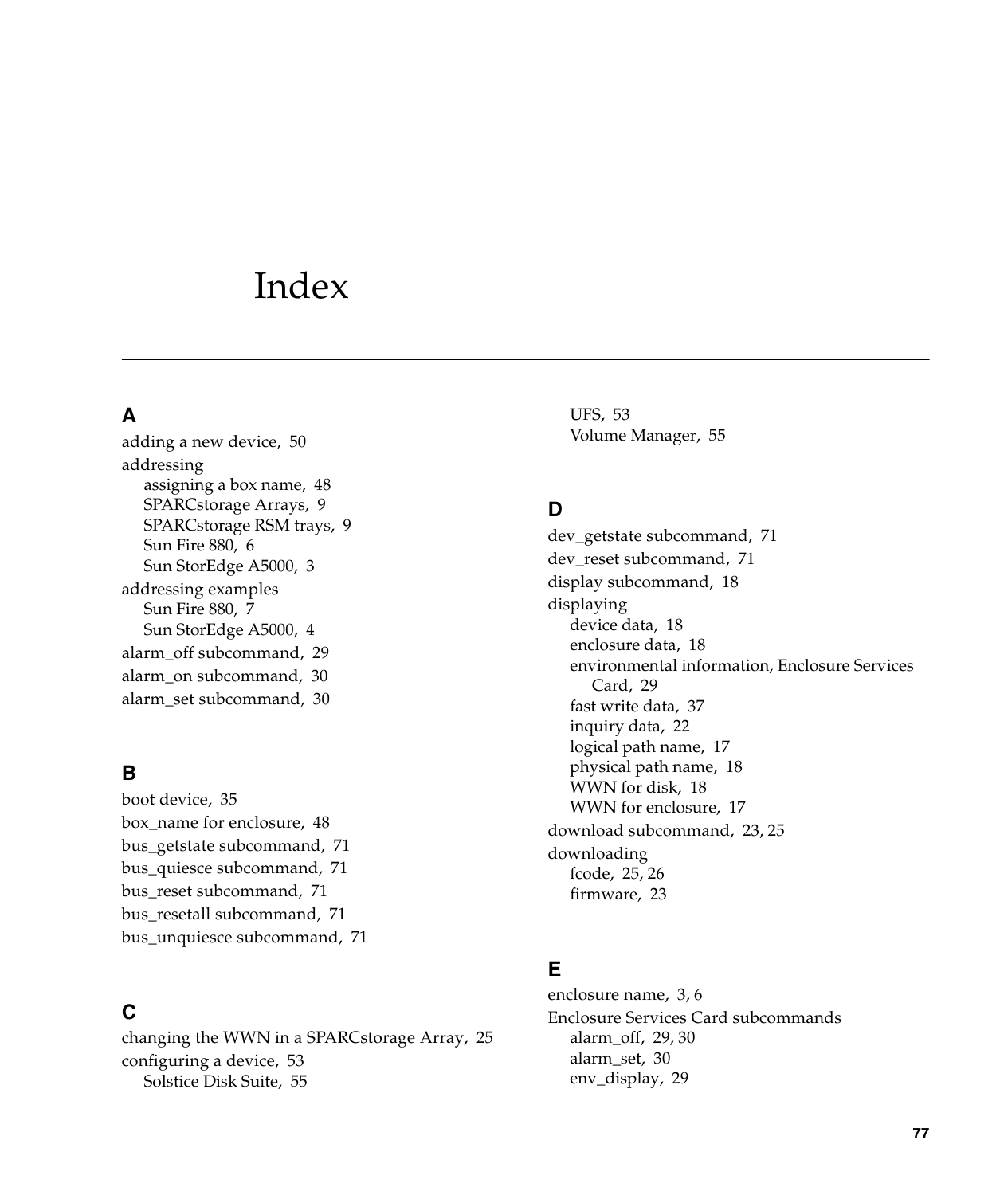# Index

## A

adding a new device, 50
addressing
- assigning a box name, 48
- SPARCstorage Arrays, 9
- SPARCstorage RSM trays, 9
- Sun Fire 880, 6
- Sun StorEdge A5000, 3

addressing examples
- Sun Fire 880, 7
- Sun StorEdge A5000, 4

alarm_off subcommand, 29
alarm_on subcommand, 30
alarm_set subcommand, 30

## B

boot device, 35
box_name for enclosure, 48
bus_getstate subcommand, 71
bus_quiesce subcommand, 71
bus_reset subcommand, 71
bus_resetall subcommand, 71
bus_unquiesce subcommand, 71

## C

changing the WWN in a SPARCstorage Array, 25
configuring a device, 53
- Solstice Disk Suite, 55
- UFS, 53
- Volume Manager, 55

## D

dev_getstate subcommand, 71
dev_reset subcommand, 71
display subcommand, 18
displaying
- device data, 18
- enclosure data, 18
- environmental information, Enclosure Services Card, 29
- fast write data, 37
- inquiry data, 22
- logical path name, 17
- physical path name, 18
- WWN for disk, 18
- WWN for enclosure, 17

download subcommand, 23, 25
downloading
- fcode, 25, 26
- firmware, 23

## E

enclosure name, 3, 6
Enclosure Services Card subcommands
- alarm_off, 29, 30
- alarm_set, 30
- env_display, 29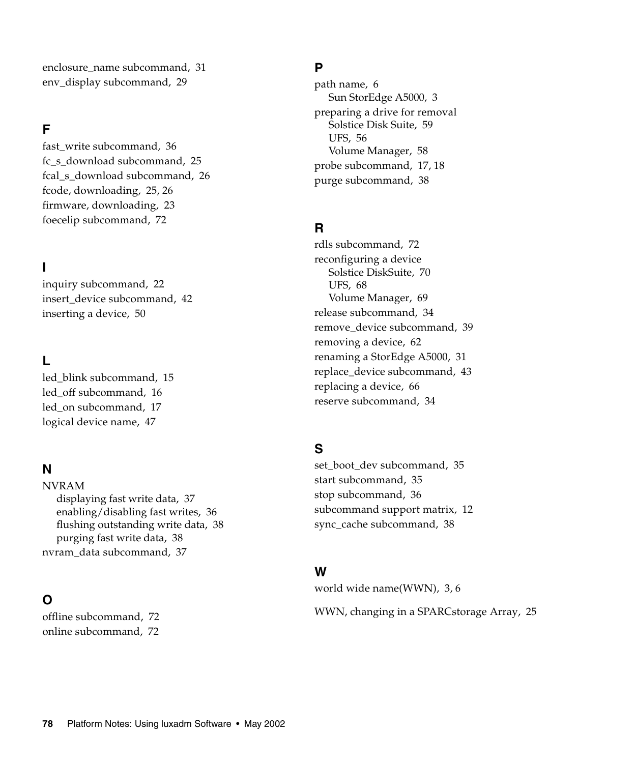enclosure_name subcommand, 31
env_display subcommand, 29

## F

fast_write subcommand, 36
fc_s_download subcommand, 25
fcal_s_download subcommand, 26
fcode, downloading, 25, 26
firmware, downloading, 23
foecelip subcommand, 72

## I

inquiry subcommand, 22
insert_device subcommand, 42
inserting a device, 50

## L

led_blink subcommand, 15
led_off subcommand, 16
led_on subcommand, 17
logical device name, 47

## N

NVRAM
  displaying fast write data, 37
  enabling/disabling fast writes, 36
  flushing outstanding write data, 38
  purging fast write data, 38
nvram_data subcommand, 37

## O

offline subcommand, 72
online subcommand, 72

## P

path name, 6
  Sun StorEdge A5000, 3
preparing a drive for removal
  Solstice Disk Suite, 59
  UFS, 56
  Volume Manager, 58
probe subcommand, 17, 18
purge subcommand, 38

## R

rdls subcommand, 72
reconfiguring a device
  Solstice DiskSuite, 70
  UFS, 68
  Volume Manager, 69
release subcommand, 34
remove_device subcommand, 39
removing a device, 62
renaming a StorEdge A5000, 31
replace_device subcommand, 43
replacing a device, 66
reserve subcommand, 34

## S

set_boot_dev subcommand, 35
start subcommand, 35
stop subcommand, 36
subcommand support matrix, 12
sync_cache subcommand, 38

## W

world wide name(WWN), 3, 6

WWN, changing in a SPARCstorage Array, 25